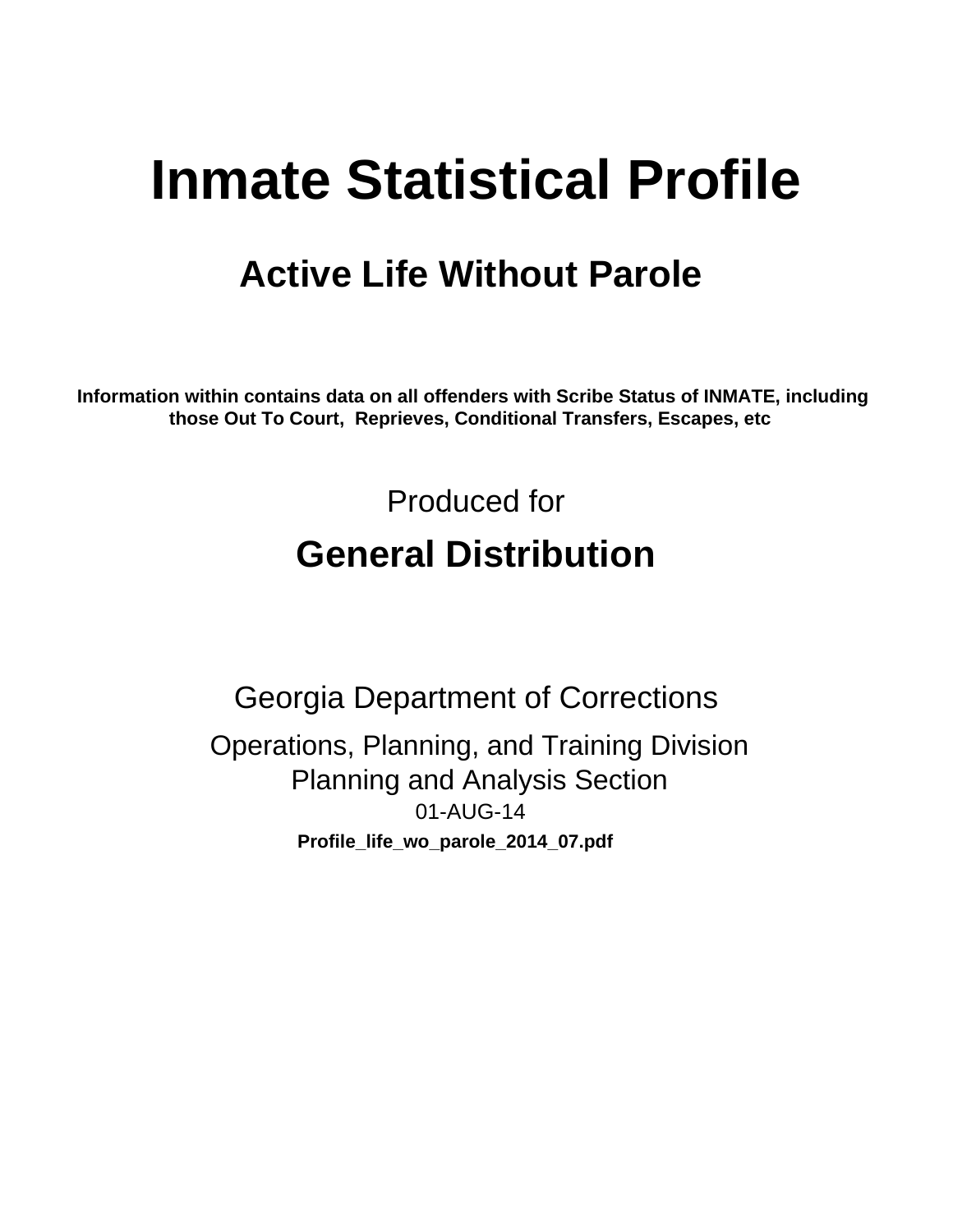# Inmate Statistical Profile

## Active Life Without Parole

**Information within contains data on all offenders with Scribe Status of INMATE, including those Out To Court, Reprieves, Conditional Transfers, Escapes, etc**

Produced for

## General Distribution

Georgia Department of Corrections

Operations, Planning, and Training Division
Planning and Analysis Section
01-AUG-14

**Profile_life_wo_parole_2014_07.pdf**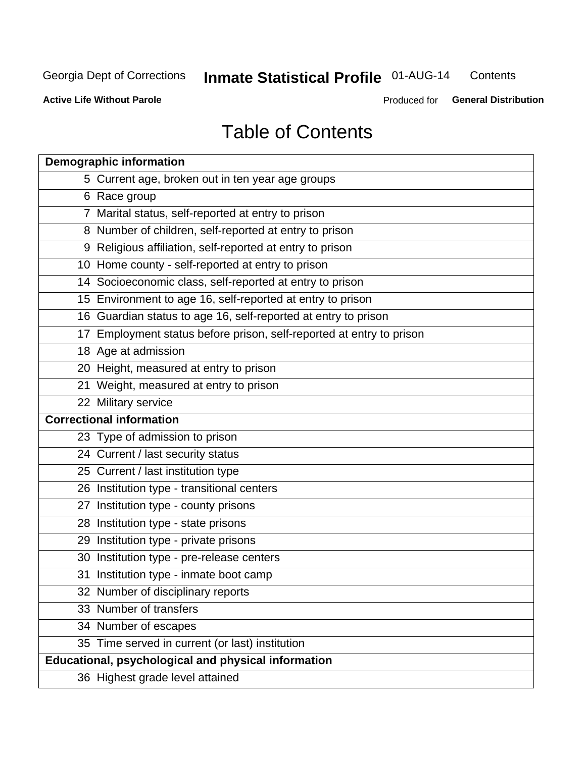# Table of Contents

| Demographic information | |
|---|---|
| 5 | Current age, broken out in ten year age groups |
| 6 | Race group |
| 7 | Marital status, self-reported at entry to prison |
| 8 | Number of children, self-reported at entry to prison |
| 9 | Religious affiliation, self-reported at entry to prison |
| 10 | Home county - self-reported at entry to prison |
| 14 | Socioeconomic class, self-reported at entry to prison |
| 15 | Environment to age 16, self-reported at entry to prison |
| 16 | Guardian status to age 16, self-reported at entry to prison |
| 17 | Employment status before prison, self-reported at entry to prison |
| 18 | Age at admission |
| 20 | Height, measured at entry to prison |
| 21 | Weight, measured at entry to prison |
| 22 | Military service |
| **Correctional information** | |
| 23 | Type of admission to prison |
| 24 | Current / last security status |
| 25 | Current / last institution type |
| 26 | Institution type - transitional centers |
| 27 | Institution type - county prisons |
| 28 | Institution type - state prisons |
| 29 | Institution type - private prisons |
| 30 | Institution type - pre-release centers |
| 31 | Institution type - inmate boot camp |
| 32 | Number of disciplinary reports |
| 33 | Number of transfers |
| 34 | Number of escapes |
| 35 | Time served in current (or last) institution |
| **Educational, psychological and physical information** | |
| 36 | Highest grade level attained |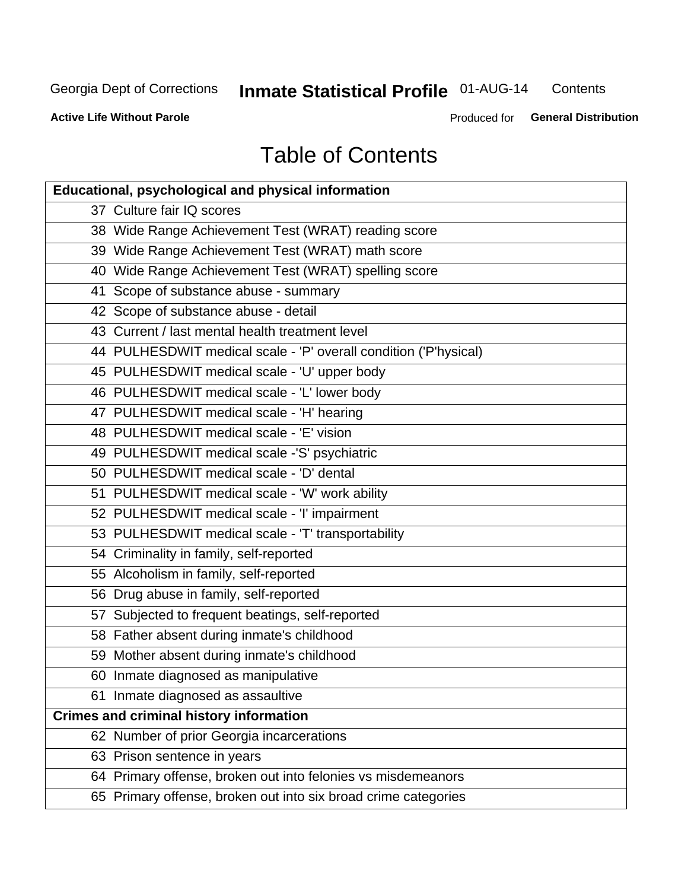# Table of Contents

| Educational, psychological and physical information | |
|---|---|
| 37 | Culture fair IQ scores |
| 38 | Wide Range Achievement Test (WRAT) reading score |
| 39 | Wide Range Achievement Test (WRAT) math score |
| 40 | Wide Range Achievement Test (WRAT) spelling score |
| 41 | Scope of substance abuse - summary |
| 42 | Scope of substance abuse - detail |
| 43 | Current / last mental health treatment level |
| 44 | PULHESDWIT medical scale - 'P' overall condition ('P'hysical) |
| 45 | PULHESDWIT medical scale - 'U' upper body |
| 46 | PULHESDWIT medical scale - 'L' lower body |
| 47 | PULHESDWIT medical scale - 'H' hearing |
| 48 | PULHESDWIT medical scale - 'E' vision |
| 49 | PULHESDWIT medical scale -'S' psychiatric |
| 50 | PULHESDWIT medical scale - 'D' dental |
| 51 | PULHESDWIT medical scale - 'W' work ability |
| 52 | PULHESDWIT medical scale - 'I' impairment |
| 53 | PULHESDWIT medical scale - 'T' transportability |
| 54 | Criminality in family, self-reported |
| 55 | Alcoholism in family, self-reported |
| 56 | Drug abuse in family, self-reported |
| 57 | Subjected to frequent beatings, self-reported |
| 58 | Father absent during inmate's childhood |
| 59 | Mother absent during inmate's childhood |
| 60 | Inmate diagnosed as manipulative |
| 61 | Inmate diagnosed as assaultive |
| **Crimes and criminal history information** | |
| 62 | Number of prior Georgia incarcerations |
| 63 | Prison sentence in years |
| 64 | Primary offense, broken out into felonies vs misdemeanors |
| 65 | Primary offense, broken out into six broad crime categories |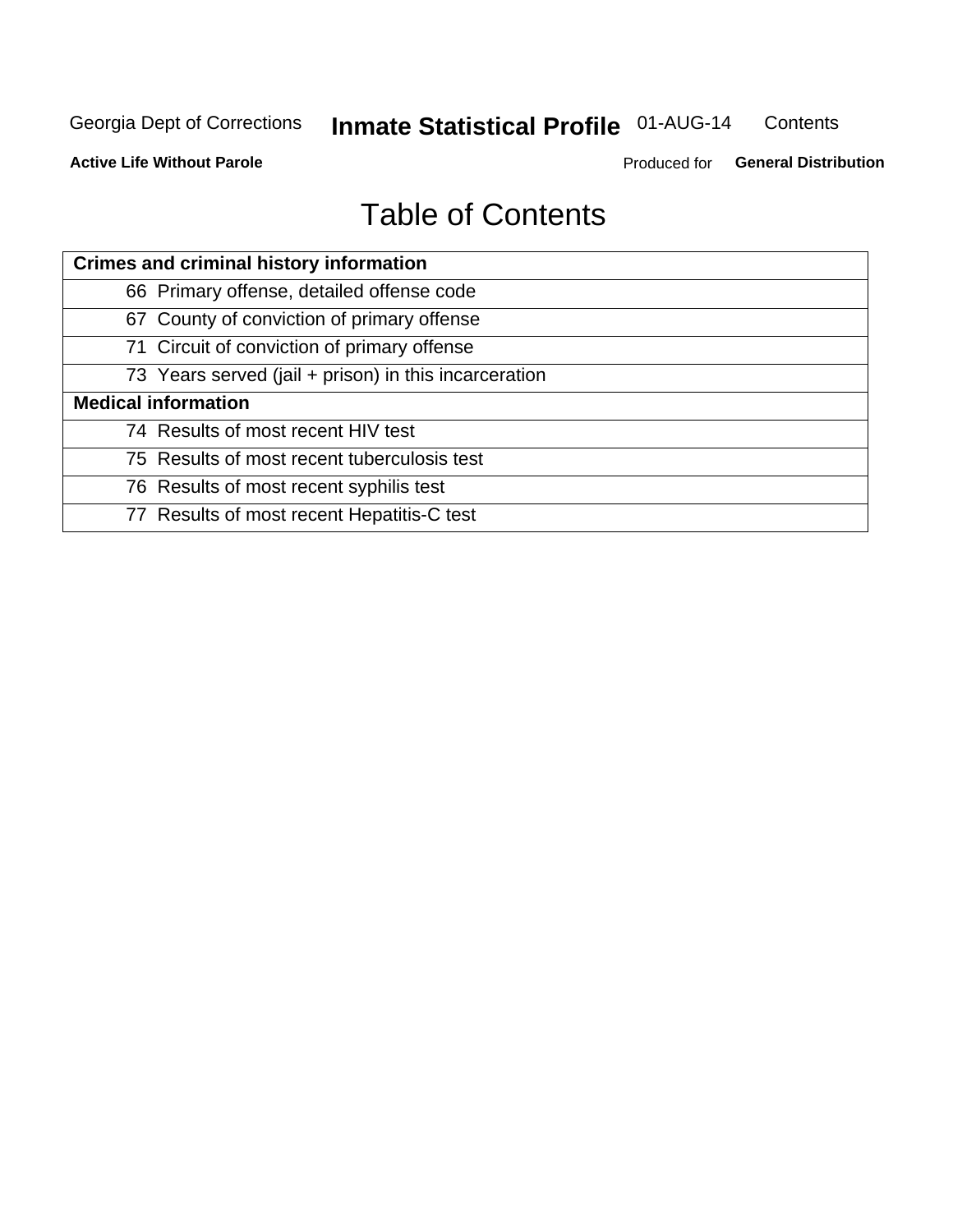# Table of Contents

| Crimes and criminal history information | |
|---|---|
| 66 | Primary offense, detailed offense code |
| 67 | County of conviction of primary offense |
| 71 | Circuit of conviction of primary offense |
| 73 | Years served (jail + prison) in this incarceration |
| **Medical information** | |
| 74 | Results of most recent HIV test |
| 75 | Results of most recent tuberculosis test |
| 76 | Results of most recent syphilis test |
| 77 | Results of most recent Hepatitis-C test |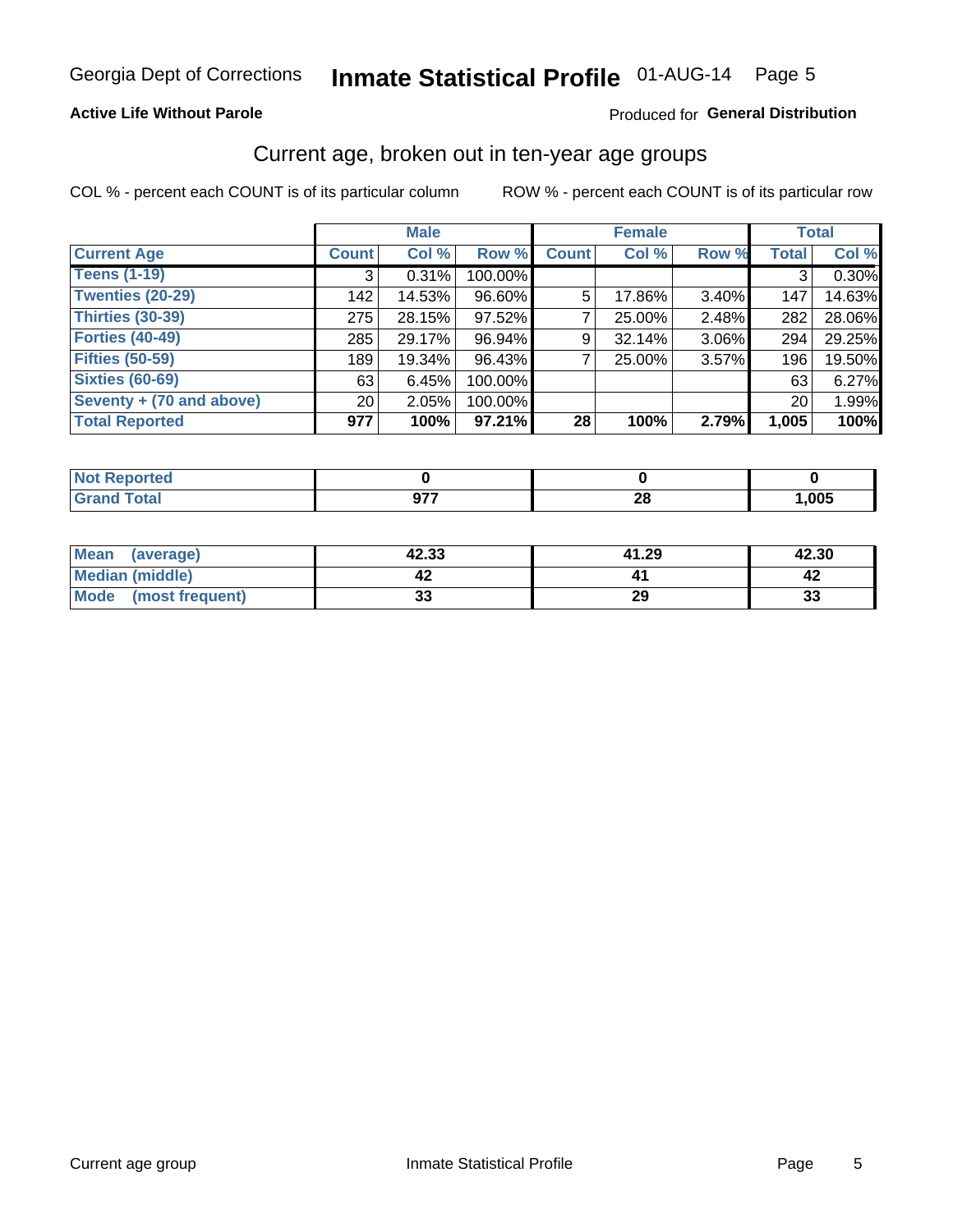Georgia Dept of Corrections **Inmate Statistical Profile** 01-AUG-14

**Active Life Without Parole**

Produced for **General Distribution**

## Current age, broken out in ten-year age groups

COL % - percent each COUNT is of its particular column    ROW % - percent each COUNT is of its particular row

| | Male | | | Female | | | Total | |
|---|---|---|---|---|---|---|---|---|
| **Current Age** | **Count** | **Col %** | **Row %** | **Count** | **Col %** | **Row %** | **Total** | **Col %** |
| **Teens (1-19)** | 3 | 0.31% | 100.00% | | | | 3 | 0.30% |
| **Twenties (20-29)** | 142 | 14.53% | 96.60% | 5 | 17.86% | 3.40% | 147 | 14.63% |
| **Thirties (30-39)** | 275 | 28.15% | 97.52% | 7 | 25.00% | 2.48% | 282 | 28.06% |
| **Forties (40-49)** | 285 | 29.17% | 96.94% | 9 | 32.14% | 3.06% | 294 | 29.25% |
| **Fifties (50-59)** | 189 | 19.34% | 96.43% | 7 | 25.00% | 3.57% | 196 | 19.50% |
| **Sixties (60-69)** | 63 | 6.45% | 100.00% | | | | 63 | 6.27% |
| **Seventy + (70 and above)** | 20 | 2.05% | 100.00% | | | | 20 | 1.99% |
| **Total Reported** | **977** | **100%** | **97.21%** | **28** | **100%** | **2.79%** | **1,005** | **100%** |

| | Male | Female | Total |
|---|---|---|---|
| **Not Reported** | **0** | **0** | **0** |
| **Grand Total** | **977** | **28** | **1,005** |

| | Male | Female | Total |
|---|---|---|---|
| **Mean (average)** | **42.33** | **41.29** | **42.30** |
| **Median (middle)** | **42** | **41** | **42** |
| **Mode (most frequent)** | **33** | **29** | **33** |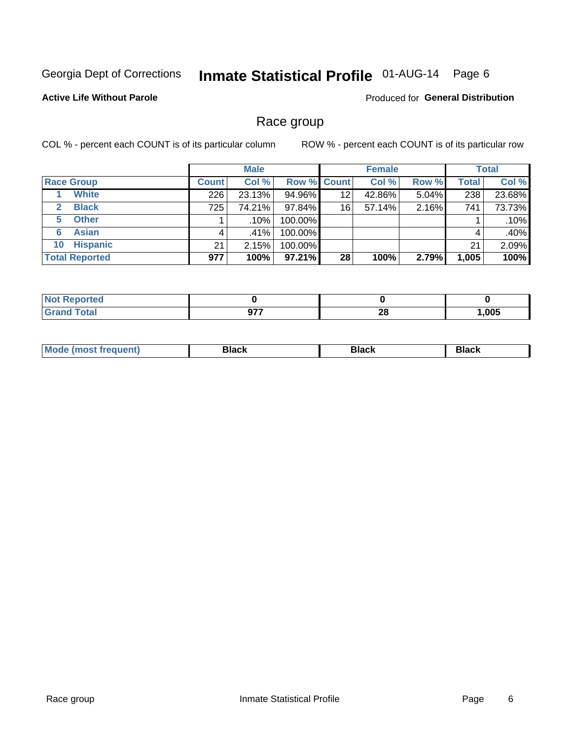Georgia Dept of Corrections **Inmate Statistical Profile** 01-AUG-14 Page 6

**Active Life Without Parole**

Produced for **General Distribution**

## Race group

COL % - percent each COUNT is of its particular column

ROW % - percent each COUNT is of its particular row

| | Male | | | Female | | | Total | |
|---|---|---|---|---|---|---|---|---|
| **Race Group** | **Count** | **Col %** | **Row %** | **Count** | **Col %** | **Row %** | **Total** | **Col %** |
| 1 White | 226 | 23.13% | 94.96% | 12 | 42.86% | 5.04% | 238 | 23.68% |
| 2 Black | 725 | 74.21% | 97.84% | 16 | 57.14% | 2.16% | 741 | 73.73% |
| 5 Other | 1 | .10% | 100.00% | | | | 1 | .10% |
| 6 Asian | 4 | .41% | 100.00% | | | | 4 | .40% |
| 10 Hispanic | 21 | 2.15% | 100.00% | | | | 21 | 2.09% |
| **Total Reported** | **977** | **100%** | **97.21%** | **28** | **100%** | **2.79%** | **1,005** | **100%** |

| | Male | Female | Total |
|---|---|---|---|
| Not Reported | **0** | **0** | **0** |
| Grand Total | **977** | **28** | **1,005** |

| | Male | Female | Total |
|---|---|---|---|
| Mode (most frequent) | **Black** | **Black** | **Black** |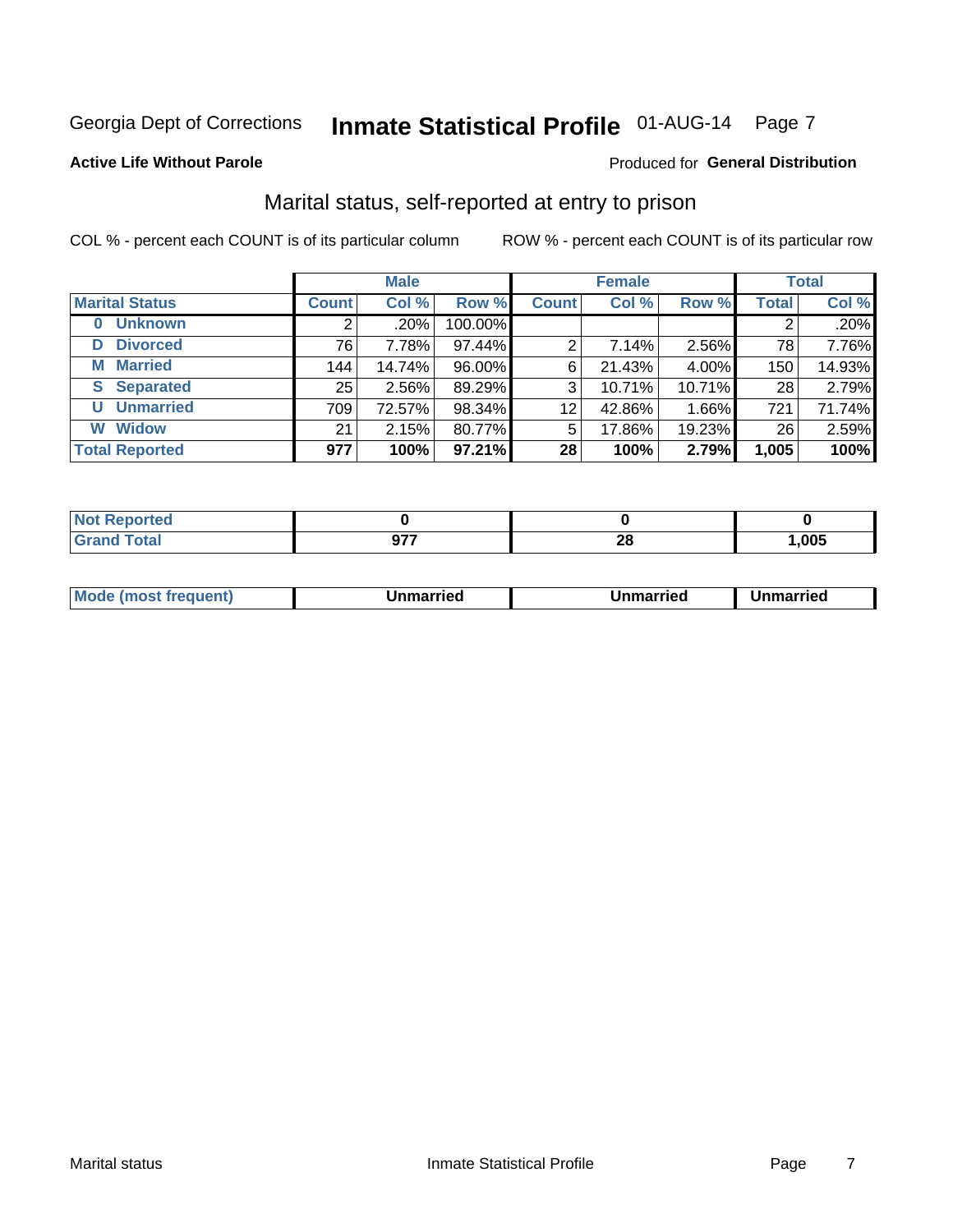Georgia Dept of Corrections **Inmate Statistical Profile** 01-AUG-14 Page 7

**Active Life Without Parole**

Produced for **General Distribution**

## Marital status, self-reported at entry to prison

COL % - percent each COUNT is of its particular column

ROW % - percent each COUNT is of its particular row

| | Male | | | Female | | | Total | |
|---|---|---|---|---|---|---|---|---|
| **Marital Status** | **Count** | **Col %** | **Row %** | **Count** | **Col %** | **Row %** | **Total** | **Col %** |
| **0 Unknown** | 2 | .20% | 100.00% | | | | 2 | .20% |
| **D Divorced** | 76 | 7.78% | 97.44% | 2 | 7.14% | 2.56% | 78 | 7.76% |
| **M Married** | 144 | 14.74% | 96.00% | 6 | 21.43% | 4.00% | 150 | 14.93% |
| **S Separated** | 25 | 2.56% | 89.29% | 3 | 10.71% | 10.71% | 28 | 2.79% |
| **U Unmarried** | 709 | 72.57% | 98.34% | 12 | 42.86% | 1.66% | 721 | 71.74% |
| **W Widow** | 21 | 2.15% | 80.77% | 5 | 17.86% | 19.23% | 26 | 2.59% |
| **Total Reported** | **977** | **100%** | **97.21%** | **28** | **100%** | **2.79%** | **1,005** | **100%** |

| | Male | Female | Total |
|---|---|---|---|
| **Not Reported** | **0** | **0** | **0** |
| **Grand Total** | **977** | **28** | **1,005** |

| | Male | Female | Total |
|---|---|---|---|
| **Mode (most frequent)** | **Unmarried** | **Unmarried** | **Unmarried** |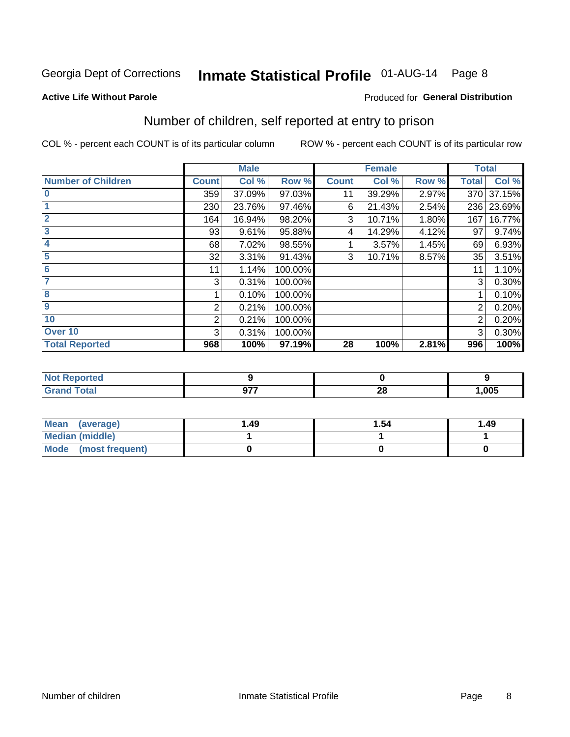Georgia Dept of Corrections **Inmate Statistical Profile** 01-AUG-14

**Active Life Without Parole** Produced for **General Distribution**

## Number of children, self reported at entry to prison

COL % - percent each COUNT is of its particular column    ROW % - percent each COUNT is of its particular row

| | Male | | | Female | | | Total | |
|---|---|---|---|---|---|---|---|---|
| **Number of Children** | **Count** | **Col %** | **Row %** | **Count** | **Col %** | **Row %** | **Total** | **Col %** |
| **0** | 359 | 37.09% | 97.03% | 11 | 39.29% | 2.97% | 370 | 37.15% |
| **1** | 230 | 23.76% | 97.46% | 6 | 21.43% | 2.54% | 236 | 23.69% |
| **2** | 164 | 16.94% | 98.20% | 3 | 10.71% | 1.80% | 167 | 16.77% |
| **3** | 93 | 9.61% | 95.88% | 4 | 14.29% | 4.12% | 97 | 9.74% |
| **4** | 68 | 7.02% | 98.55% | 1 | 3.57% | 1.45% | 69 | 6.93% |
| **5** | 32 | 3.31% | 91.43% | 3 | 10.71% | 8.57% | 35 | 3.51% |
| **6** | 11 | 1.14% | 100.00% | | | | 11 | 1.10% |
| **7** | 3 | 0.31% | 100.00% | | | | 3 | 0.30% |
| **8** | 1 | 0.10% | 100.00% | | | | 1 | 0.10% |
| **9** | 2 | 0.21% | 100.00% | | | | 2 | 0.20% |
| **10** | 2 | 0.21% | 100.00% | | | | 2 | 0.20% |
| **Over 10** | 3 | 0.31% | 100.00% | | | | 3 | 0.30% |
| **Total Reported** | **968** | **100%** | **97.19%** | **28** | **100%** | **2.81%** | **996** | **100%** |

| | Male | Female | Total |
|---|---|---|---|
| **Not Reported** | **9** | **0** | **9** |
| **Grand Total** | **977** | **28** | **1,005** |

| | Male | Female | Total |
|---|---|---|---|
| **Mean (average)** | **1.49** | **1.54** | **1.49** |
| **Median (middle)** | **1** | **1** | **1** |
| **Mode (most frequent)** | **0** | **0** | **0** |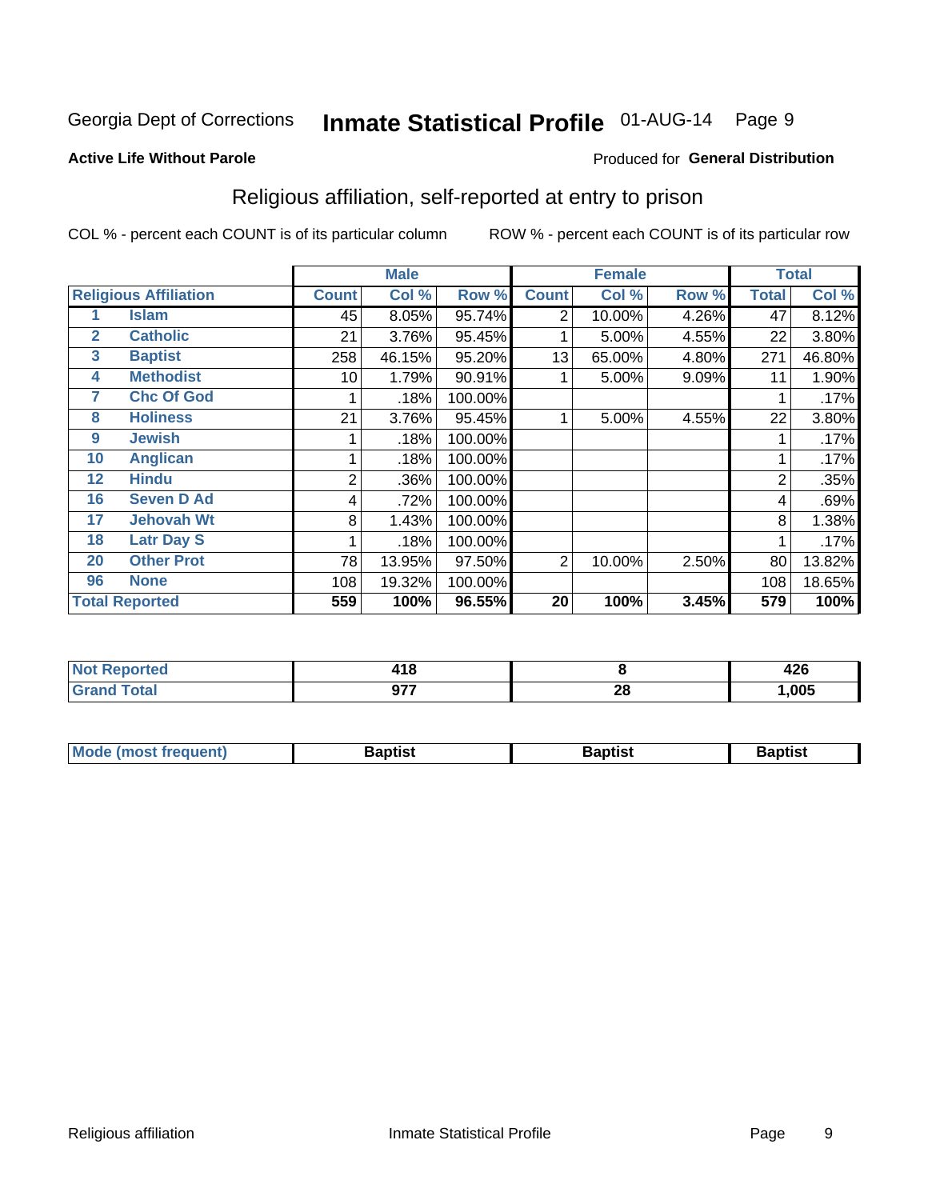Georgia Dept of Corrections **Inmate Statistical Profile** 01-AUG-14

**Active Life Without Parole**

Produced for **General Distribution**

## Religious affiliation, self-reported at entry to prison

COL % - percent each COUNT is of its particular column ROW % - percent each COUNT is of its particular row

| Religious Affiliation | | Male | | | Female | | | Total | |
|---|---|---|---|---|---|---|---|---|---|
| | | Count | Col % | Row % | Count | Col % | Row % | Total | Col % |
| 1 | Islam | 45 | 8.05% | 95.74% | 2 | 10.00% | 4.26% | 47 | 8.12% |
| 2 | Catholic | 21 | 3.76% | 95.45% | 1 | 5.00% | 4.55% | 22 | 3.80% |
| 3 | Baptist | 258 | 46.15% | 95.20% | 13 | 65.00% | 4.80% | 271 | 46.80% |
| 4 | Methodist | 10 | 1.79% | 90.91% | 1 | 5.00% | 9.09% | 11 | 1.90% |
| 7 | Chc Of God | 1 | .18% | 100.00% | | | | 1 | .17% |
| 8 | Holiness | 21 | 3.76% | 95.45% | 1 | 5.00% | 4.55% | 22 | 3.80% |
| 9 | Jewish | 1 | .18% | 100.00% | | | | 1 | .17% |
| 10 | Anglican | 1 | .18% | 100.00% | | | | 1 | .17% |
| 12 | Hindu | 2 | .36% | 100.00% | | | | 2 | .35% |
| 16 | Seven D Ad | 4 | .72% | 100.00% | | | | 4 | .69% |
| 17 | Jehovah Wt | 8 | 1.43% | 100.00% | | | | 8 | 1.38% |
| 18 | Latr Day S | 1 | .18% | 100.00% | | | | 1 | .17% |
| 20 | Other Prot | 78 | 13.95% | 97.50% | 2 | 10.00% | 2.50% | 80 | 13.82% |
| 96 | None | 108 | 19.32% | 100.00% | | | | 108 | 18.65% |
| **Total Reported** | | **559** | **100%** | **96.55%** | **20** | **100%** | **3.45%** | **579** | **100%** |

| | Male | Female | Total |
|---|---|---|---|
| Not Reported | 418 | 8 | 426 |
| Grand Total | 977 | 28 | 1,005 |

| | Male | Female | Total |
|---|---|---|---|
| Mode (most frequent) | Baptist | Baptist | Baptist |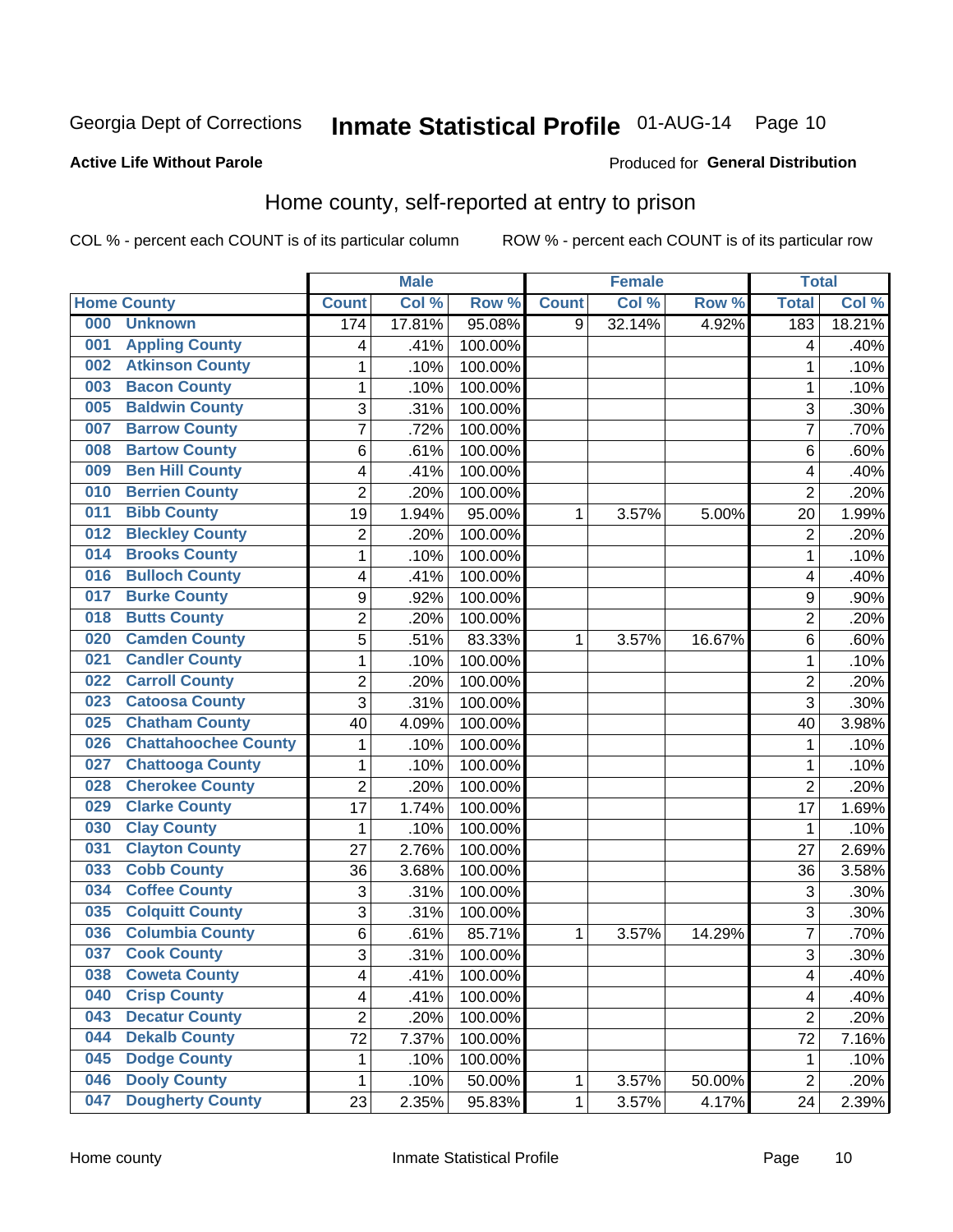Georgia Dept of Corrections **Inmate Statistical Profile** 01-AUG-14

**Active Life Without Parole**

Produced for **General Distribution**

## Home county, self-reported at entry to prison

COL % - percent each COUNT is of its particular column ROW % - percent each COUNT is of its particular row

| | | Male | | | Female | | | Total | |
|---|---|---|---|---|---|---|---|---|---|
| Home County | | Count | Col % | Row % | Count | Col % | Row % | Total | Col % |
| 000 | Unknown | 174 | 17.81% | 95.08% | 9 | 32.14% | 4.92% | 183 | 18.21% |
| 001 | Appling County | 4 | .41% | 100.00% | | | | 4 | .40% |
| 002 | Atkinson County | 1 | .10% | 100.00% | | | | 1 | .10% |
| 003 | Bacon County | 1 | .10% | 100.00% | | | | 1 | .10% |
| 005 | Baldwin County | 3 | .31% | 100.00% | | | | 3 | .30% |
| 007 | Barrow County | 7 | .72% | 100.00% | | | | 7 | .70% |
| 008 | Bartow County | 6 | .61% | 100.00% | | | | 6 | .60% |
| 009 | Ben Hill County | 4 | .41% | 100.00% | | | | 4 | .40% |
| 010 | Berrien County | 2 | .20% | 100.00% | | | | 2 | .20% |
| 011 | Bibb County | 19 | 1.94% | 95.00% | 1 | 3.57% | 5.00% | 20 | 1.99% |
| 012 | Bleckley County | 2 | .20% | 100.00% | | | | 2 | .20% |
| 014 | Brooks County | 1 | .10% | 100.00% | | | | 1 | .10% |
| 016 | Bulloch County | 4 | .41% | 100.00% | | | | 4 | .40% |
| 017 | Burke County | 9 | .92% | 100.00% | | | | 9 | .90% |
| 018 | Butts County | 2 | .20% | 100.00% | | | | 2 | .20% |
| 020 | Camden County | 5 | .51% | 83.33% | 1 | 3.57% | 16.67% | 6 | .60% |
| 021 | Candler County | 1 | .10% | 100.00% | | | | 1 | .10% |
| 022 | Carroll County | 2 | .20% | 100.00% | | | | 2 | .20% |
| 023 | Catoosa County | 3 | .31% | 100.00% | | | | 3 | .30% |
| 025 | Chatham County | 40 | 4.09% | 100.00% | | | | 40 | 3.98% |
| 026 | Chattahoochee County | 1 | .10% | 100.00% | | | | 1 | .10% |
| 027 | Chattooga County | 1 | .10% | 100.00% | | | | 1 | .10% |
| 028 | Cherokee County | 2 | .20% | 100.00% | | | | 2 | .20% |
| 029 | Clarke County | 17 | 1.74% | 100.00% | | | | 17 | 1.69% |
| 030 | Clay County | 1 | .10% | 100.00% | | | | 1 | .10% |
| 031 | Clayton County | 27 | 2.76% | 100.00% | | | | 27 | 2.69% |
| 033 | Cobb County | 36 | 3.68% | 100.00% | | | | 36 | 3.58% |
| 034 | Coffee County | 3 | .31% | 100.00% | | | | 3 | .30% |
| 035 | Colquitt County | 3 | .31% | 100.00% | | | | 3 | .30% |
| 036 | Columbia County | 6 | .61% | 85.71% | 1 | 3.57% | 14.29% | 7 | .70% |
| 037 | Cook County | 3 | .31% | 100.00% | | | | 3 | .30% |
| 038 | Coweta County | 4 | .41% | 100.00% | | | | 4 | .40% |
| 040 | Crisp County | 4 | .41% | 100.00% | | | | 4 | .40% |
| 043 | Decatur County | 2 | .20% | 100.00% | | | | 2 | .20% |
| 044 | Dekalb County | 72 | 7.37% | 100.00% | | | | 72 | 7.16% |
| 045 | Dodge County | 1 | .10% | 100.00% | | | | 1 | .10% |
| 046 | Dooly County | 1 | .10% | 50.00% | 1 | 3.57% | 50.00% | 2 | .20% |
| 047 | Dougherty County | 23 | 2.35% | 95.83% | 1 | 3.57% | 4.17% | 24 | 2.39% |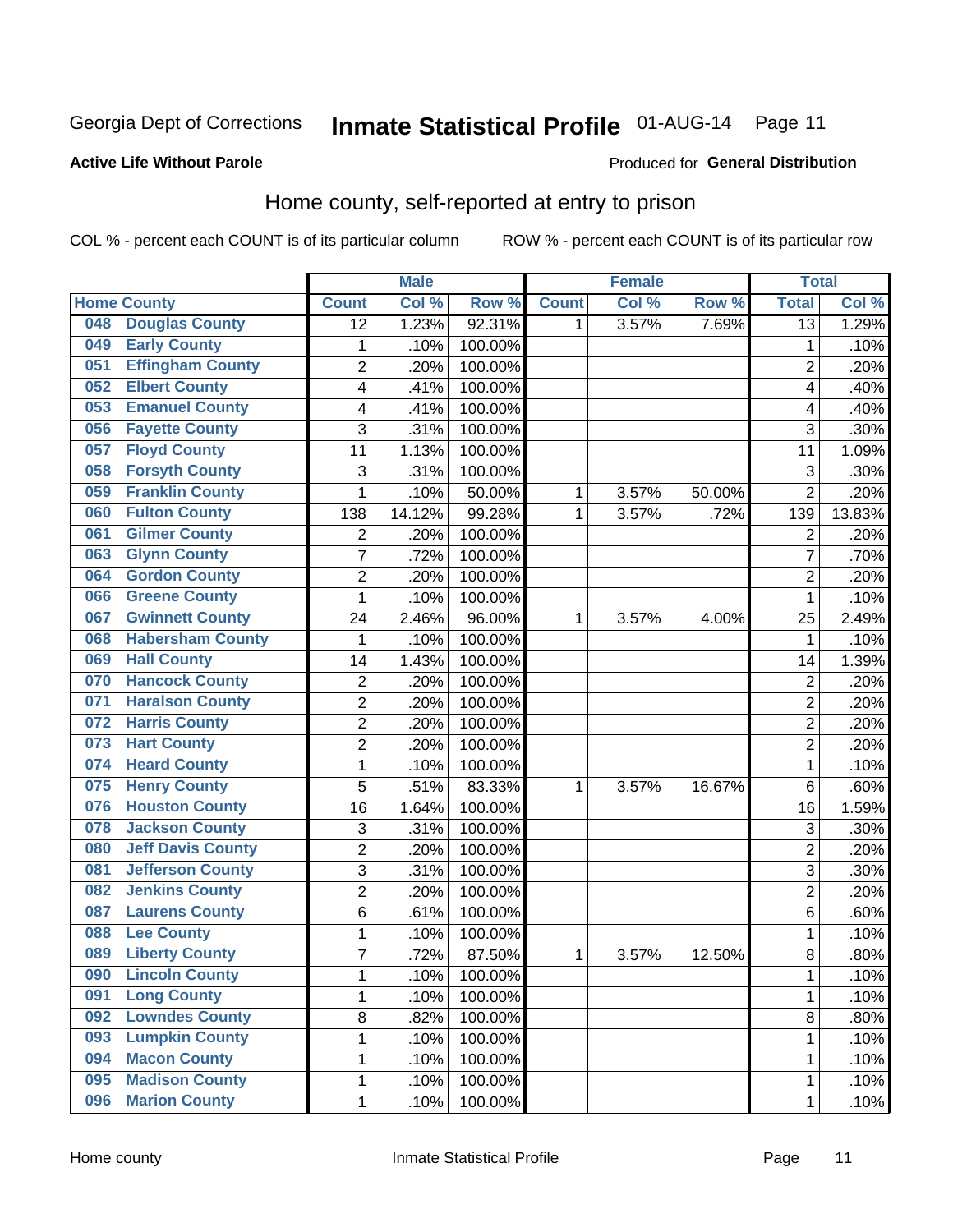Georgia Dept of Corrections **Inmate Statistical Profile** 01-AUG-14

**Active Life Without Parole**

Produced for **General Distribution**

## Home county, self-reported at entry to prison

COL % - percent each COUNT is of its particular column ROW % - percent each COUNT is of its particular row

| Home County | | Male | | | Female | | | Total | |
|---|---|---|---|---|---|---|---|---|---|
| | | Count | Col % | Row % | Count | Col % | Row % | Total | Col % |
| 048 | Douglas County | 12 | 1.23% | 92.31% | 1 | 3.57% | 7.69% | 13 | 1.29% |
| 049 | Early County | 1 | .10% | 100.00% | | | | 1 | .10% |
| 051 | Effingham County | 2 | .20% | 100.00% | | | | 2 | .20% |
| 052 | Elbert County | 4 | .41% | 100.00% | | | | 4 | .40% |
| 053 | Emanuel County | 4 | .41% | 100.00% | | | | 4 | .40% |
| 056 | Fayette County | 3 | .31% | 100.00% | | | | 3 | .30% |
| 057 | Floyd County | 11 | 1.13% | 100.00% | | | | 11 | 1.09% |
| 058 | Forsyth County | 3 | .31% | 100.00% | | | | 3 | .30% |
| 059 | Franklin County | 1 | .10% | 50.00% | 1 | 3.57% | 50.00% | 2 | .20% |
| 060 | Fulton County | 138 | 14.12% | 99.28% | 1 | 3.57% | .72% | 139 | 13.83% |
| 061 | Gilmer County | 2 | .20% | 100.00% | | | | 2 | .20% |
| 063 | Glynn County | 7 | .72% | 100.00% | | | | 7 | .70% |
| 064 | Gordon County | 2 | .20% | 100.00% | | | | 2 | .20% |
| 066 | Greene County | 1 | .10% | 100.00% | | | | 1 | .10% |
| 067 | Gwinnett County | 24 | 2.46% | 96.00% | 1 | 3.57% | 4.00% | 25 | 2.49% |
| 068 | Habersham County | 1 | .10% | 100.00% | | | | 1 | .10% |
| 069 | Hall County | 14 | 1.43% | 100.00% | | | | 14 | 1.39% |
| 070 | Hancock County | 2 | .20% | 100.00% | | | | 2 | .20% |
| 071 | Haralson County | 2 | .20% | 100.00% | | | | 2 | .20% |
| 072 | Harris County | 2 | .20% | 100.00% | | | | 2 | .20% |
| 073 | Hart County | 2 | .20% | 100.00% | | | | 2 | .20% |
| 074 | Heard County | 1 | .10% | 100.00% | | | | 1 | .10% |
| 075 | Henry County | 5 | .51% | 83.33% | 1 | 3.57% | 16.67% | 6 | .60% |
| 076 | Houston County | 16 | 1.64% | 100.00% | | | | 16 | 1.59% |
| 078 | Jackson County | 3 | .31% | 100.00% | | | | 3 | .30% |
| 080 | Jeff Davis County | 2 | .20% | 100.00% | | | | 2 | .20% |
| 081 | Jefferson County | 3 | .31% | 100.00% | | | | 3 | .30% |
| 082 | Jenkins County | 2 | .20% | 100.00% | | | | 2 | .20% |
| 087 | Laurens County | 6 | .61% | 100.00% | | | | 6 | .60% |
| 088 | Lee County | 1 | .10% | 100.00% | | | | 1 | .10% |
| 089 | Liberty County | 7 | .72% | 87.50% | 1 | 3.57% | 12.50% | 8 | .80% |
| 090 | Lincoln County | 1 | .10% | 100.00% | | | | 1 | .10% |
| 091 | Long County | 1 | .10% | 100.00% | | | | 1 | .10% |
| 092 | Lowndes County | 8 | .82% | 100.00% | | | | 8 | .80% |
| 093 | Lumpkin County | 1 | .10% | 100.00% | | | | 1 | .10% |
| 094 | Macon County | 1 | .10% | 100.00% | | | | 1 | .10% |
| 095 | Madison County | 1 | .10% | 100.00% | | | | 1 | .10% |
| 096 | Marion County | 1 | .10% | 100.00% | | | | 1 | .10% |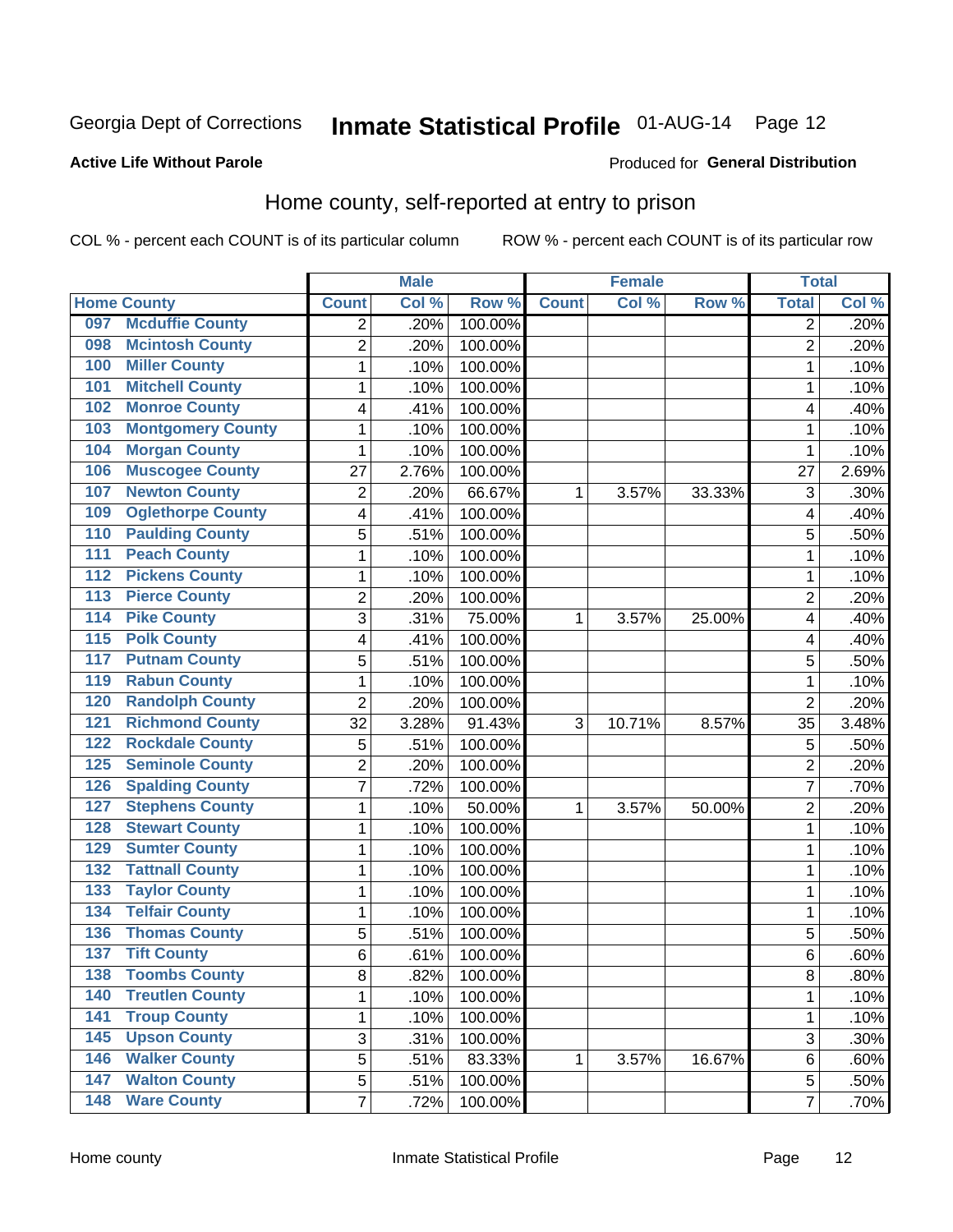Georgia Dept of Corrections **Inmate Statistical Profile** 01-AUG-14 Page 12

**Active Life Without Parole**

Produced for **General Distribution**

## Home county, self-reported at entry to prison

COL % - percent each COUNT is of its particular column ROW % - percent each COUNT is of its particular row

| | | Male | | | Female | | | Total | |
|---|---|---|---|---|---|---|---|---|---|
| **Home County** | | **Count** | **Col %** | **Row %** | **Count** | **Col %** | **Row %** | **Total** | **Col %** |
| 097 | Mcduffie County | 2 | .20% | 100.00% | | | | 2 | .20% |
| 098 | Mcintosh County | 2 | .20% | 100.00% | | | | 2 | .20% |
| 100 | Miller County | 1 | .10% | 100.00% | | | | 1 | .10% |
| 101 | Mitchell County | 1 | .10% | 100.00% | | | | 1 | .10% |
| 102 | Monroe County | 4 | .41% | 100.00% | | | | 4 | .40% |
| 103 | Montgomery County | 1 | .10% | 100.00% | | | | 1 | .10% |
| 104 | Morgan County | 1 | .10% | 100.00% | | | | 1 | .10% |
| 106 | Muscogee County | 27 | 2.76% | 100.00% | | | | 27 | 2.69% |
| 107 | Newton County | 2 | .20% | 66.67% | 1 | 3.57% | 33.33% | 3 | .30% |
| 109 | Oglethorpe County | 4 | .41% | 100.00% | | | | 4 | .40% |
| 110 | Paulding County | 5 | .51% | 100.00% | | | | 5 | .50% |
| 111 | Peach County | 1 | .10% | 100.00% | | | | 1 | .10% |
| 112 | Pickens County | 1 | .10% | 100.00% | | | | 1 | .10% |
| 113 | Pierce County | 2 | .20% | 100.00% | | | | 2 | .20% |
| 114 | Pike County | 3 | .31% | 75.00% | 1 | 3.57% | 25.00% | 4 | .40% |
| 115 | Polk County | 4 | .41% | 100.00% | | | | 4 | .40% |
| 117 | Putnam County | 5 | .51% | 100.00% | | | | 5 | .50% |
| 119 | Rabun County | 1 | .10% | 100.00% | | | | 1 | .10% |
| 120 | Randolph County | 2 | .20% | 100.00% | | | | 2 | .20% |
| 121 | Richmond County | 32 | 3.28% | 91.43% | 3 | 10.71% | 8.57% | 35 | 3.48% |
| 122 | Rockdale County | 5 | .51% | 100.00% | | | | 5 | .50% |
| 125 | Seminole County | 2 | .20% | 100.00% | | | | 2 | .20% |
| 126 | Spalding County | 7 | .72% | 100.00% | | | | 7 | .70% |
| 127 | Stephens County | 1 | .10% | 50.00% | 1 | 3.57% | 50.00% | 2 | .20% |
| 128 | Stewart County | 1 | .10% | 100.00% | | | | 1 | .10% |
| 129 | Sumter County | 1 | .10% | 100.00% | | | | 1 | .10% |
| 132 | Tattnall County | 1 | .10% | 100.00% | | | | 1 | .10% |
| 133 | Taylor County | 1 | .10% | 100.00% | | | | 1 | .10% |
| 134 | Telfair County | 1 | .10% | 100.00% | | | | 1 | .10% |
| 136 | Thomas County | 5 | .51% | 100.00% | | | | 5 | .50% |
| 137 | Tift County | 6 | .61% | 100.00% | | | | 6 | .60% |
| 138 | Toombs County | 8 | .82% | 100.00% | | | | 8 | .80% |
| 140 | Treutlen County | 1 | .10% | 100.00% | | | | 1 | .10% |
| 141 | Troup County | 1 | .10% | 100.00% | | | | 1 | .10% |
| 145 | Upson County | 3 | .31% | 100.00% | | | | 3 | .30% |
| 146 | Walker County | 5 | .51% | 83.33% | 1 | 3.57% | 16.67% | 6 | .60% |
| 147 | Walton County | 5 | .51% | 100.00% | | | | 5 | .50% |
| 148 | Ware County | 7 | .72% | 100.00% | | | | 7 | .70% |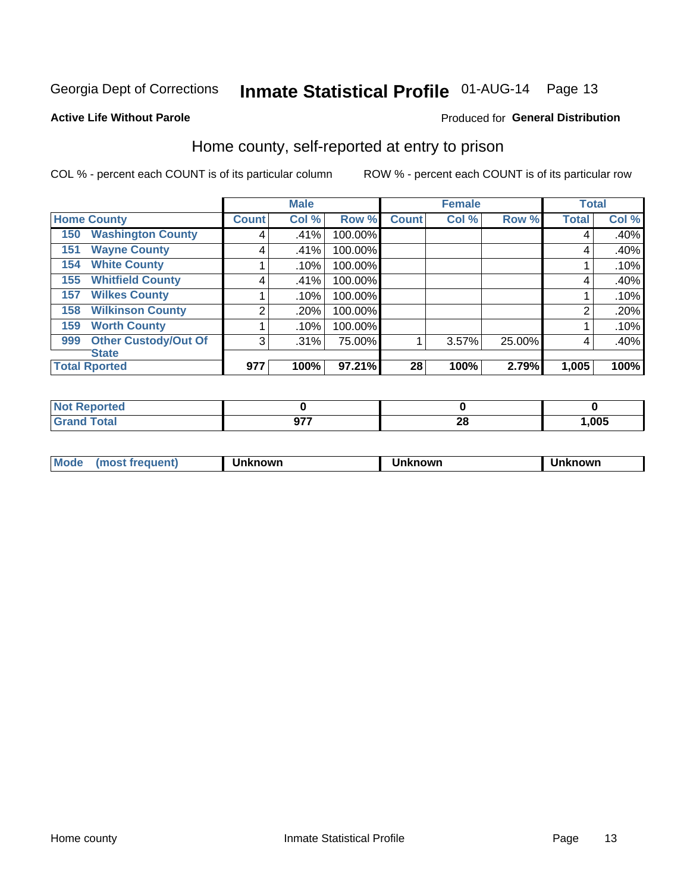Georgia Dept of Corrections **Inmate Statistical Profile** 01-AUG-14

**Active Life Without Parole**

Produced for **General Distribution**

## Home county, self-reported at entry to prison

COL % - percent each COUNT is of its particular column ROW % - percent each COUNT is of its particular row

| | Male | | | Female | | | Total | |
|---|---|---|---|---|---|---|---|---|
| **Home County** | **Count** | **Col %** | **Row %** | **Count** | **Col %** | **Row %** | **Total** | **Col %** |
| **150 Washington County** | 4 | .41% | 100.00% | | | | 4 | .40% |
| **151 Wayne County** | 4 | .41% | 100.00% | | | | 4 | .40% |
| **154 White County** | 1 | .10% | 100.00% | | | | 1 | .10% |
| **155 Whitfield County** | 4 | .41% | 100.00% | | | | 4 | .40% |
| **157 Wilkes County** | 1 | .10% | 100.00% | | | | 1 | .10% |
| **158 Wilkinson County** | 2 | .20% | 100.00% | | | | 2 | .20% |
| **159 Worth County** | 1 | .10% | 100.00% | | | | 1 | .10% |
| **999 Other Custody/Out Of State** | 3 | .31% | 75.00% | 1 | 3.57% | 25.00% | 4 | .40% |
| **Total Rported** | **977** | **100%** | **97.21%** | **28** | **100%** | **2.79%** | **1,005** | **100%** |

| | Male | Female | Total |
|---|---|---|---|
| **Not Reported** | **0** | **0** | **0** |
| **Grand Total** | **977** | **28** | **1,005** |

| | Male | Female | Total |
|---|---|---|---|
| **Mode (most frequent)** | **Unknown** | **Unknown** | **Unknown** |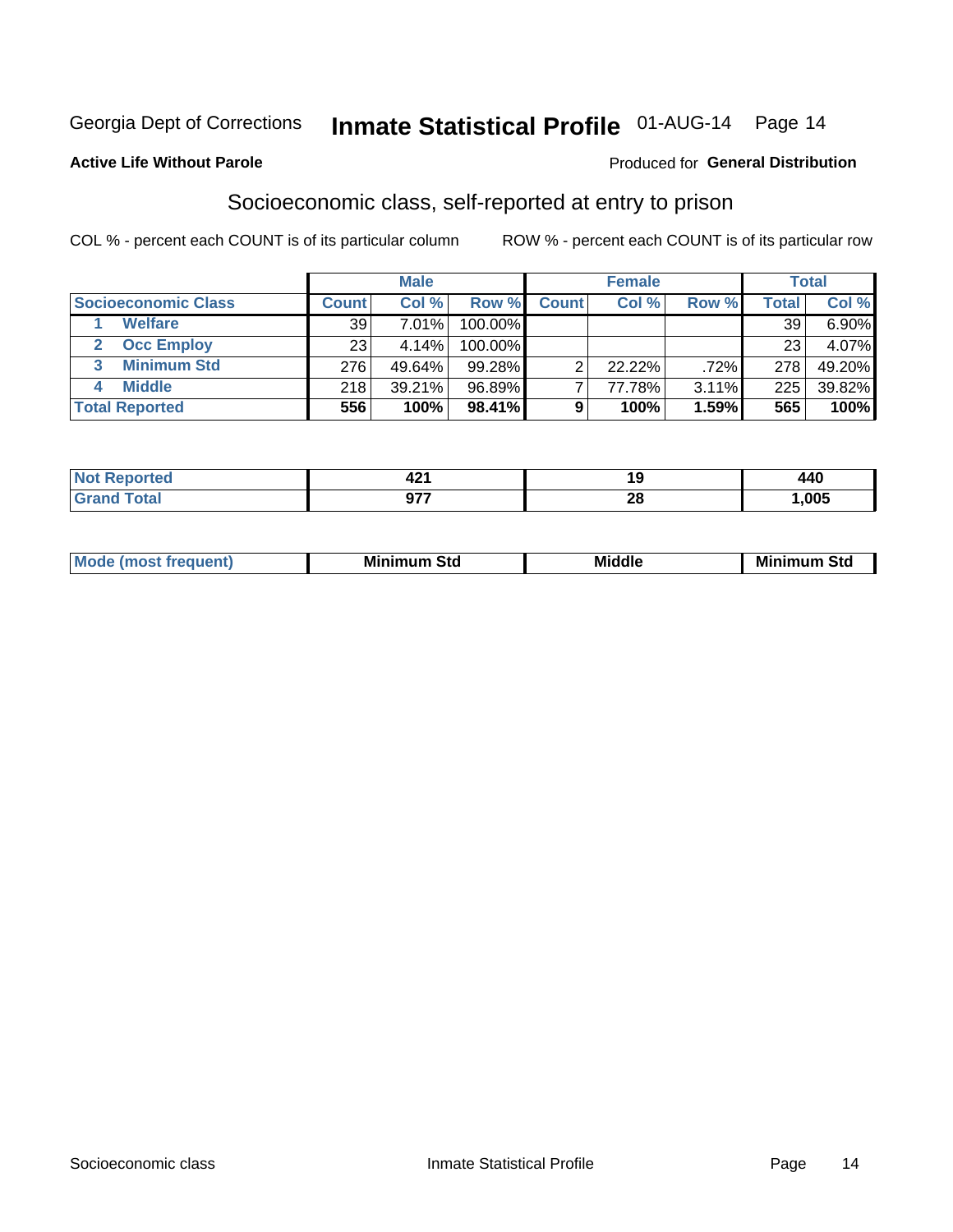Georgia Dept of Corrections **Inmate Statistical Profile** 01-AUG-14

**Active Life Without Parole**

Produced for **General Distribution**

## Socioeconomic class, self-reported at entry to prison

COL % - percent each COUNT is of its particular column

ROW % - percent each COUNT is of its particular row

| | Male | | | Female | | | Total | |
|---|---|---|---|---|---|---|---|---|
| **Socioeconomic Class** | **Count** | **Col %** | **Row %** | **Count** | **Col %** | **Row %** | **Total** | **Col %** |
| 1 **Welfare** | 39 | 7.01% | 100.00% | | | | 39 | 6.90% |
| 2 **Occ Employ** | 23 | 4.14% | 100.00% | | | | 23 | 4.07% |
| 3 **Minimum Std** | 276 | 49.64% | 99.28% | 2 | 22.22% | .72% | 278 | 49.20% |
| 4 **Middle** | 218 | 39.21% | 96.89% | 7 | 77.78% | 3.11% | 225 | 39.82% |
| **Total Reported** | **556** | **100%** | **98.41%** | **9** | **100%** | **1.59%** | **565** | **100%** |

| | Male | Female | Total |
|---|---|---|---|
| **Not Reported** | **421** | **19** | **440** |
| **Grand Total** | **977** | **28** | **1,005** |

| | Male | Female | Total |
|---|---|---|---|
| **Mode (most frequent)** | **Minimum Std** | **Middle** | **Minimum Std** |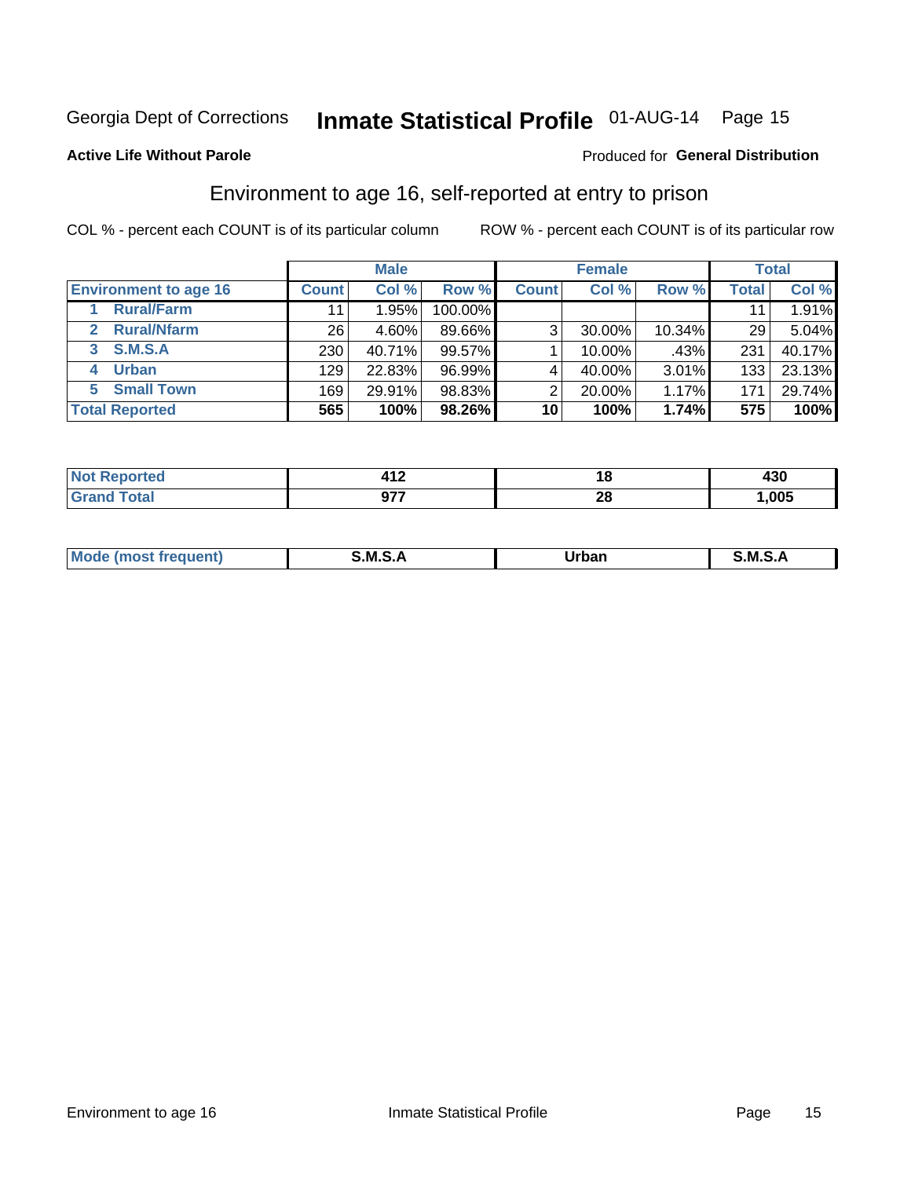Georgia Dept of Corrections **Inmate Statistical Profile** 01-AUG-14

**Active Life Without Parole**

Produced for **General Distribution**

## Environment to age 16, self-reported at entry to prison

COL % - percent each COUNT is of its particular column

ROW % - percent each COUNT is of its particular row

| | Male | | | Female | | | Total | |
|---|---|---|---|---|---|---|---|---|
| **Environment to age 16** | **Count** | **Col %** | **Row %** | **Count** | **Col %** | **Row %** | **Total** | **Col %** |
| 1 Rural/Farm | 11 | 1.95% | 100.00% | | | | 11 | 1.91% |
| 2 Rural/Nfarm | 26 | 4.60% | 89.66% | 3 | 30.00% | 10.34% | 29 | 5.04% |
| 3 S.M.S.A | 230 | 40.71% | 99.57% | 1 | 10.00% | .43% | 231 | 40.17% |
| 4 Urban | 129 | 22.83% | 96.99% | 4 | 40.00% | 3.01% | 133 | 23.13% |
| 5 Small Town | 169 | 29.91% | 98.83% | 2 | 20.00% | 1.17% | 171 | 29.74% |
| **Total Reported** | **565** | **100%** | **98.26%** | **10** | **100%** | **1.74%** | **575** | **100%** |

| | Male | Female | Total |
|---|---|---|---|
| **Not Reported** | **412** | **18** | **430** |
| **Grand Total** | **977** | **28** | **1,005** |

| | Male | Female | Total |
|---|---|---|---|
| **Mode (most frequent)** | **S.M.S.A** | **Urban** | **S.M.S.A** |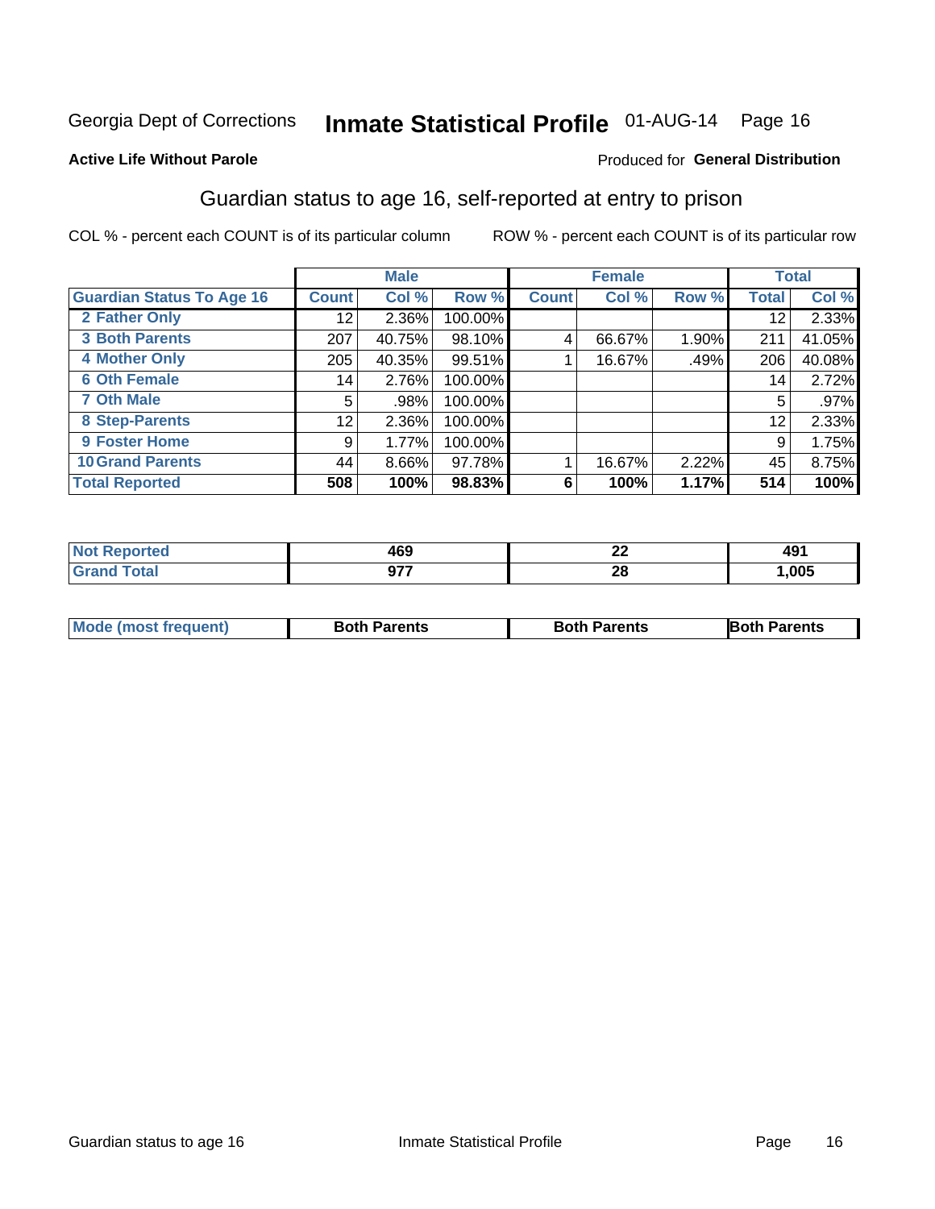Georgia Dept of Corrections **Inmate Statistical Profile** 01-AUG-14 Page 16

**Active Life Without Parole**

Produced for **General Distribution**

## Guardian status to age 16, self-reported at entry to prison

COL % - percent each COUNT is of its particular column

ROW % - percent each COUNT is of its particular row

| | Male | | | Female | | | Total | |
|---|---|---|---|---|---|---|---|---|
| **Guardian Status To Age 16** | **Count** | **Col %** | **Row %** | **Count** | **Col %** | **Row %** | **Total** | **Col %** |
| **2 Father Only** | 12 | 2.36% | 100.00% | | | | 12 | 2.33% |
| **3 Both Parents** | 207 | 40.75% | 98.10% | 4 | 66.67% | 1.90% | 211 | 41.05% |
| **4 Mother Only** | 205 | 40.35% | 99.51% | 1 | 16.67% | .49% | 206 | 40.08% |
| **6 Oth Female** | 14 | 2.76% | 100.00% | | | | 14 | 2.72% |
| **7 Oth Male** | 5 | .98% | 100.00% | | | | 5 | .97% |
| **8 Step-Parents** | 12 | 2.36% | 100.00% | | | | 12 | 2.33% |
| **9 Foster Home** | 9 | 1.77% | 100.00% | | | | 9 | 1.75% |
| **10 Grand Parents** | 44 | 8.66% | 97.78% | 1 | 16.67% | 2.22% | 45 | 8.75% |
| **Total Reported** | **508** | **100%** | **98.83%** | **6** | **100%** | **1.17%** | **514** | **100%** |

| | Male | Female | Total |
|---|---|---|---|
| **Not Reported** | **469** | **22** | **491** |
| **Grand Total** | **977** | **28** | **1,005** |

| | Male | Female | Total |
|---|---|---|---|
| **Mode (most frequent)** | **Both Parents** | **Both Parents** | **Both Parents** |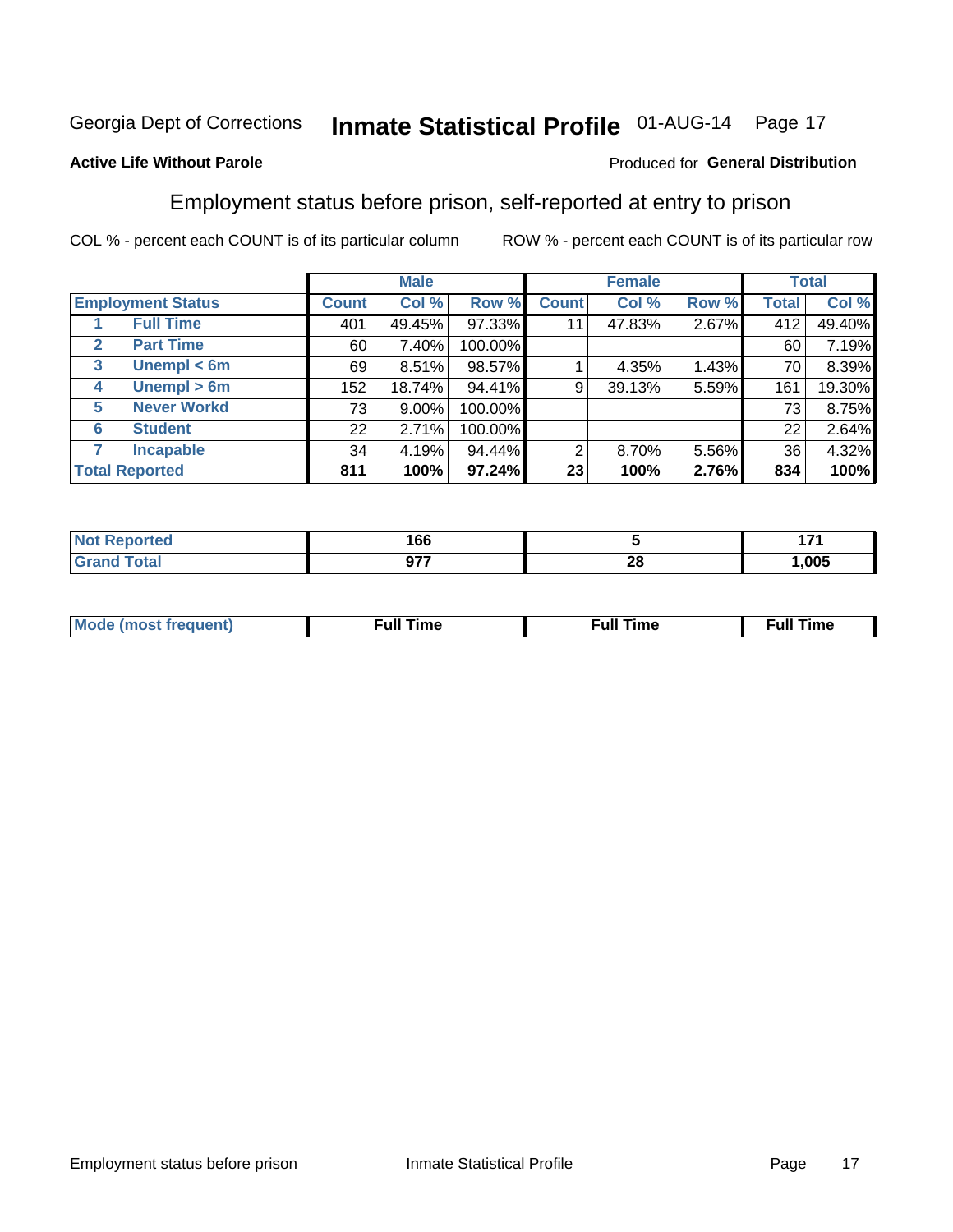Georgia Dept of Corrections **Inmate Statistical Profile** 01-AUG-14

**Active Life Without Parole** Produced for **General Distribution**

## Employment status before prison, self-reported at entry to prison

COL % - percent each COUNT is of its particular column ROW % - percent each COUNT is of its particular row

| | | Male | | | Female | | | Total | |
|---|---|---|---|---|---|---|---|---|---|
| **Employment Status** | | **Count** | **Col %** | **Row %** | **Count** | **Col %** | **Row %** | **Total** | **Col %** |
| 1 | **Full Time** | 401 | 49.45% | 97.33% | 11 | 47.83% | 2.67% | 412 | 49.40% |
| 2 | **Part Time** | 60 | 7.40% | 100.00% | | | | 60 | 7.19% |
| 3 | **Unempl < 6m** | 69 | 8.51% | 98.57% | 1 | 4.35% | 1.43% | 70 | 8.39% |
| 4 | **Unempl > 6m** | 152 | 18.74% | 94.41% | 9 | 39.13% | 5.59% | 161 | 19.30% |
| 5 | **Never Workd** | 73 | 9.00% | 100.00% | | | | 73 | 8.75% |
| 6 | **Student** | 22 | 2.71% | 100.00% | | | | 22 | 2.64% |
| 7 | **Incapable** | 34 | 4.19% | 94.44% | 2 | 8.70% | 5.56% | 36 | 4.32% |
| **Total Reported** | | **811** | **100%** | **97.24%** | **23** | **100%** | **2.76%** | **834** | **100%** |

| | Male | Female | Total |
|---|---|---|---|
| **Not Reported** | **166** | **5** | **171** |
| **Grand Total** | **977** | **28** | **1,005** |

| | Male | Female | Total |
|---|---|---|---|
| **Mode (most frequent)** | **Full Time** | **Full Time** | **Full Time** |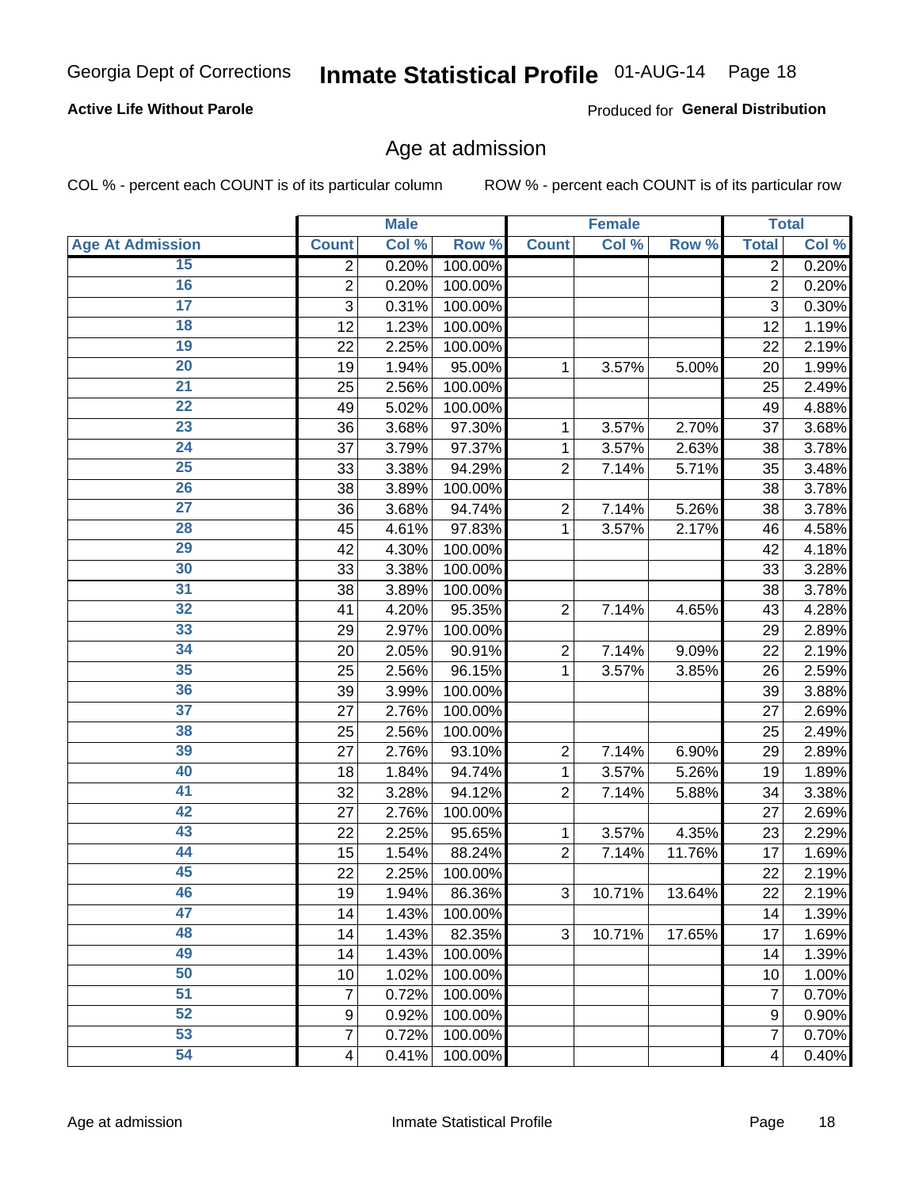## Active Life Without Parole

Produced for **General Distribution**

# Age at admission

COL % - percent each COUNT is of its particular column

ROW % - percent each COUNT is of its particular row

| Age At Admission | Male | | | Female | | | Total | |
|---|---|---|---|---|---|---|---|---|
| | Count | Col % | Row % | Count | Col % | Row % | Total | Col % |
| 15 | 2 | 0.20% | 100.00% | | | | 2 | 0.20% |
| 16 | 2 | 0.20% | 100.00% | | | | 2 | 0.20% |
| 17 | 3 | 0.31% | 100.00% | | | | 3 | 0.30% |
| 18 | 12 | 1.23% | 100.00% | | | | 12 | 1.19% |
| 19 | 22 | 2.25% | 100.00% | | | | 22 | 2.19% |
| 20 | 19 | 1.94% | 95.00% | 1 | 3.57% | 5.00% | 20 | 1.99% |
| 21 | 25 | 2.56% | 100.00% | | | | 25 | 2.49% |
| 22 | 49 | 5.02% | 100.00% | | | | 49 | 4.88% |
| 23 | 36 | 3.68% | 97.30% | 1 | 3.57% | 2.70% | 37 | 3.68% |
| 24 | 37 | 3.79% | 97.37% | 1 | 3.57% | 2.63% | 38 | 3.78% |
| 25 | 33 | 3.38% | 94.29% | 2 | 7.14% | 5.71% | 35 | 3.48% |
| 26 | 38 | 3.89% | 100.00% | | | | 38 | 3.78% |
| 27 | 36 | 3.68% | 94.74% | 2 | 7.14% | 5.26% | 38 | 3.78% |
| 28 | 45 | 4.61% | 97.83% | 1 | 3.57% | 2.17% | 46 | 4.58% |
| 29 | 42 | 4.30% | 100.00% | | | | 42 | 4.18% |
| 30 | 33 | 3.38% | 100.00% | | | | 33 | 3.28% |
| 31 | 38 | 3.89% | 100.00% | | | | 38 | 3.78% |
| 32 | 41 | 4.20% | 95.35% | 2 | 7.14% | 4.65% | 43 | 4.28% |
| 33 | 29 | 2.97% | 100.00% | | | | 29 | 2.89% |
| 34 | 20 | 2.05% | 90.91% | 2 | 7.14% | 9.09% | 22 | 2.19% |
| 35 | 25 | 2.56% | 96.15% | 1 | 3.57% | 3.85% | 26 | 2.59% |
| 36 | 39 | 3.99% | 100.00% | | | | 39 | 3.88% |
| 37 | 27 | 2.76% | 100.00% | | | | 27 | 2.69% |
| 38 | 25 | 2.56% | 100.00% | | | | 25 | 2.49% |
| 39 | 27 | 2.76% | 93.10% | 2 | 7.14% | 6.90% | 29 | 2.89% |
| 40 | 18 | 1.84% | 94.74% | 1 | 3.57% | 5.26% | 19 | 1.89% |
| 41 | 32 | 3.28% | 94.12% | 2 | 7.14% | 5.88% | 34 | 3.38% |
| 42 | 27 | 2.76% | 100.00% | | | | 27 | 2.69% |
| 43 | 22 | 2.25% | 95.65% | 1 | 3.57% | 4.35% | 23 | 2.29% |
| 44 | 15 | 1.54% | 88.24% | 2 | 7.14% | 11.76% | 17 | 1.69% |
| 45 | 22 | 2.25% | 100.00% | | | | 22 | 2.19% |
| 46 | 19 | 1.94% | 86.36% | 3 | 10.71% | 13.64% | 22 | 2.19% |
| 47 | 14 | 1.43% | 100.00% | | | | 14 | 1.39% |
| 48 | 14 | 1.43% | 82.35% | 3 | 10.71% | 17.65% | 17 | 1.69% |
| 49 | 14 | 1.43% | 100.00% | | | | 14 | 1.39% |
| 50 | 10 | 1.02% | 100.00% | | | | 10 | 1.00% |
| 51 | 7 | 0.72% | 100.00% | | | | 7 | 0.70% |
| 52 | 9 | 0.92% | 100.00% | | | | 9 | 0.90% |
| 53 | 7 | 0.72% | 100.00% | | | | 7 | 0.70% |
| 54 | 4 | 0.41% | 100.00% | | | | 4 | 0.40% |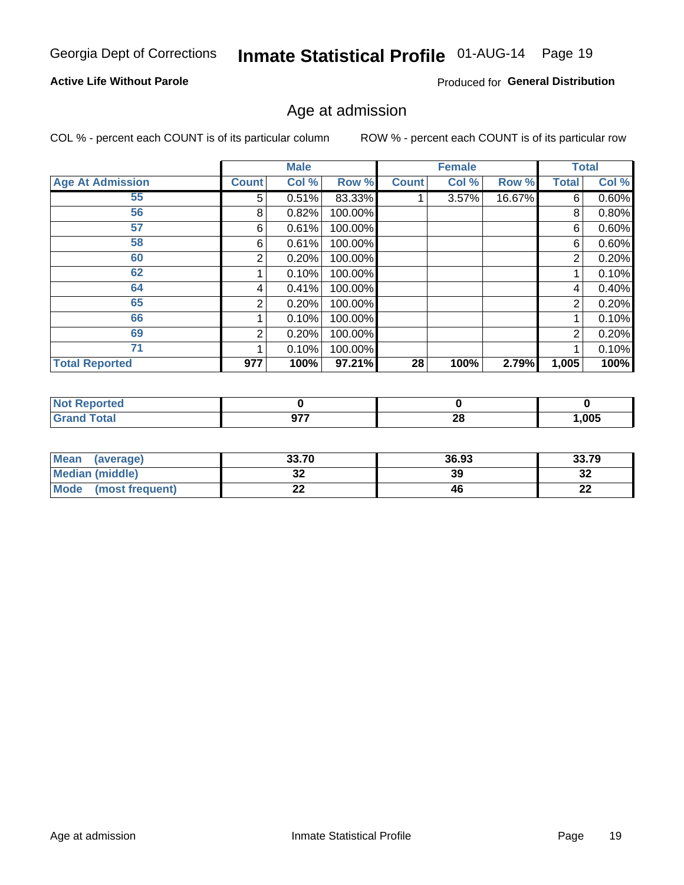**Active Life Without Parole**

Produced for **General Distribution**

## Age at admission

COL % - percent each COUNT is of its particular column

ROW % - percent each COUNT is of its particular row

| | Male | | | Female | | | Total | |
|---|---|---|---|---|---|---|---|---|
| **Age At Admission** | **Count** | **Col %** | **Row %** | **Count** | **Col %** | **Row %** | **Total** | **Col %** |
| 55 | 5 | 0.51% | 83.33% | 1 | 3.57% | 16.67% | 6 | 0.60% |
| 56 | 8 | 0.82% | 100.00% | | | | 8 | 0.80% |
| 57 | 6 | 0.61% | 100.00% | | | | 6 | 0.60% |
| 58 | 6 | 0.61% | 100.00% | | | | 6 | 0.60% |
| 60 | 2 | 0.20% | 100.00% | | | | 2 | 0.20% |
| 62 | 1 | 0.10% | 100.00% | | | | 1 | 0.10% |
| 64 | 4 | 0.41% | 100.00% | | | | 4 | 0.40% |
| 65 | 2 | 0.20% | 100.00% | | | | 2 | 0.20% |
| 66 | 1 | 0.10% | 100.00% | | | | 1 | 0.10% |
| 69 | 2 | 0.20% | 100.00% | | | | 2 | 0.20% |
| 71 | 1 | 0.10% | 100.00% | | | | 1 | 0.10% |
| **Total Reported** | **977** | **100%** | **97.21%** | **28** | **100%** | **2.79%** | **1,005** | **100%** |

| | Male | Female | Total |
|---|---|---|---|
| **Not Reported** | **0** | **0** | **0** |
| **Grand Total** | **977** | **28** | **1,005** |

| | Male | Female | Total |
|---|---|---|---|
| **Mean (average)** | **33.70** | **36.93** | **33.79** |
| **Median (middle)** | **32** | **39** | **32** |
| **Mode (most frequent)** | **22** | **46** | **22** |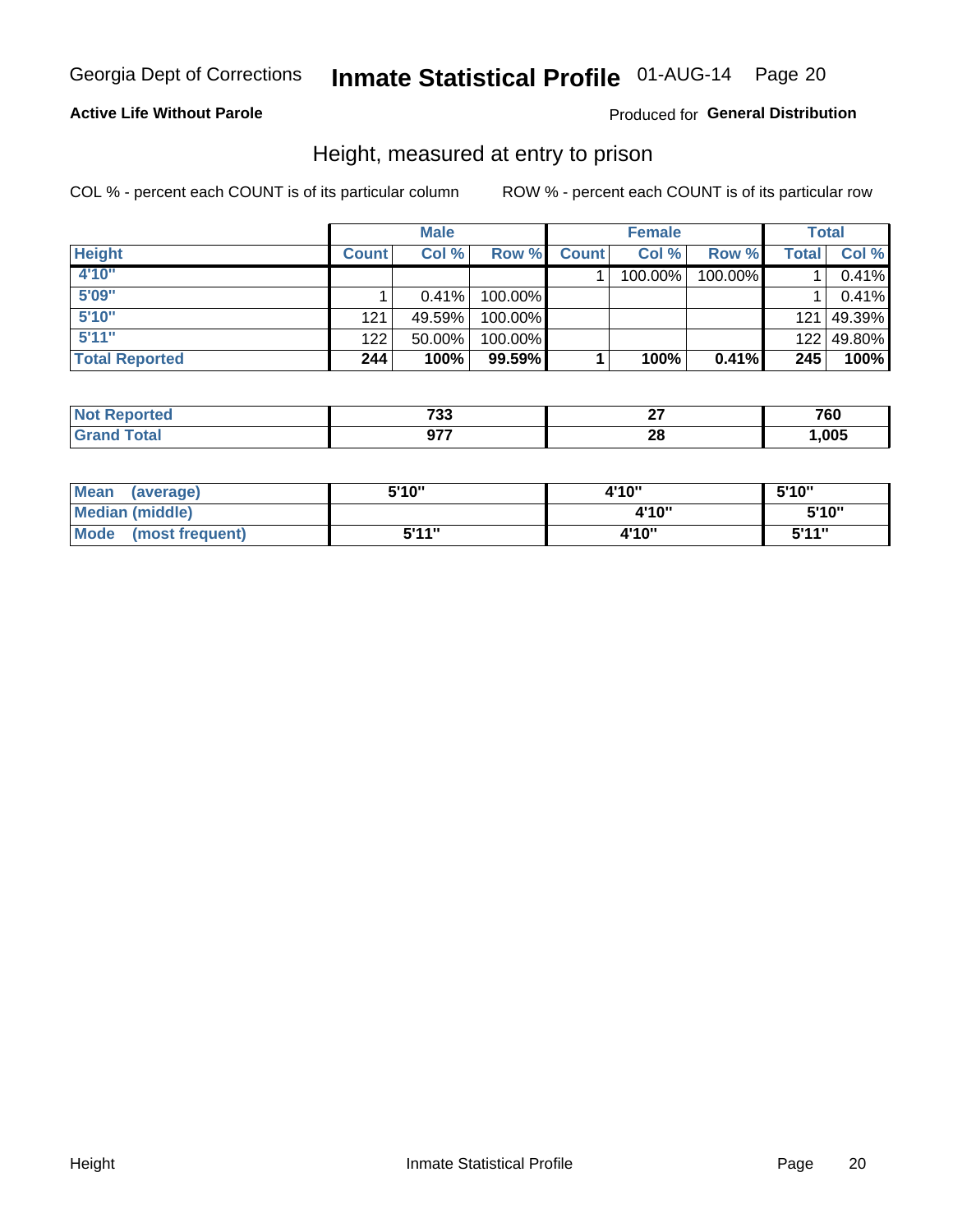Georgia Dept of Corrections **Inmate Statistical Profile** 01-AUG-14

**Active Life Without Parole**

Produced for **General Distribution**

## Height, measured at entry to prison

COL % - percent each COUNT is of its particular column ROW % - percent each COUNT is of its particular row

| | Male | | | Female | | | Total | |
|---|---|---|---|---|---|---|---|---|
| **Height** | **Count** | **Col %** | **Row %** | **Count** | **Col %** | **Row %** | **Total** | **Col %** |
| 4'10" | | | | 1 | 100.00% | 100.00% | 1 | 0.41% |
| 5'09" | 1 | 0.41% | 100.00% | | | | 1 | 0.41% |
| 5'10" | 121 | 49.59% | 100.00% | | | | 121 | 49.39% |
| 5'11" | 122 | 50.00% | 100.00% | | | | 122 | 49.80% |
| **Total Reported** | **244** | **100%** | **99.59%** | **1** | **100%** | **0.41%** | **245** | **100%** |

| | Male | Female | Total |
|---|---|---|---|
| **Not Reported** | **733** | **27** | **760** |
| **Grand Total** | **977** | **28** | **1,005** |

| | Male | Female | Total |
|---|---|---|---|
| **Mean (average)** | **5'10"** | **4'10"** | **5'10"** |
| **Median (middle)** | | **4'10"** | **5'10"** |
| **Mode (most frequent)** | **5'11"** | **4'10"** | **5'11"** |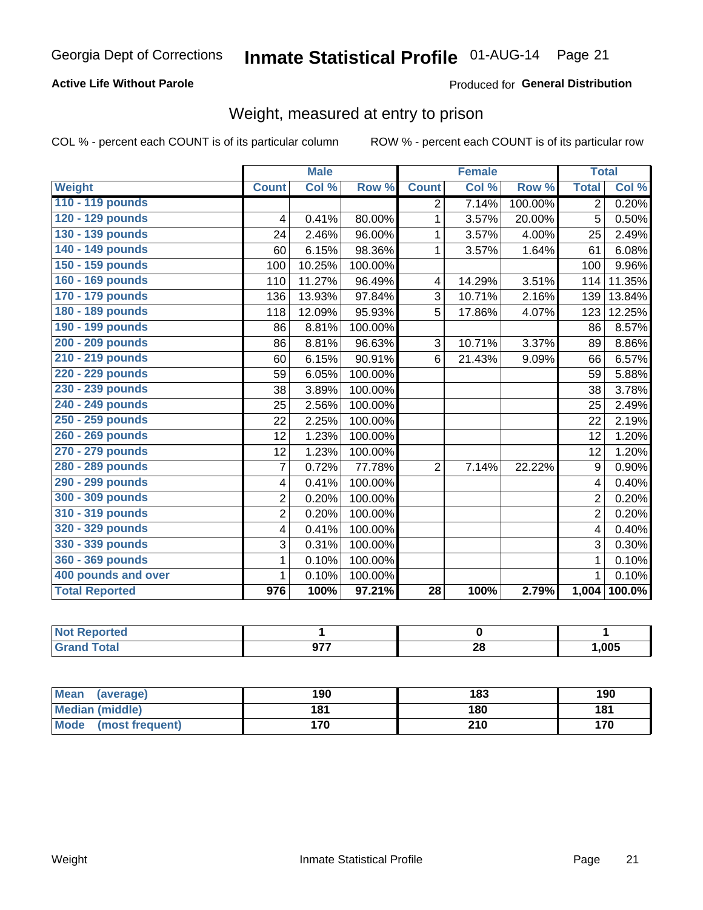Georgia Dept of Corrections **Inmate Statistical Profile** 01-AUG-14

**Active Life Without Parole**

Produced for **General Distribution**

## Weight, measured at entry to prison

COL % - percent each COUNT is of its particular column    ROW % - percent each COUNT is of its particular row

| | Male | | | Female | | | Total | |
|---|---|---|---|---|---|---|---|---|
| **Weight** | **Count** | **Col %** | **Row %** | **Count** | **Col %** | **Row %** | **Total** | **Col %** |
| **110 - 119 pounds** | | | | 2 | 7.14% | 100.00% | 2 | 0.20% |
| **120 - 129 pounds** | 4 | 0.41% | 80.00% | 1 | 3.57% | 20.00% | 5 | 0.50% |
| **130 - 139 pounds** | 24 | 2.46% | 96.00% | 1 | 3.57% | 4.00% | 25 | 2.49% |
| **140 - 149 pounds** | 60 | 6.15% | 98.36% | 1 | 3.57% | 1.64% | 61 | 6.08% |
| **150 - 159 pounds** | 100 | 10.25% | 100.00% | | | | 100 | 9.96% |
| **160 - 169 pounds** | 110 | 11.27% | 96.49% | 4 | 14.29% | 3.51% | 114 | 11.35% |
| **170 - 179 pounds** | 136 | 13.93% | 97.84% | 3 | 10.71% | 2.16% | 139 | 13.84% |
| **180 - 189 pounds** | 118 | 12.09% | 95.93% | 5 | 17.86% | 4.07% | 123 | 12.25% |
| **190 - 199 pounds** | 86 | 8.81% | 100.00% | | | | 86 | 8.57% |
| **200 - 209 pounds** | 86 | 8.81% | 96.63% | 3 | 10.71% | 3.37% | 89 | 8.86% |
| **210 - 219 pounds** | 60 | 6.15% | 90.91% | 6 | 21.43% | 9.09% | 66 | 6.57% |
| **220 - 229 pounds** | 59 | 6.05% | 100.00% | | | | 59 | 5.88% |
| **230 - 239 pounds** | 38 | 3.89% | 100.00% | | | | 38 | 3.78% |
| **240 - 249 pounds** | 25 | 2.56% | 100.00% | | | | 25 | 2.49% |
| **250 - 259 pounds** | 22 | 2.25% | 100.00% | | | | 22 | 2.19% |
| **260 - 269 pounds** | 12 | 1.23% | 100.00% | | | | 12 | 1.20% |
| **270 - 279 pounds** | 12 | 1.23% | 100.00% | | | | 12 | 1.20% |
| **280 - 289 pounds** | 7 | 0.72% | 77.78% | 2 | 7.14% | 22.22% | 9 | 0.90% |
| **290 - 299 pounds** | 4 | 0.41% | 100.00% | | | | 4 | 0.40% |
| **300 - 309 pounds** | 2 | 0.20% | 100.00% | | | | 2 | 0.20% |
| **310 - 319 pounds** | 2 | 0.20% | 100.00% | | | | 2 | 0.20% |
| **320 - 329 pounds** | 4 | 0.41% | 100.00% | | | | 4 | 0.40% |
| **330 - 339 pounds** | 3 | 0.31% | 100.00% | | | | 3 | 0.30% |
| **360 - 369 pounds** | 1 | 0.10% | 100.00% | | | | 1 | 0.10% |
| **400 pounds and over** | 1 | 0.10% | 100.00% | | | | 1 | 0.10% |
| **Total Reported** | **976** | **100%** | **97.21%** | **28** | **100%** | **2.79%** | **1,004** | **100.0%** |

| | Male | Female | Total |
|---|---|---|---|
| **Not Reported** | **1** | **0** | **1** |
| **Grand Total** | **977** | **28** | **1,005** |

| | Male | Female | Total |
|---|---|---|---|
| **Mean (average)** | **190** | **183** | **190** |
| **Median (middle)** | **181** | **180** | **181** |
| **Mode (most frequent)** | **170** | **210** | **170** |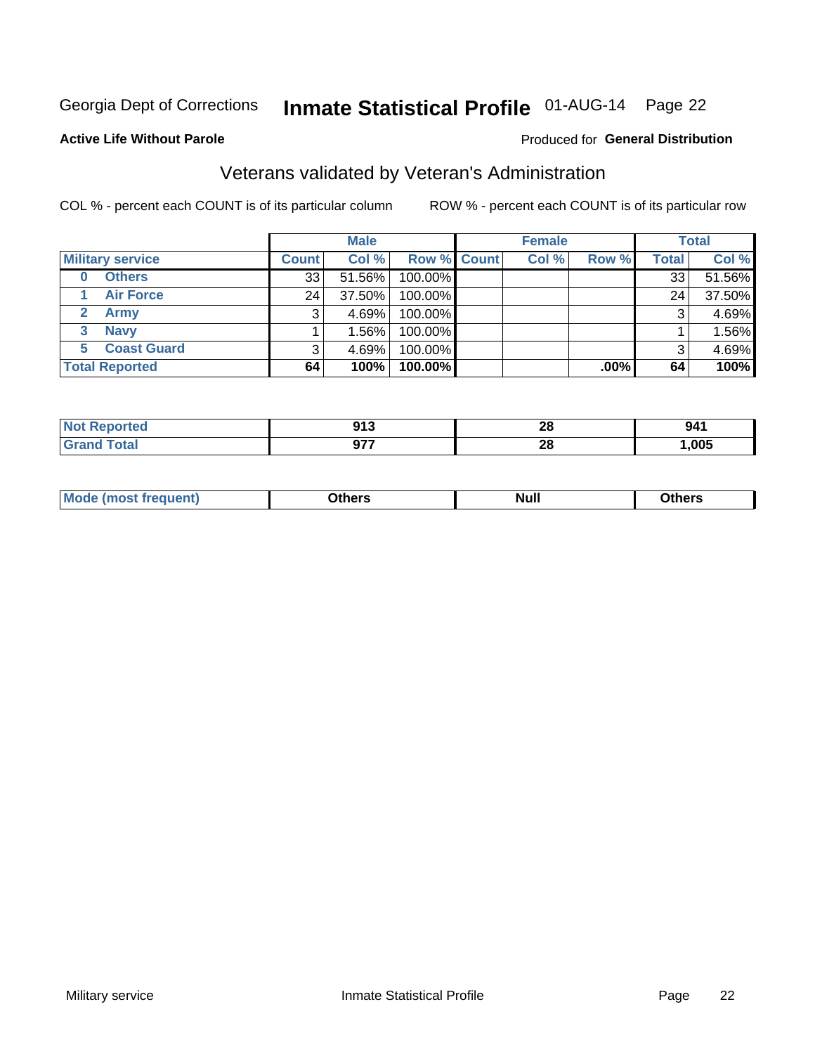Georgia Dept of Corrections **Inmate Statistical Profile** 01-AUG-14 Page 22

**Active Life Without Parole**

Produced for **General Distribution**

## Veterans validated by Veteran's Administration

COL % - percent each COUNT is of its particular column

ROW % - percent each COUNT is of its particular row

| | Male | | | Female | | | Total | |
|---|---|---|---|---|---|---|---|---|
| **Military service** | **Count** | **Col %** | **Row %** | **Count** | **Col %** | **Row %** | **Total** | **Col %** |
| **0 Others** | 33 | 51.56% | 100.00% | | | | 33 | 51.56% |
| **1 Air Force** | 24 | 37.50% | 100.00% | | | | 24 | 37.50% |
| **2 Army** | 3 | 4.69% | 100.00% | | | | 3 | 4.69% |
| **3 Navy** | 1 | 1.56% | 100.00% | | | | 1 | 1.56% |
| **5 Coast Guard** | 3 | 4.69% | 100.00% | | | | 3 | 4.69% |
| **Total Reported** | **64** | **100%** | **100.00%** | | | **.00%** | **64** | **100%** |

| | Male | Female | Total |
|---|---|---|---|
| **Not Reported** | **913** | **28** | **941** |
| **Grand Total** | **977** | **28** | **1,005** |

| | Male | Female | Total |
|---|---|---|---|
| **Mode (most frequent)** | **Others** | **Null** | **Others** |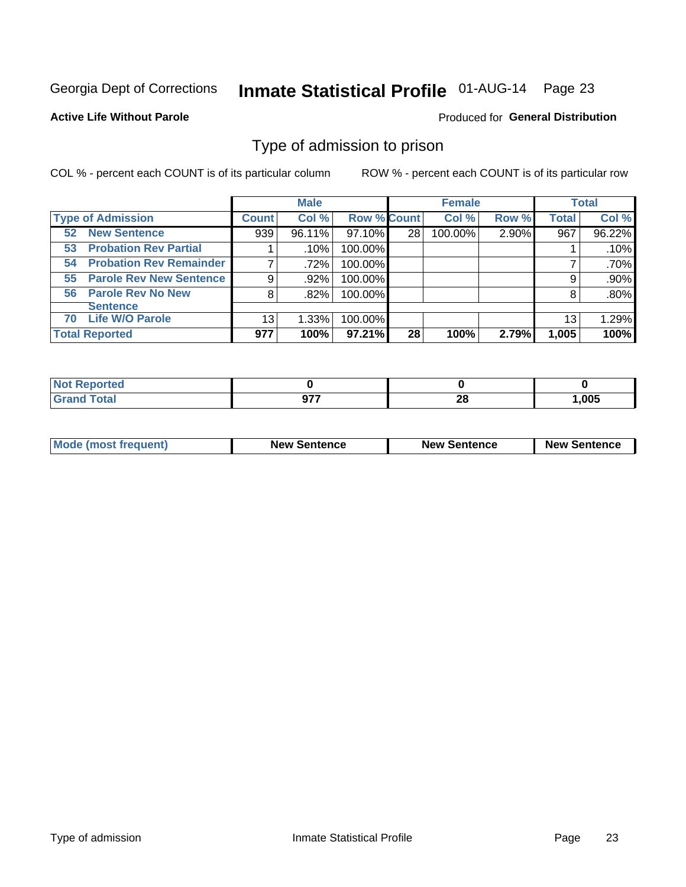Georgia Dept of Corrections **Inmate Statistical Profile** 01-AUG-14

**Active Life Without Parole**

Produced for **General Distribution**

## Type of admission to prison

COL % - percent each COUNT is of its particular column

ROW % - percent each COUNT is of its particular row

| | Male | | | Female | | | Total | |
|---|---|---|---|---|---|---|---|---|
| **Type of Admission** | **Count** | **Col %** | **Row %** | **Count** | **Col %** | **Row %** | **Total** | **Col %** |
| **52 New Sentence** | 939 | 96.11% | 97.10% | 28 | 100.00% | 2.90% | 967 | 96.22% |
| **53 Probation Rev Partial** | 1 | .10% | 100.00% | | | | 1 | .10% |
| **54 Probation Rev Remainder** | 7 | .72% | 100.00% | | | | 7 | .70% |
| **55 Parole Rev New Sentence** | 9 | .92% | 100.00% | | | | 9 | .90% |
| **56 Parole Rev No New Sentence** | 8 | .82% | 100.00% | | | | 8 | .80% |
| **70 Life W/O Parole** | 13 | 1.33% | 100.00% | | | | 13 | 1.29% |
| **Total Reported** | **977** | **100%** | **97.21%** | **28** | **100%** | **2.79%** | **1,005** | **100%** |

| | Male | Female | Total |
|---|---|---|---|
| **Not Reported** | **0** | **0** | **0** |
| **Grand Total** | **977** | **28** | **1,005** |

| | Male | Female | Total |
|---|---|---|---|
| **Mode (most frequent)** | **New Sentence** | **New Sentence** | **New Sentence** |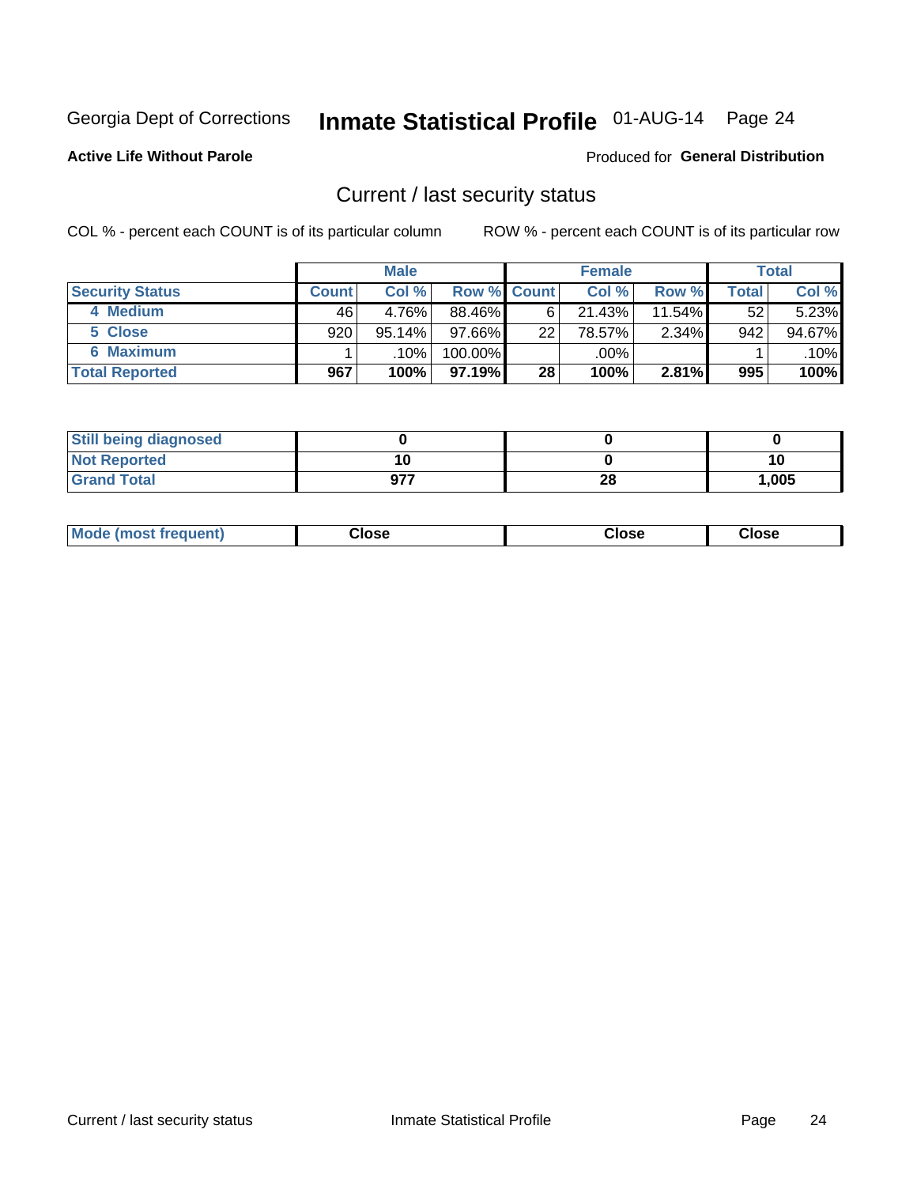Georgia Dept of Corrections **Inmate Statistical Profile** 01-AUG-14 Page 24

**Active Life Without Parole**

Produced for **General Distribution**

## Current / last security status

COL % - percent each COUNT is of its particular column

ROW % - percent each COUNT is of its particular row

| | Male | | | Female | | | Total | |
|---|---|---|---|---|---|---|---|---|
| **Security Status** | **Count** | **Col %** | **Row %** | **Count** | **Col %** | **Row %** | **Total** | **Col %** |
| **4 Medium** | 46 | 4.76% | 88.46% | 6 | 21.43% | 11.54% | 52 | 5.23% |
| **5 Close** | 920 | 95.14% | 97.66% | 22 | 78.57% | 2.34% | 942 | 94.67% |
| **6 Maximum** | 1 | .10% | 100.00% | | .00% | | 1 | .10% |
| **Total Reported** | **967** | **100%** | **97.19%** | **28** | **100%** | **2.81%** | **995** | **100%** |

| | Male | Female | Total |
|---|---|---|---|
| **Still being diagnosed** | **0** | **0** | **0** |
| **Not Reported** | **10** | **0** | **10** |
| **Grand Total** | **977** | **28** | **1,005** |

| | Male | Female | Total |
|---|---|---|---|
| **Mode (most frequent)** | **Close** | **Close** | **Close** |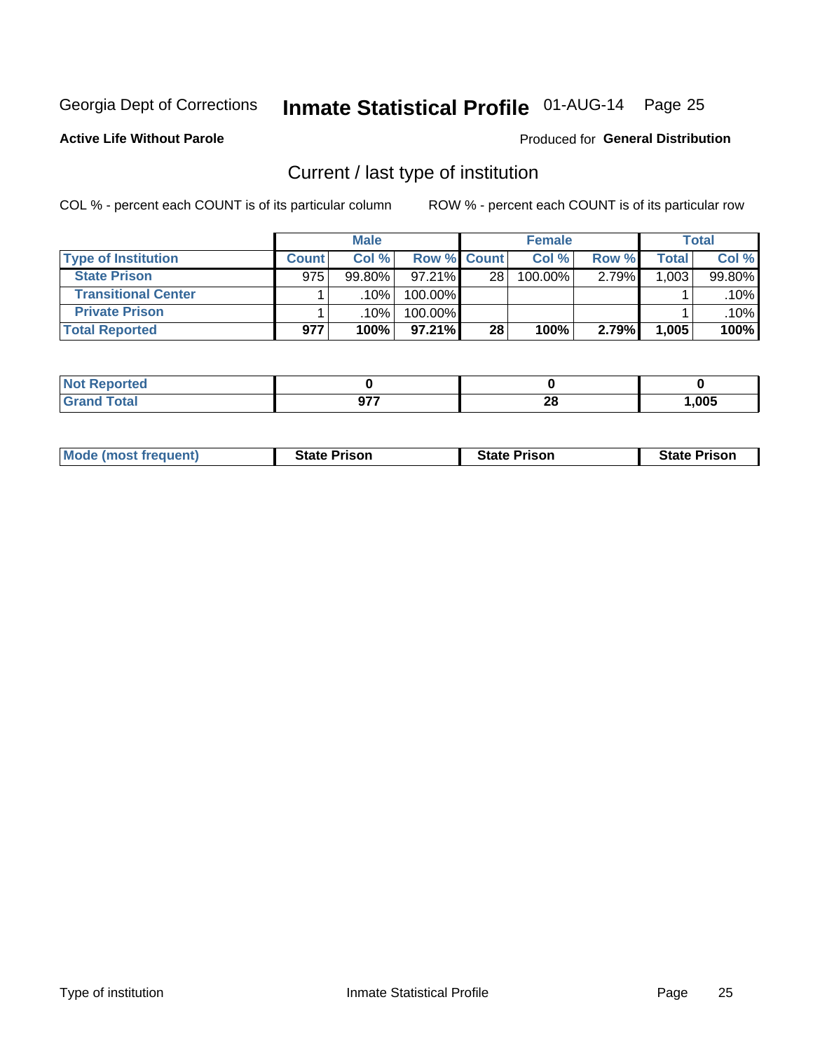Georgia Dept of Corrections **Inmate Statistical Profile** 01-AUG-14

**Active Life Without Parole**

Produced for **General Distribution**

## Current / last type of institution

COL % - percent each COUNT is of its particular column

ROW % - percent each COUNT is of its particular row

| | Male | | | Female | | | Total | |
|---|---|---|---|---|---|---|---|---|
| **Type of Institution** | **Count** | **Col %** | **Row %** | **Count** | **Col %** | **Row %** | **Total** | **Col %** |
| **State Prison** | 975 | 99.80% | 97.21% | 28 | 100.00% | 2.79% | 1,003 | 99.80% |
| **Transitional Center** | 1 | .10% | 100.00% | | | | 1 | .10% |
| **Private Prison** | 1 | .10% | 100.00% | | | | 1 | .10% |
| **Total Reported** | **977** | **100%** | **97.21%** | **28** | **100%** | **2.79%** | **1,005** | **100%** |

| | Male | Female | Total |
|---|---|---|---|
| **Not Reported** | **0** | **0** | **0** |
| **Grand Total** | **977** | **28** | **1,005** |

| | Male | Female | Total |
|---|---|---|---|
| **Mode (most frequent)** | **State Prison** | **State Prison** | **State Prison** |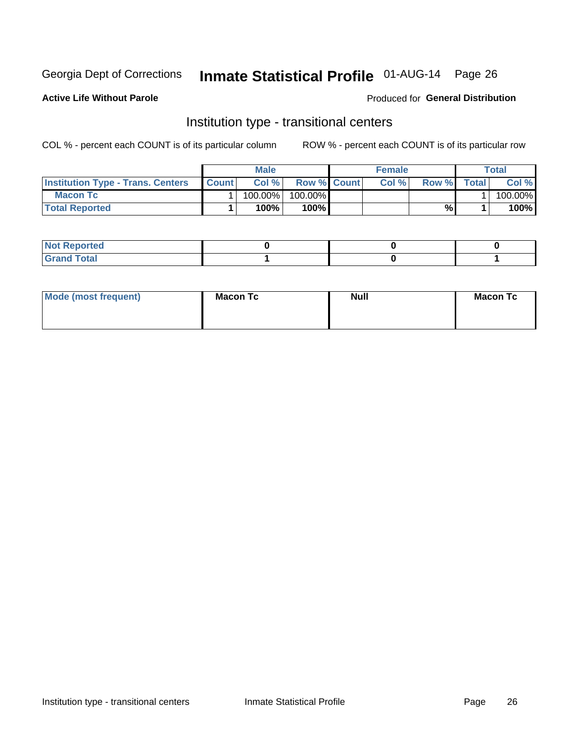Georgia Dept of Corrections **Inmate Statistical Profile** 01-AUG-14

**Active Life Without Parole**

Produced for **General Distribution**

## Institution type - transitional centers

COL % - percent each COUNT is of its particular column

ROW % - percent each COUNT is of its particular row

| | Male | | | Female | | | Total | |
|---|---|---|---|---|---|---|---|---|
| **Institution Type - Trans. Centers** | **Count** | **Col %** | **Row %** | **Count** | **Col %** | **Row %** | **Total** | **Col %** |
| **Macon Tc** | 1 | 100.00% | 100.00% | | | | 1 | 100.00% |
| **Total Reported** | **1** | **100%** | **100%** | | | **%** | **1** | **100%** |

| | Male | Female | Total |
|---|---|---|---|
| **Not Reported** | **0** | **0** | **0** |
| **Grand Total** | **1** | **0** | **1** |

| | Male | Female | Total |
|---|---|---|---|
| **Mode (most frequent)** | **Macon Tc** | **Null** | **Macon Tc** |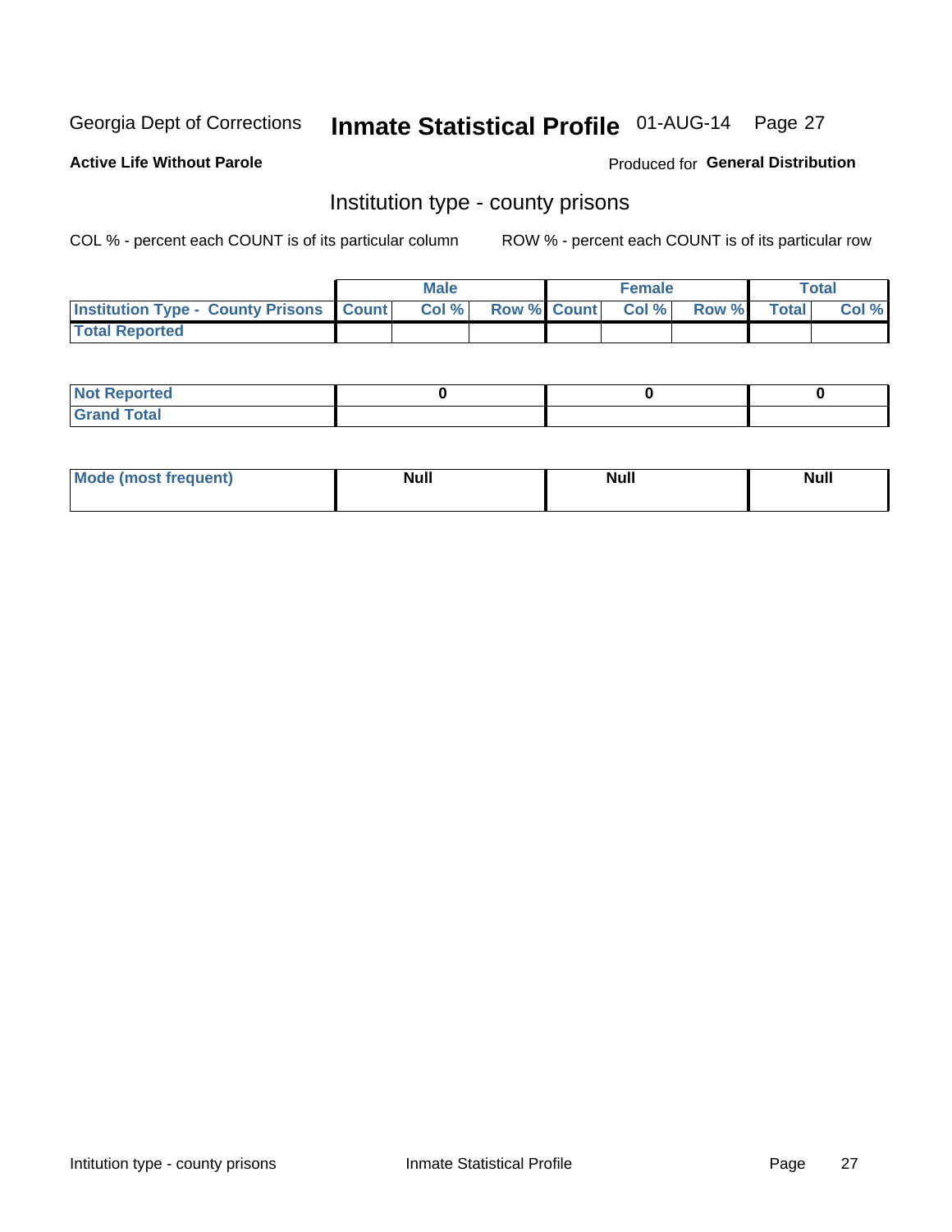Georgia Dept of Corrections **Inmate Statistical Profile** 01-AUG-14

**Active Life Without Parole**

Produced for **General Distribution**

## Institution type - county prisons

COL % - percent each COUNT is of its particular column

ROW % - percent each COUNT is of its particular row

| | Male | | | Female | | | Total | |
|---|---|---|---|---|---|---|---|---|
| **Institution Type - County Prisons** | **Count** | **Col %** | **Row %** | **Count** | **Col %** | **Row %** | **Total** | **Col %** |
| **Total Reported** | | | | | | | | |
| **Not Reported** | 0 | | | 0 | | | 0 | |
| **Grand Total** | | | | | | | | |

| | Male | Female | Total |
|---|---|---|---|
| **Mode (most frequent)** | **Null** | **Null** | **Null** |

Intitution type - county prisons — Inmate Statistical Profile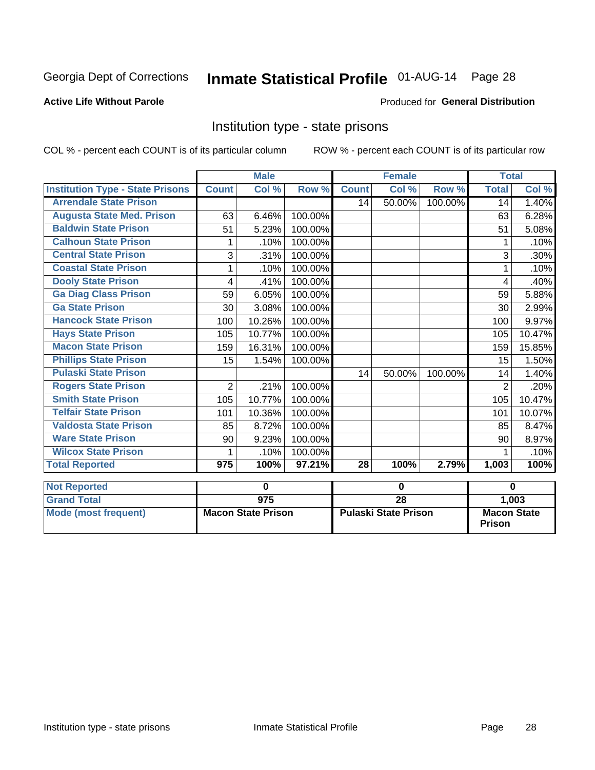Georgia Dept of Corrections **Inmate Statistical Profile** 01-AUG-14 Page 28

**Active Life Without Parole**

Produced for **General Distribution**

## Institution type - state prisons

COL % - percent each COUNT is of its particular column ROW % - percent each COUNT is of its particular row

| | Male | | | Female | | | Total | |
|---|---|---|---|---|---|---|---|---|
| **Institution Type - State Prisons** | **Count** | **Col %** | **Row %** | **Count** | **Col %** | **Row %** | **Total** | **Col %** |
| Arrendale State Prison | | | | 14 | 50.00% | 100.00% | 14 | 1.40% |
| Augusta State Med. Prison | 63 | 6.46% | 100.00% | | | | 63 | 6.28% |
| Baldwin State Prison | 51 | 5.23% | 100.00% | | | | 51 | 5.08% |
| Calhoun State Prison | 1 | .10% | 100.00% | | | | 1 | .10% |
| Central State Prison | 3 | .31% | 100.00% | | | | 3 | .30% |
| Coastal State Prison | 1 | .10% | 100.00% | | | | 1 | .10% |
| Dooly State Prison | 4 | .41% | 100.00% | | | | 4 | .40% |
| Ga Diag Class Prison | 59 | 6.05% | 100.00% | | | | 59 | 5.88% |
| Ga State Prison | 30 | 3.08% | 100.00% | | | | 30 | 2.99% |
| Hancock State Prison | 100 | 10.26% | 100.00% | | | | 100 | 9.97% |
| Hays State Prison | 105 | 10.77% | 100.00% | | | | 105 | 10.47% |
| Macon State Prison | 159 | 16.31% | 100.00% | | | | 159 | 15.85% |
| Phillips State Prison | 15 | 1.54% | 100.00% | | | | 15 | 1.50% |
| Pulaski State Prison | | | | 14 | 50.00% | 100.00% | 14 | 1.40% |
| Rogers State Prison | 2 | .21% | 100.00% | | | | 2 | .20% |
| Smith State Prison | 105 | 10.77% | 100.00% | | | | 105 | 10.47% |
| Telfair State Prison | 101 | 10.36% | 100.00% | | | | 101 | 10.07% |
| Valdosta State Prison | 85 | 8.72% | 100.00% | | | | 85 | 8.47% |
| Ware State Prison | 90 | 9.23% | 100.00% | | | | 90 | 8.97% |
| Wilcox State Prison | 1 | .10% | 100.00% | | | | 1 | .10% |
| **Total Reported** | **975** | **100%** | **97.21%** | **28** | **100%** | **2.79%** | **1,003** | **100%** |

| | Male | Female | Total |
|---|---|---|---|
| **Not Reported** | **0** | **0** | **0** |
| **Grand Total** | **975** | **28** | **1,003** |
| **Mode (most frequent)** | **Macon State Prison** | **Pulaski State Prison** | **Macon State Prison** |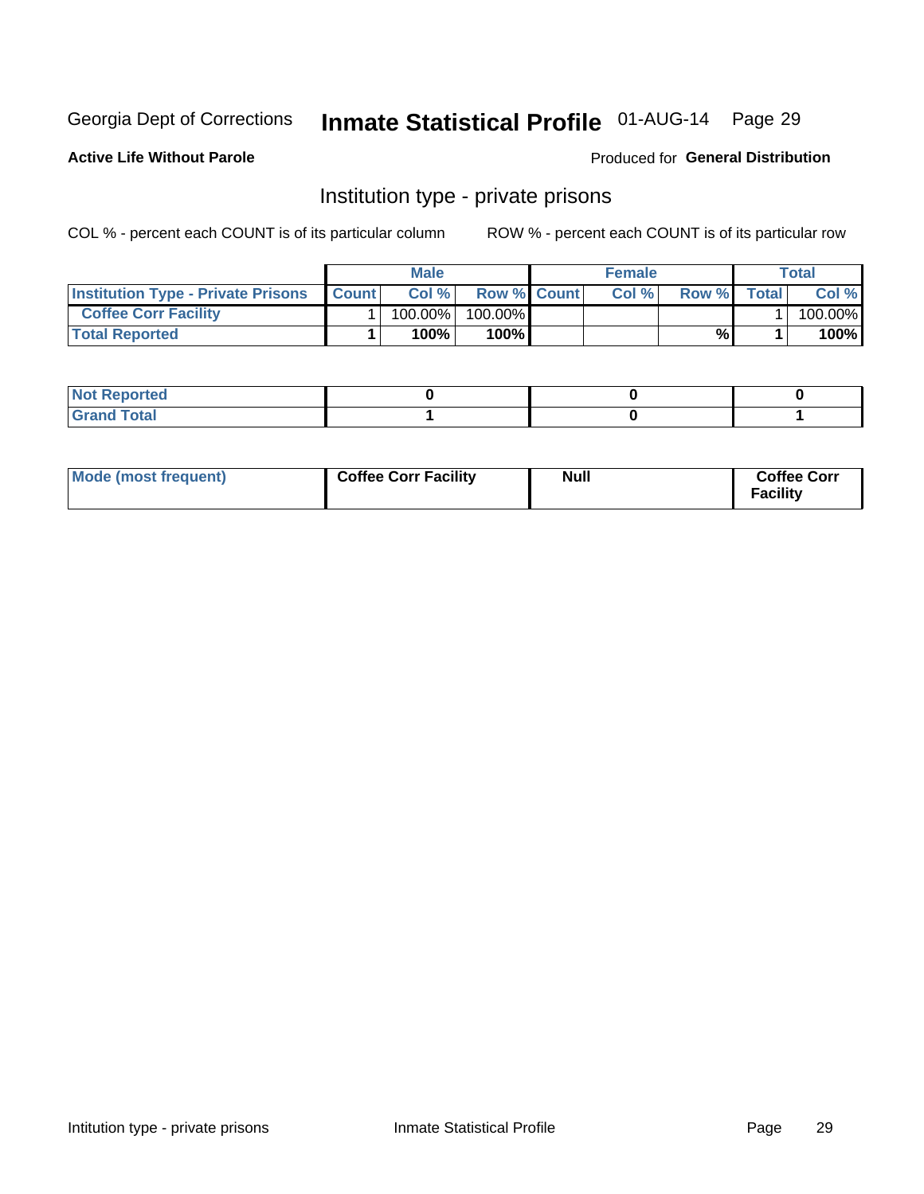Georgia Dept of Corrections **Inmate Statistical Profile** 01-AUG-14 Page 29

**Active Life Without Parole**

Produced for **General Distribution**

## Institution type - private prisons

COL % - percent each COUNT is of its particular column

ROW % - percent each COUNT is of its particular row

| | Male | | | Female | | | Total | |
|---|---|---|---|---|---|---|---|---|
| **Institution Type - Private Prisons** | **Count** | **Col %** | **Row %** | **Count** | **Col %** | **Row %** | **Total** | **Col %** |
| **Coffee Corr Facility** | 1 | 100.00% | 100.00% | | | | 1 | 100.00% |
| **Total Reported** | **1** | **100%** | **100%** | | | **%** | **1** | **100%** |

| | Male | Female | Total |
|---|---|---|---|
| **Not Reported** | **0** | **0** | **0** |
| **Grand Total** | **1** | **0** | **1** |

| | Male | Female | Total |
|---|---|---|---|
| **Mode (most frequent)** | **Coffee Corr Facility** | **Null** | **Coffee Corr Facility** |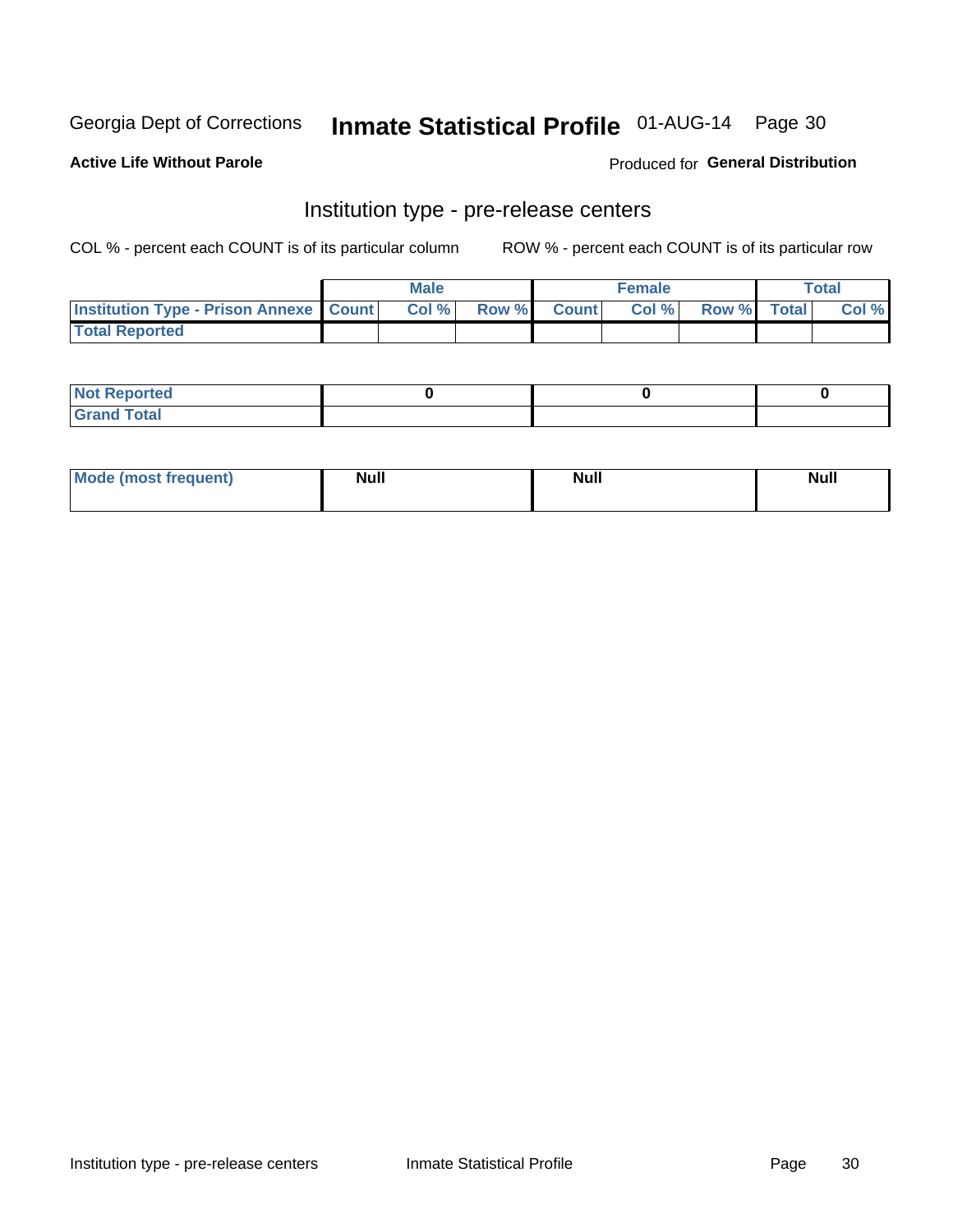Georgia Dept of Corrections **Inmate Statistical Profile** 01-AUG-14

**Active Life Without Parole**

Produced for **General Distribution**

## Institution type - pre-release centers

COL % - percent each COUNT is of its particular column    ROW % - percent each COUNT is of its particular row

| | Male | | | Female | | | Total | |
|---|---|---|---|---|---|---|---|---|
| Institution Type - Prison Annexe | Count | Col % | Row % | Count | Col % | Row % | Total | Col % |
| Total Reported | | | | | | | | |

| | Male | Female | Total |
|---|---|---|---|
| Not Reported | 0 | 0 | 0 |
| Grand Total | | | |

| | Male | Female | Total |
|---|---|---|---|
| Mode (most frequent) | Null | Null | Null |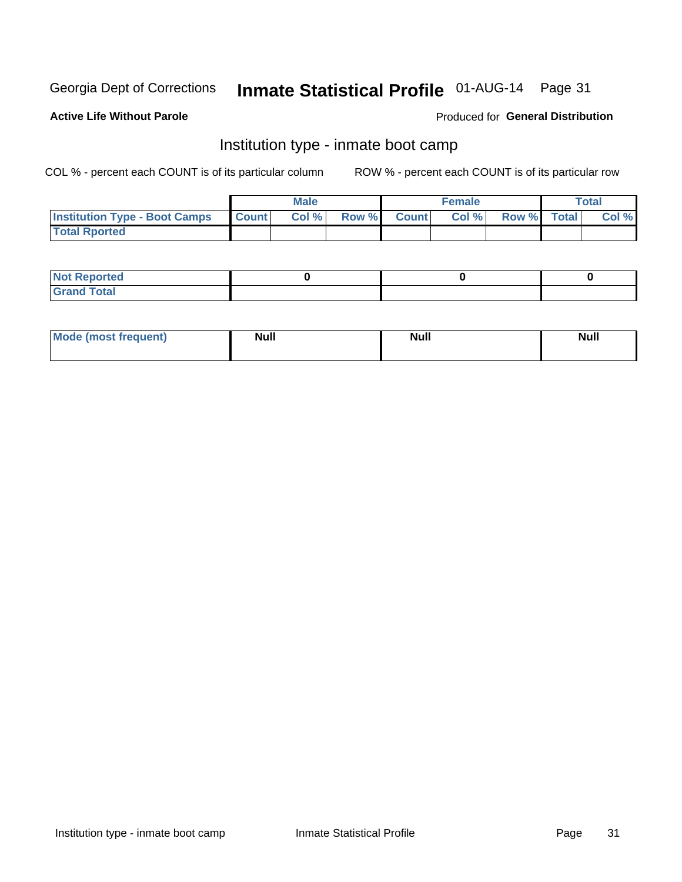Georgia Dept of Corrections **Inmate Statistical Profile** 01-AUG-14

**Active Life Without Parole**

Produced for **General Distribution**

## Institution type - inmate boot camp

COL % - percent each COUNT is of its particular column

ROW % - percent each COUNT is of its particular row

| | Male | | | Female | | | Total | |
|---|---|---|---|---|---|---|---|---|
| Institution Type - Boot Camps | Count | Col % | Row % | Count | Col % | Row % | Total | Col % |
| Total Rported | | | | | | | | |
| Not Reported | 0 | | | 0 | | | 0 | |
| Grand Total | | | | | | | | |

| Mode (most frequent) | Null | Null | Null |
|---|---|---|---|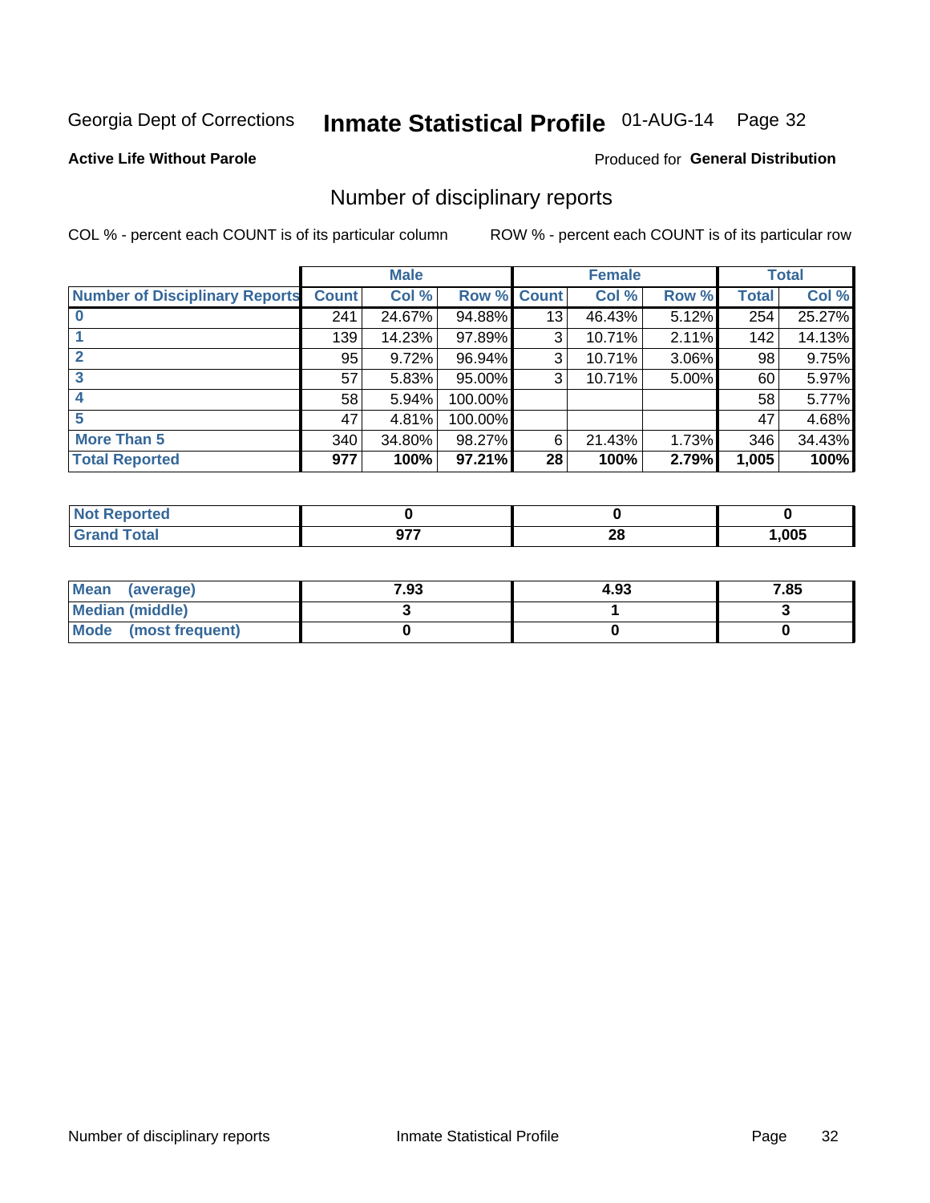Georgia Dept of Corrections **Inmate Statistical Profile** 01-AUG-14

**Active Life Without Parole**

Produced for **General Distribution**

## Number of disciplinary reports

COL % - percent each COUNT is of its particular column

ROW % - percent each COUNT is of its particular row

| | Male | | | Female | | | Total | |
|---|---|---|---|---|---|---|---|---|
| **Number of Disciplinary Reports** | **Count** | **Col %** | **Row %** | **Count** | **Col %** | **Row %** | **Total** | **Col %** |
| **0** | 241 | 24.67% | 94.88% | 13 | 46.43% | 5.12% | 254 | 25.27% |
| **1** | 139 | 14.23% | 97.89% | 3 | 10.71% | 2.11% | 142 | 14.13% |
| **2** | 95 | 9.72% | 96.94% | 3 | 10.71% | 3.06% | 98 | 9.75% |
| **3** | 57 | 5.83% | 95.00% | 3 | 10.71% | 5.00% | 60 | 5.97% |
| **4** | 58 | 5.94% | 100.00% | | | | 58 | 5.77% |
| **5** | 47 | 4.81% | 100.00% | | | | 47 | 4.68% |
| **More Than 5** | 340 | 34.80% | 98.27% | 6 | 21.43% | 1.73% | 346 | 34.43% |
| **Total Reported** | **977** | **100%** | **97.21%** | **28** | **100%** | **2.79%** | **1,005** | **100%** |

| | Male | Female | Total |
|---|---|---|---|
| **Not Reported** | **0** | **0** | **0** |
| **Grand Total** | **977** | **28** | **1,005** |

| | Male | Female | Total |
|---|---|---|---|
| **Mean (average)** | **7.93** | **4.93** | **7.85** |
| **Median (middle)** | **3** | **1** | **3** |
| **Mode (most frequent)** | **0** | **0** | **0** |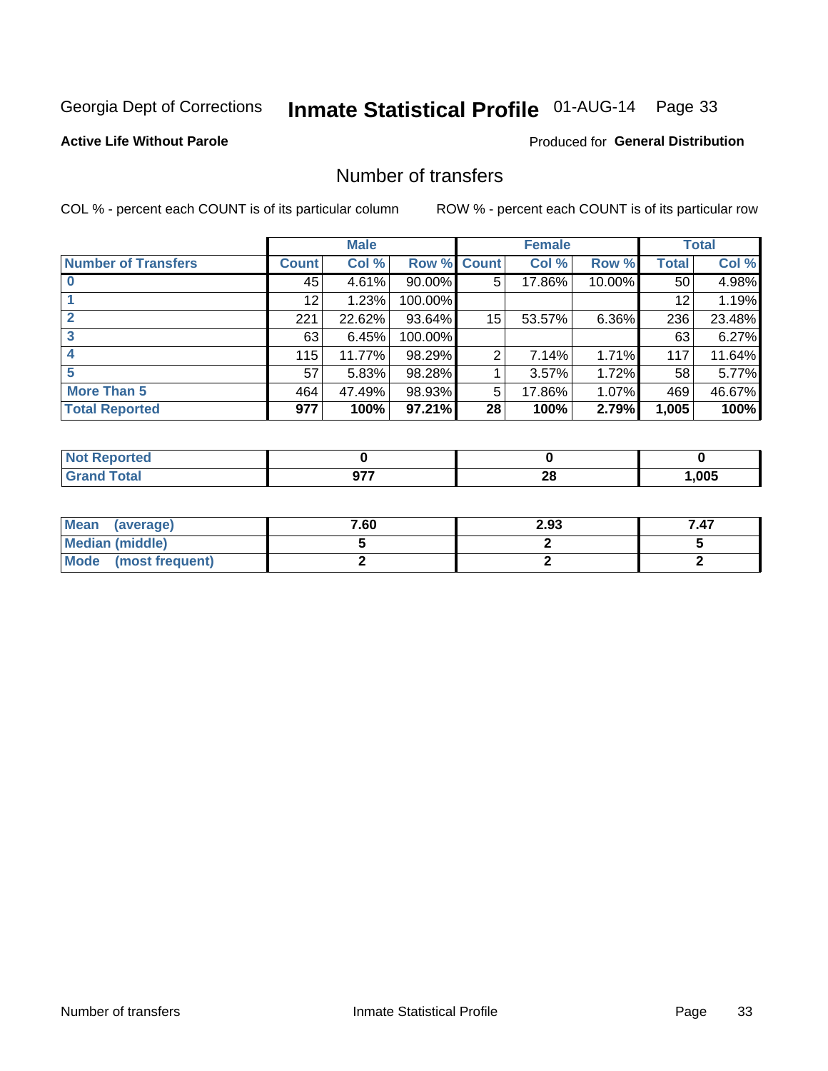Georgia Dept of Corrections **Inmate Statistical Profile** 01-AUG-14

**Active Life Without Parole**

Produced for **General Distribution**

## Number of transfers

COL % - percent each COUNT is of its particular column    ROW % - percent each COUNT is of its particular row

| | Male | | | Female | | | Total | |
|---|---|---|---|---|---|---|---|---|
| **Number of Transfers** | **Count** | **Col %** | **Row %** | **Count** | **Col %** | **Row %** | **Total** | **Col %** |
| **0** | 45 | 4.61% | 90.00% | 5 | 17.86% | 10.00% | 50 | 4.98% |
| **1** | 12 | 1.23% | 100.00% | | | | 12 | 1.19% |
| **2** | 221 | 22.62% | 93.64% | 15 | 53.57% | 6.36% | 236 | 23.48% |
| **3** | 63 | 6.45% | 100.00% | | | | 63 | 6.27% |
| **4** | 115 | 11.77% | 98.29% | 2 | 7.14% | 1.71% | 117 | 11.64% |
| **5** | 57 | 5.83% | 98.28% | 1 | 3.57% | 1.72% | 58 | 5.77% |
| **More Than 5** | 464 | 47.49% | 98.93% | 5 | 17.86% | 1.07% | 469 | 46.67% |
| **Total Reported** | **977** | **100%** | **97.21%** | **28** | **100%** | **2.79%** | **1,005** | **100%** |

| | Male | Female | Total |
|---|---|---|---|
| **Not Reported** | **0** | **0** | **0** |
| **Grand Total** | **977** | **28** | **1,005** |

| | Male | Female | Total |
|---|---|---|---|
| **Mean (average)** | **7.60** | **2.93** | **7.47** |
| **Median (middle)** | **5** | **2** | **5** |
| **Mode (most frequent)** | **2** | **2** | **2** |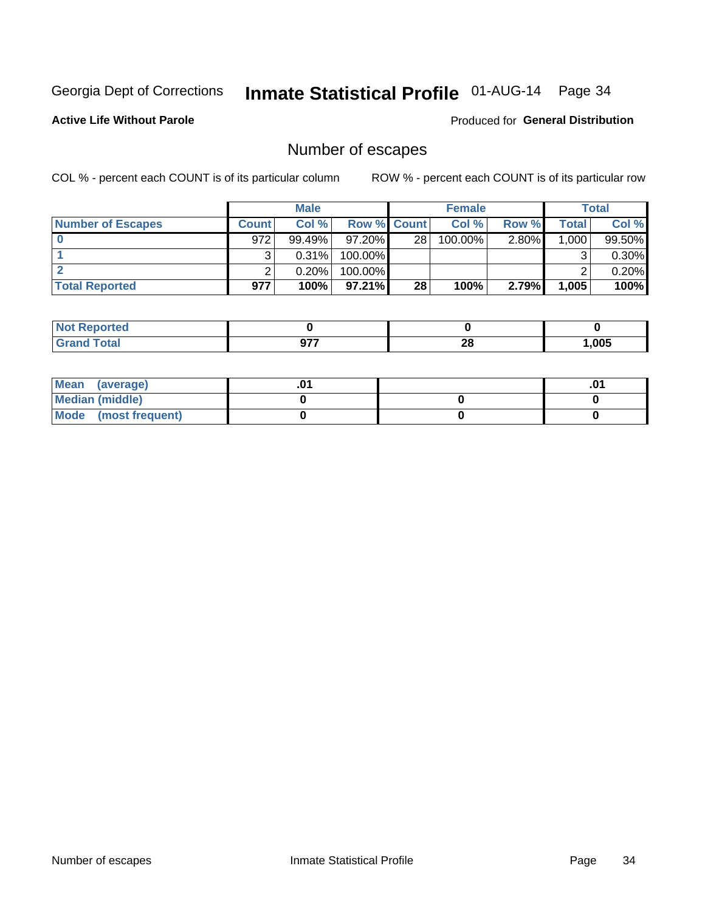Georgia Dept of Corrections **Inmate Statistical Profile** 01-AUG-14

**Active Life Without Parole**

Produced for **General Distribution**

## Number of escapes

COL % - percent each COUNT is of its particular column

ROW % - percent each COUNT is of its particular row

| | Male | | | Female | | | Total | |
|---|---|---|---|---|---|---|---|---|
| **Number of Escapes** | **Count** | **Col %** | **Row %** | **Count** | **Col %** | **Row %** | **Total** | **Col %** |
| **0** | 972 | 99.49% | 97.20% | 28 | 100.00% | 2.80% | 1,000 | 99.50% |
| **1** | 3 | 0.31% | 100.00% | | | | 3 | 0.30% |
| **2** | 2 | 0.20% | 100.00% | | | | 2 | 0.20% |
| **Total Reported** | **977** | **100%** | **97.21%** | **28** | **100%** | **2.79%** | **1,005** | **100%** |

| | Male | Female | Total |
|---|---|---|---|
| **Not Reported** | **0** | **0** | **0** |
| **Grand Total** | **977** | **28** | **1,005** |

| | Male | Female | Total |
|---|---|---|---|
| **Mean (average)** | **.01** | | **.01** |
| **Median (middle)** | **0** | **0** | **0** |
| **Mode (most frequent)** | **0** | **0** | **0** |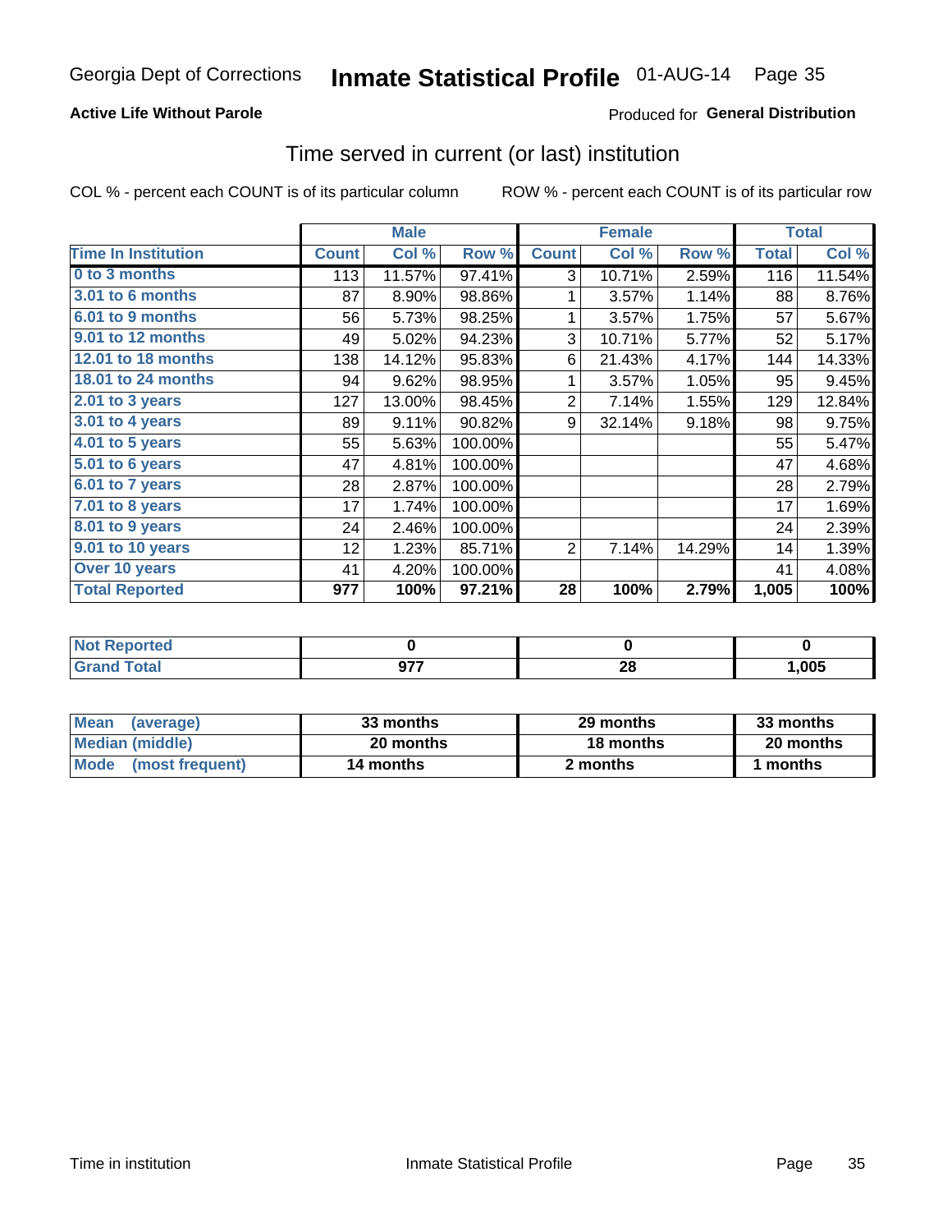Georgia Dept of Corrections **Inmate Statistical Profile** 01-AUG-14

**Active Life Without Parole**

Produced for **General Distribution**

## Time served in current (or last) institution

COL % - percent each COUNT is of its particular column

ROW % - percent each COUNT is of its particular row

| | Male | | | Female | | | Total | |
|---|---|---|---|---|---|---|---|---|
| **Time In Institution** | **Count** | **Col %** | **Row %** | **Count** | **Col %** | **Row %** | **Total** | **Col %** |
| **0 to 3 months** | 113 | 11.57% | 97.41% | 3 | 10.71% | 2.59% | 116 | 11.54% |
| **3.01 to 6 months** | 87 | 8.90% | 98.86% | 1 | 3.57% | 1.14% | 88 | 8.76% |
| **6.01 to 9 months** | 56 | 5.73% | 98.25% | 1 | 3.57% | 1.75% | 57 | 5.67% |
| **9.01 to 12 months** | 49 | 5.02% | 94.23% | 3 | 10.71% | 5.77% | 52 | 5.17% |
| **12.01 to 18 months** | 138 | 14.12% | 95.83% | 6 | 21.43% | 4.17% | 144 | 14.33% |
| **18.01 to 24 months** | 94 | 9.62% | 98.95% | 1 | 3.57% | 1.05% | 95 | 9.45% |
| **2.01 to 3 years** | 127 | 13.00% | 98.45% | 2 | 7.14% | 1.55% | 129 | 12.84% |
| **3.01 to 4 years** | 89 | 9.11% | 90.82% | 9 | 32.14% | 9.18% | 98 | 9.75% |
| **4.01 to 5 years** | 55 | 5.63% | 100.00% | | | | 55 | 5.47% |
| **5.01 to 6 years** | 47 | 4.81% | 100.00% | | | | 47 | 4.68% |
| **6.01 to 7 years** | 28 | 2.87% | 100.00% | | | | 28 | 2.79% |
| **7.01 to 8 years** | 17 | 1.74% | 100.00% | | | | 17 | 1.69% |
| **8.01 to 9 years** | 24 | 2.46% | 100.00% | | | | 24 | 2.39% |
| **9.01 to 10 years** | 12 | 1.23% | 85.71% | 2 | 7.14% | 14.29% | 14 | 1.39% |
| **Over 10 years** | 41 | 4.20% | 100.00% | | | | 41 | 4.08% |
| **Total Reported** | **977** | **100%** | **97.21%** | **28** | **100%** | **2.79%** | **1,005** | **100%** |

| | Male | Female | Total |
|---|---|---|---|
| **Not Reported** | **0** | **0** | **0** |
| **Grand Total** | **977** | **28** | **1,005** |

| | Male | Female | Total |
|---|---|---|---|
| **Mean (average)** | **33 months** | **29 months** | **33 months** |
| **Median (middle)** | **20 months** | **18 months** | **20 months** |
| **Mode (most frequent)** | **14 months** | **2 months** | **1 months** |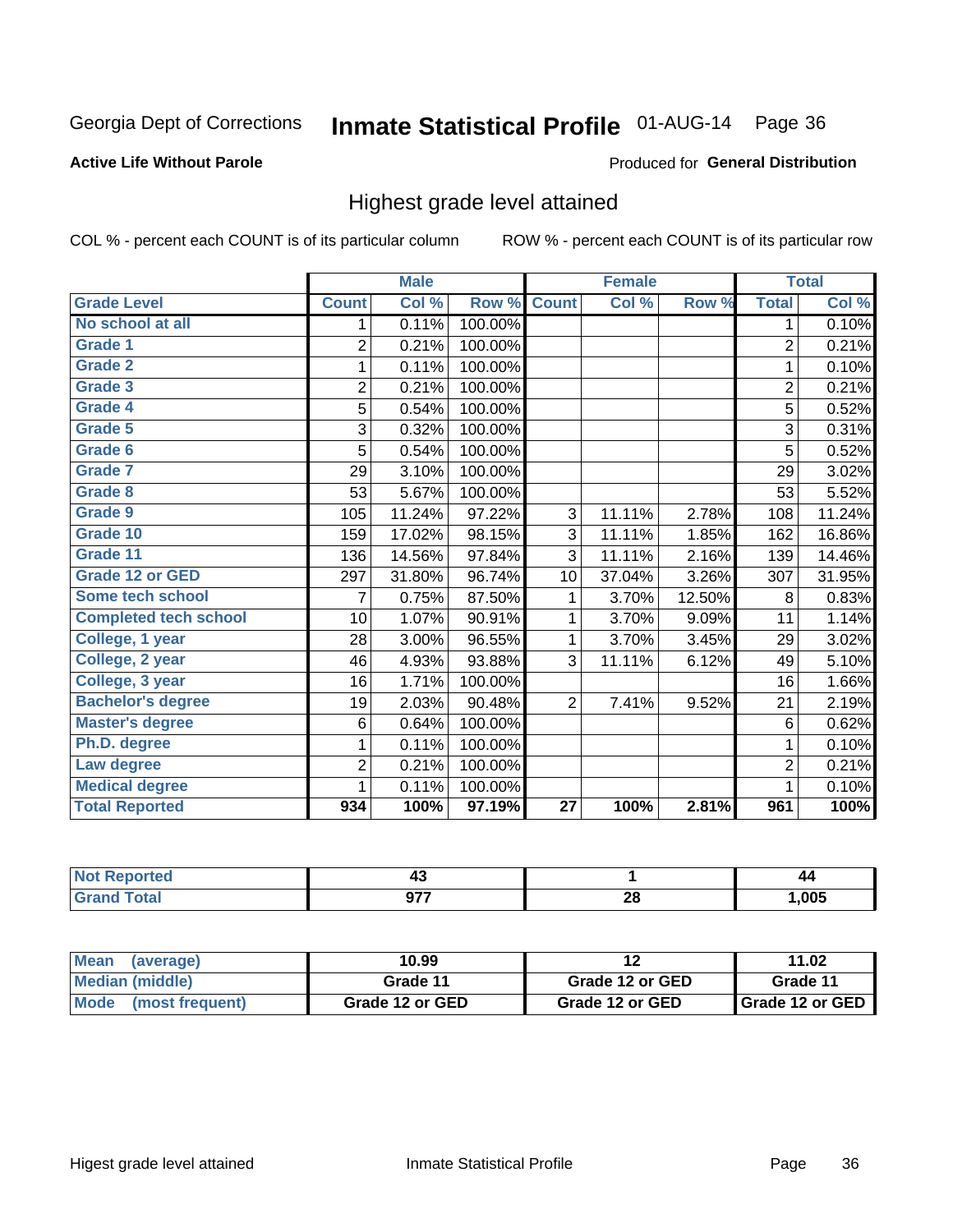Georgia Dept of Corrections **Inmate Statistical Profile** 01-AUG-14

**Active Life Without Parole**

Produced for **General Distribution**

## Highest grade level attained

COL % - percent each COUNT is of its particular column ROW % - percent each COUNT is of its particular row

| | Male | | | Female | | | Total | |
|---|---|---|---|---|---|---|---|---|
| **Grade Level** | **Count** | **Col %** | **Row %** | **Count** | **Col %** | **Row %** | **Total** | **Col %** |
| No school at all | 1 | 0.11% | 100.00% | | | | 1 | 0.10% |
| Grade 1 | 2 | 0.21% | 100.00% | | | | 2 | 0.21% |
| Grade 2 | 1 | 0.11% | 100.00% | | | | 1 | 0.10% |
| Grade 3 | 2 | 0.21% | 100.00% | | | | 2 | 0.21% |
| Grade 4 | 5 | 0.54% | 100.00% | | | | 5 | 0.52% |
| Grade 5 | 3 | 0.32% | 100.00% | | | | 3 | 0.31% |
| Grade 6 | 5 | 0.54% | 100.00% | | | | 5 | 0.52% |
| Grade 7 | 29 | 3.10% | 100.00% | | | | 29 | 3.02% |
| Grade 8 | 53 | 5.67% | 100.00% | | | | 53 | 5.52% |
| Grade 9 | 105 | 11.24% | 97.22% | 3 | 11.11% | 2.78% | 108 | 11.24% |
| Grade 10 | 159 | 17.02% | 98.15% | 3 | 11.11% | 1.85% | 162 | 16.86% |
| Grade 11 | 136 | 14.56% | 97.84% | 3 | 11.11% | 2.16% | 139 | 14.46% |
| Grade 12 or GED | 297 | 31.80% | 96.74% | 10 | 37.04% | 3.26% | 307 | 31.95% |
| Some tech school | 7 | 0.75% | 87.50% | 1 | 3.70% | 12.50% | 8 | 0.83% |
| Completed tech school | 10 | 1.07% | 90.91% | 1 | 3.70% | 9.09% | 11 | 1.14% |
| College, 1 year | 28 | 3.00% | 96.55% | 1 | 3.70% | 3.45% | 29 | 3.02% |
| College, 2 year | 46 | 4.93% | 93.88% | 3 | 11.11% | 6.12% | 49 | 5.10% |
| College, 3 year | 16 | 1.71% | 100.00% | | | | 16 | 1.66% |
| Bachelor's degree | 19 | 2.03% | 90.48% | 2 | 7.41% | 9.52% | 21 | 2.19% |
| Master's degree | 6 | 0.64% | 100.00% | | | | 6 | 0.62% |
| Ph.D. degree | 1 | 0.11% | 100.00% | | | | 1 | 0.10% |
| Law degree | 2 | 0.21% | 100.00% | | | | 2 | 0.21% |
| Medical degree | 1 | 0.11% | 100.00% | | | | 1 | 0.10% |
| **Total Reported** | **934** | **100%** | **97.19%** | **27** | **100%** | **2.81%** | **961** | **100%** |

| | Male | Female | Total |
|---|---|---|---|
| Not Reported | 43 | 1 | 44 |
| Grand Total | 977 | 28 | 1,005 |

| | Male | Female | Total |
|---|---|---|---|
| Mean (average) | 10.99 | 12 | 11.02 |
| Median (middle) | Grade 11 | Grade 12 or GED | Grade 11 |
| Mode (most frequent) | Grade 12 or GED | Grade 12 or GED | Grade 12 or GED |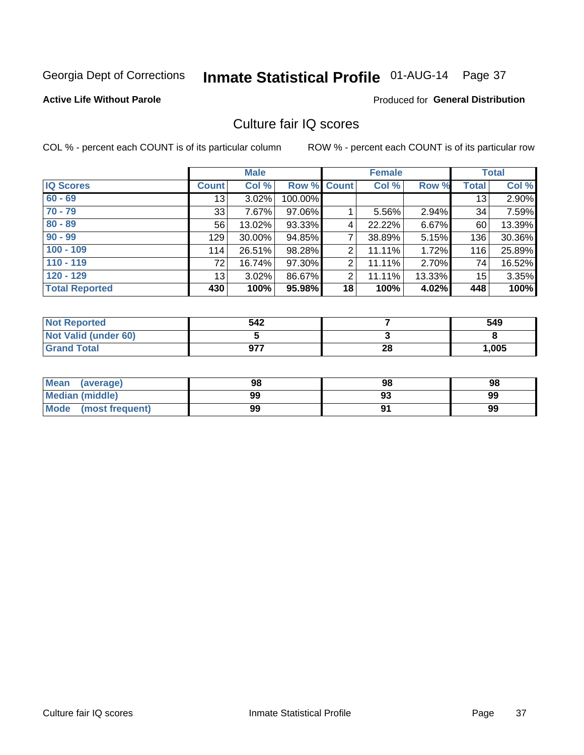Georgia Dept of Corrections **Inmate Statistical Profile** 01-AUG-14

**Active Life Without Parole**

Produced for **General Distribution**

## Culture fair IQ scores

COL % - percent each COUNT is of its particular column

ROW % - percent each COUNT is of its particular row

| | Male | | | Female | | | Total | |
|---|---|---|---|---|---|---|---|---|
| **IQ Scores** | **Count** | **Col %** | **Row %** | **Count** | **Col %** | **Row %** | **Total** | **Col %** |
| 60 - 69 | 13 | 3.02% | 100.00% | | | | 13 | 2.90% |
| 70 - 79 | 33 | 7.67% | 97.06% | 1 | 5.56% | 2.94% | 34 | 7.59% |
| 80 - 89 | 56 | 13.02% | 93.33% | 4 | 22.22% | 6.67% | 60 | 13.39% |
| 90 - 99 | 129 | 30.00% | 94.85% | 7 | 38.89% | 5.15% | 136 | 30.36% |
| 100 - 109 | 114 | 26.51% | 98.28% | 2 | 11.11% | 1.72% | 116 | 25.89% |
| 110 - 119 | 72 | 16.74% | 97.30% | 2 | 11.11% | 2.70% | 74 | 16.52% |
| 120 - 129 | 13 | 3.02% | 86.67% | 2 | 11.11% | 13.33% | 15 | 3.35% |
| **Total Reported** | **430** | **100%** | **95.98%** | **18** | **100%** | **4.02%** | **448** | **100%** |

| | Male | Female | Total |
|---|---|---|---|
| Not Reported | 542 | 7 | 549 |
| Not Valid (under 60) | 5 | 3 | 8 |
| Grand Total | 977 | 28 | 1,005 |

| | Male | Female | Total |
|---|---|---|---|
| Mean (average) | 98 | 98 | 98 |
| Median (middle) | 99 | 93 | 99 |
| Mode (most frequent) | 99 | 91 | 99 |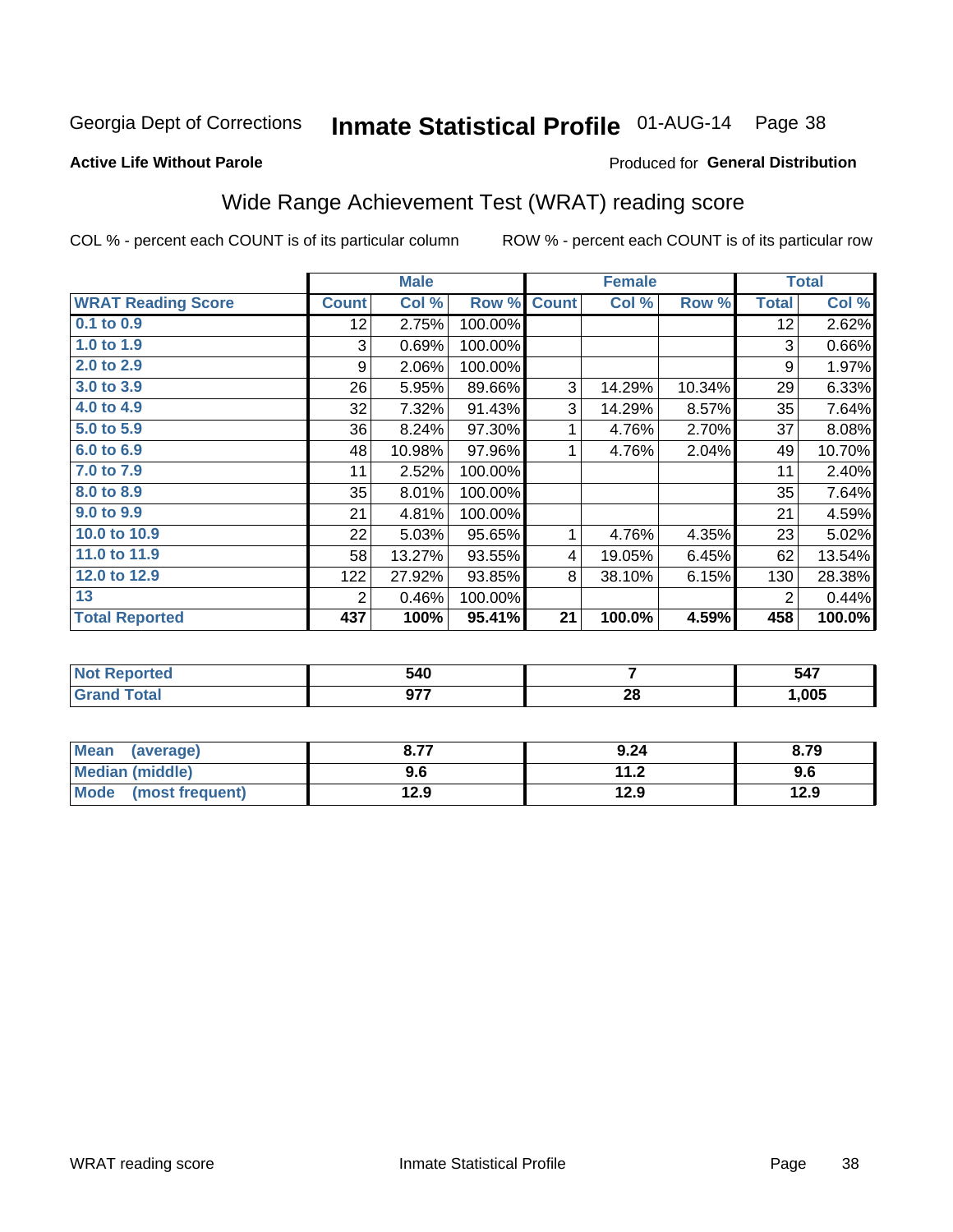Georgia Dept of Corrections **Inmate Statistical Profile** 01-AUG-14

**Active Life Without Parole**

Produced for **General Distribution**

## Wide Range Achievement Test (WRAT) reading score

COL % - percent each COUNT is of its particular column ROW % - percent each COUNT is of its particular row

| | Male | | | Female | | | Total | |
|---|---|---|---|---|---|---|---|---|
| **WRAT Reading Score** | **Count** | **Col %** | **Row %** | **Count** | **Col %** | **Row %** | **Total** | **Col %** |
| 0.1 to 0.9 | 12 | 2.75% | 100.00% | | | | 12 | 2.62% |
| 1.0 to 1.9 | 3 | 0.69% | 100.00% | | | | 3 | 0.66% |
| 2.0 to 2.9 | 9 | 2.06% | 100.00% | | | | 9 | 1.97% |
| 3.0 to 3.9 | 26 | 5.95% | 89.66% | 3 | 14.29% | 10.34% | 29 | 6.33% |
| 4.0 to 4.9 | 32 | 7.32% | 91.43% | 3 | 14.29% | 8.57% | 35 | 7.64% |
| 5.0 to 5.9 | 36 | 8.24% | 97.30% | 1 | 4.76% | 2.70% | 37 | 8.08% |
| 6.0 to 6.9 | 48 | 10.98% | 97.96% | 1 | 4.76% | 2.04% | 49 | 10.70% |
| 7.0 to 7.9 | 11 | 2.52% | 100.00% | | | | 11 | 2.40% |
| 8.0 to 8.9 | 35 | 8.01% | 100.00% | | | | 35 | 7.64% |
| 9.0 to 9.9 | 21 | 4.81% | 100.00% | | | | 21 | 4.59% |
| 10.0 to 10.9 | 22 | 5.03% | 95.65% | 1 | 4.76% | 4.35% | 23 | 5.02% |
| 11.0 to 11.9 | 58 | 13.27% | 93.55% | 4 | 19.05% | 6.45% | 62 | 13.54% |
| 12.0 to 12.9 | 122 | 27.92% | 93.85% | 8 | 38.10% | 6.15% | 130 | 28.38% |
| 13 | 2 | 0.46% | 100.00% | | | | 2 | 0.44% |
| **Total Reported** | **437** | **100%** | **95.41%** | **21** | **100.0%** | **4.59%** | **458** | **100.0%** |

| | Male | Female | Total |
|---|---|---|---|
| Not Reported | 540 | 7 | 547 |
| Grand Total | 977 | 28 | 1,005 |

| | Male | Female | Total |
|---|---|---|---|
| Mean (average) | 8.77 | 9.24 | 8.79 |
| Median (middle) | 9.6 | 11.2 | 9.6 |
| Mode (most frequent) | 12.9 | 12.9 | 12.9 |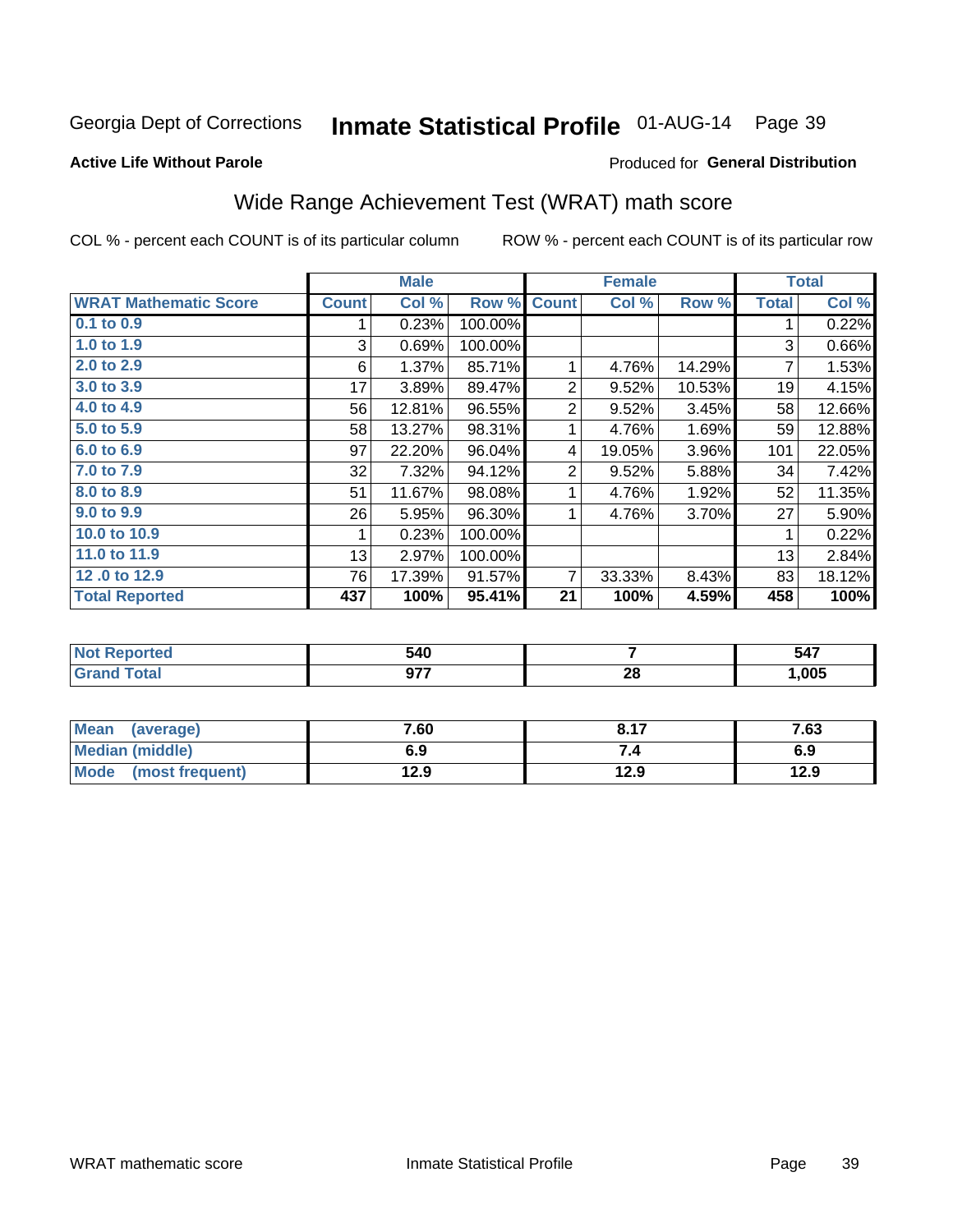Georgia Dept of Corrections **Inmate Statistical Profile** 01-AUG-14 Page 39

**Active Life Without Parole**

Produced for **General Distribution**

## Wide Range Achievement Test (WRAT) math score

COL % - percent each COUNT is of its particular column ROW % - percent each COUNT is of its particular row

| | Male | | | Female | | | Total | |
|---|---|---|---|---|---|---|---|---|
| **WRAT Mathematic Score** | **Count** | **Col %** | **Row %** | **Count** | **Col %** | **Row %** | **Total** | **Col %** |
| 0.1 to 0.9 | 1 | 0.23% | 100.00% | | | | 1 | 0.22% |
| 1.0 to 1.9 | 3 | 0.69% | 100.00% | | | | 3 | 0.66% |
| 2.0 to 2.9 | 6 | 1.37% | 85.71% | 1 | 4.76% | 14.29% | 7 | 1.53% |
| 3.0 to 3.9 | 17 | 3.89% | 89.47% | 2 | 9.52% | 10.53% | 19 | 4.15% |
| 4.0 to 4.9 | 56 | 12.81% | 96.55% | 2 | 9.52% | 3.45% | 58 | 12.66% |
| 5.0 to 5.9 | 58 | 13.27% | 98.31% | 1 | 4.76% | 1.69% | 59 | 12.88% |
| 6.0 to 6.9 | 97 | 22.20% | 96.04% | 4 | 19.05% | 3.96% | 101 | 22.05% |
| 7.0 to 7.9 | 32 | 7.32% | 94.12% | 2 | 9.52% | 5.88% | 34 | 7.42% |
| 8.0 to 8.9 | 51 | 11.67% | 98.08% | 1 | 4.76% | 1.92% | 52 | 11.35% |
| 9.0 to 9.9 | 26 | 5.95% | 96.30% | 1 | 4.76% | 3.70% | 27 | 5.90% |
| 10.0 to 10.9 | 1 | 0.23% | 100.00% | | | | 1 | 0.22% |
| 11.0 to 11.9 | 13 | 2.97% | 100.00% | | | | 13 | 2.84% |
| 12 .0 to 12.9 | 76 | 17.39% | 91.57% | 7 | 33.33% | 8.43% | 83 | 18.12% |
| **Total Reported** | **437** | **100%** | **95.41%** | **21** | **100%** | **4.59%** | **458** | **100%** |

| | Male | Female | Total |
|---|---|---|---|
| **Not Reported** | **540** | **7** | **547** |
| **Grand Total** | **977** | **28** | **1,005** |

| | Male | Female | Total |
|---|---|---|---|
| **Mean (average)** | **7.60** | **8.17** | **7.63** |
| **Median (middle)** | **6.9** | **7.4** | **6.9** |
| **Mode (most frequent)** | **12.9** | **12.9** | **12.9** |

WRAT mathematic score Inmate Statistical Profile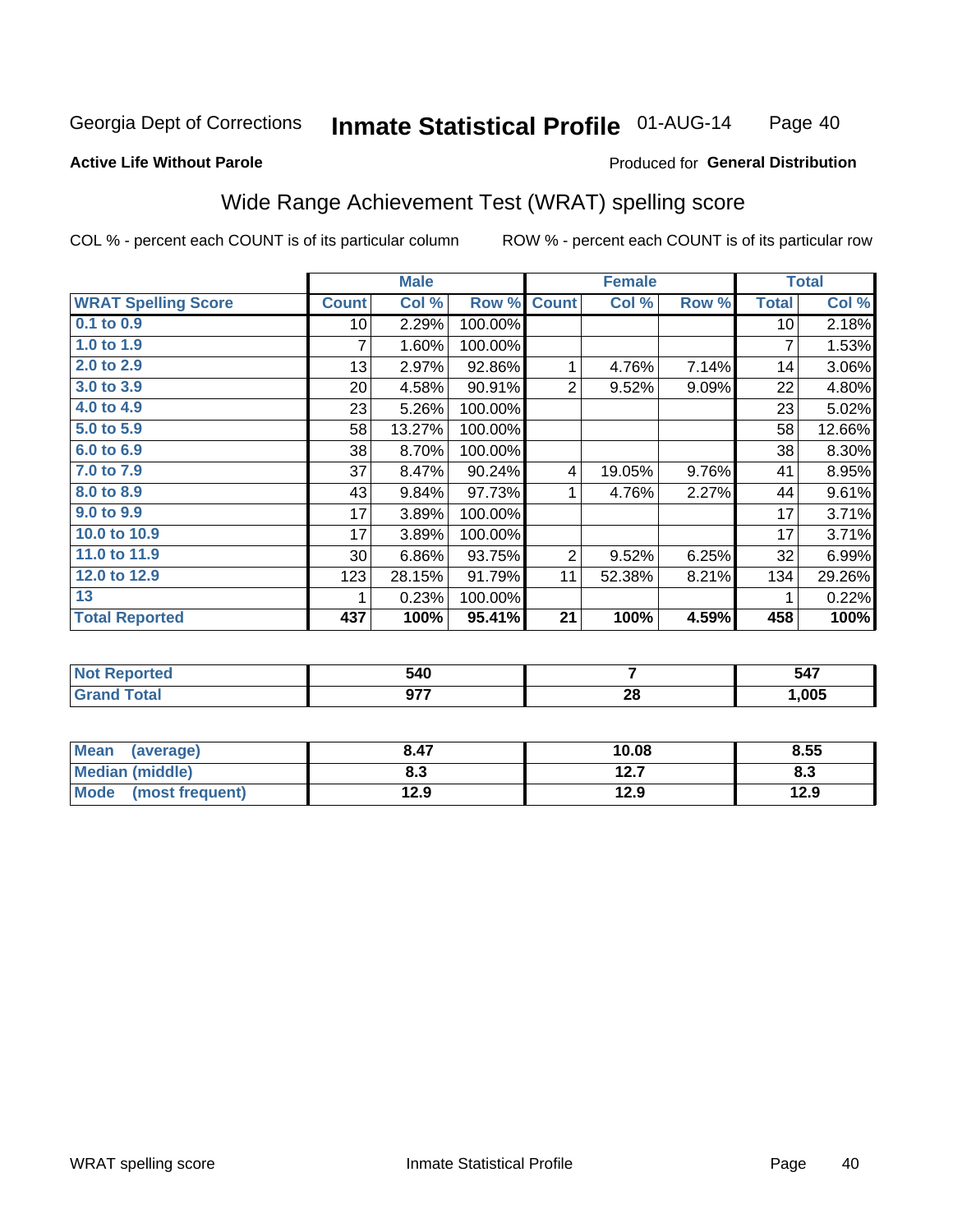Georgia Dept of Corrections **Inmate Statistical Profile** 01-AUG-14

**Active Life Without Parole**

Produced for **General Distribution**

## Wide Range Achievement Test (WRAT) spelling score

COL % - percent each COUNT is of its particular column    ROW % - percent each COUNT is of its particular row

| | Male | | | Female | | | Total | |
|---|---|---|---|---|---|---|---|---|
| **WRAT Spelling Score** | **Count** | **Col %** | **Row %** | **Count** | **Col %** | **Row %** | **Total** | **Col %** |
| 0.1 to 0.9 | 10 | 2.29% | 100.00% | | | | 10 | 2.18% |
| 1.0 to 1.9 | 7 | 1.60% | 100.00% | | | | 7 | 1.53% |
| 2.0 to 2.9 | 13 | 2.97% | 92.86% | 1 | 4.76% | 7.14% | 14 | 3.06% |
| 3.0 to 3.9 | 20 | 4.58% | 90.91% | 2 | 9.52% | 9.09% | 22 | 4.80% |
| 4.0 to 4.9 | 23 | 5.26% | 100.00% | | | | 23 | 5.02% |
| 5.0 to 5.9 | 58 | 13.27% | 100.00% | | | | 58 | 12.66% |
| 6.0 to 6.9 | 38 | 8.70% | 100.00% | | | | 38 | 8.30% |
| 7.0 to 7.9 | 37 | 8.47% | 90.24% | 4 | 19.05% | 9.76% | 41 | 8.95% |
| 8.0 to 8.9 | 43 | 9.84% | 97.73% | 1 | 4.76% | 2.27% | 44 | 9.61% |
| 9.0 to 9.9 | 17 | 3.89% | 100.00% | | | | 17 | 3.71% |
| 10.0 to 10.9 | 17 | 3.89% | 100.00% | | | | 17 | 3.71% |
| 11.0 to 11.9 | 30 | 6.86% | 93.75% | 2 | 9.52% | 6.25% | 32 | 6.99% |
| 12.0 to 12.9 | 123 | 28.15% | 91.79% | 11 | 52.38% | 8.21% | 134 | 29.26% |
| 13 | 1 | 0.23% | 100.00% | | | | 1 | 0.22% |
| **Total Reported** | **437** | **100%** | **95.41%** | **21** | **100%** | **4.59%** | **458** | **100%** |

| | Male | Female | Total |
|---|---|---|---|
| **Not Reported** | **540** | **7** | **547** |
| **Grand Total** | **977** | **28** | **1,005** |

| | Male | Female | Total |
|---|---|---|---|
| **Mean (average)** | **8.47** | **10.08** | **8.55** |
| **Median (middle)** | **8.3** | **12.7** | **8.3** |
| **Mode (most frequent)** | **12.9** | **12.9** | **12.9** |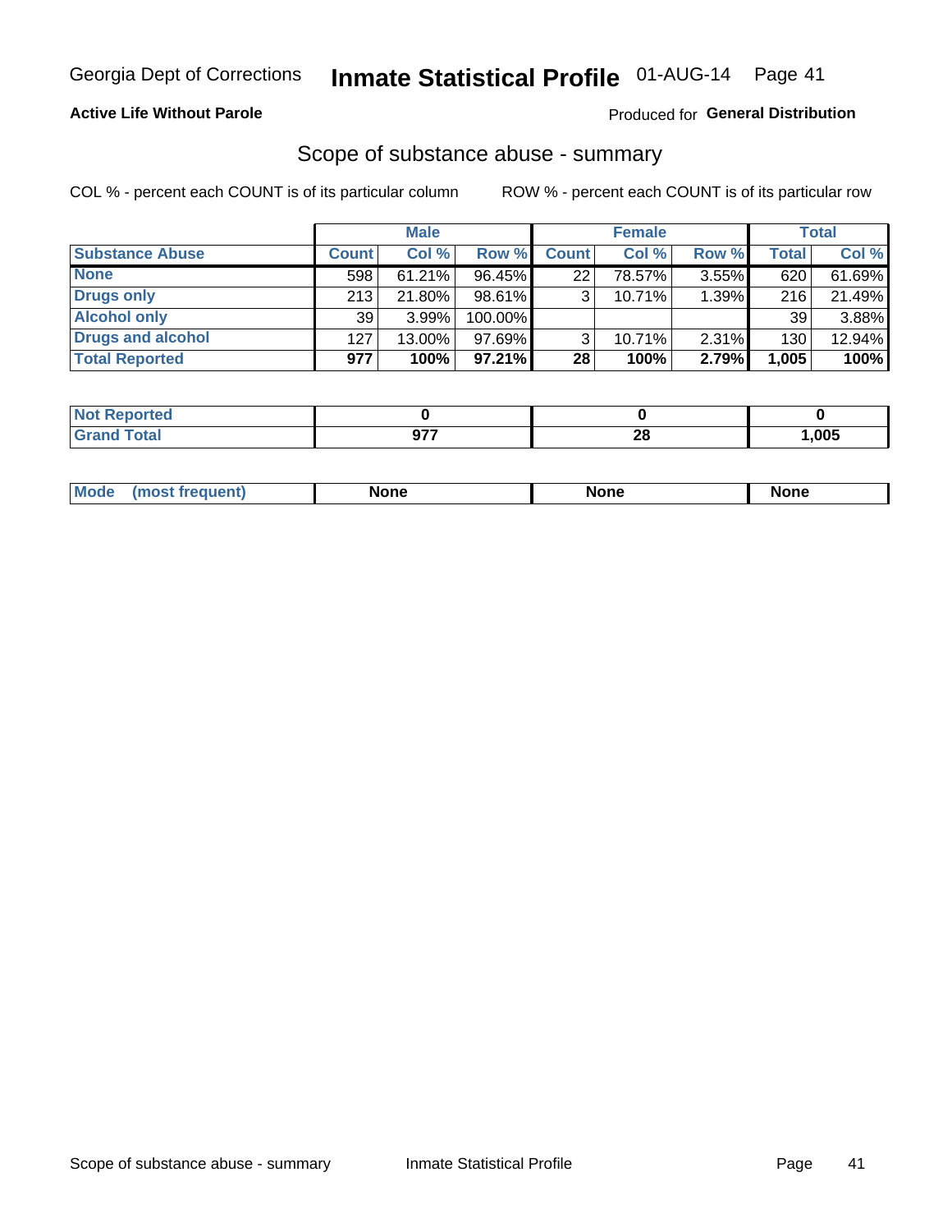Georgia Dept of Corrections **Inmate Statistical Profile** 01-AUG-14

**Active Life Without Parole**

Produced for **General Distribution**

## Scope of substance abuse - summary

COL % - percent each COUNT is of its particular column

ROW % - percent each COUNT is of its particular row

| | Male | | | Female | | | Total | |
|---|---|---|---|---|---|---|---|---|
| **Substance Abuse** | **Count** | **Col %** | **Row %** | **Count** | **Col %** | **Row %** | **Total** | **Col %** |
| **None** | 598 | 61.21% | 96.45% | 22 | 78.57% | 3.55% | 620 | 61.69% |
| **Drugs only** | 213 | 21.80% | 98.61% | 3 | 10.71% | 1.39% | 216 | 21.49% |
| **Alcohol only** | 39 | 3.99% | 100.00% | | | | 39 | 3.88% |
| **Drugs and alcohol** | 127 | 13.00% | 97.69% | 3 | 10.71% | 2.31% | 130 | 12.94% |
| **Total Reported** | **977** | **100%** | **97.21%** | **28** | **100%** | **2.79%** | **1,005** | **100%** |

| | Male | Female | Total |
|---|---|---|---|
| **Not Reported** | **0** | **0** | **0** |
| **Grand Total** | **977** | **28** | **1,005** |

| | Male | Female | Total |
|---|---|---|---|
| **Mode (most frequent)** | **None** | **None** | **None** |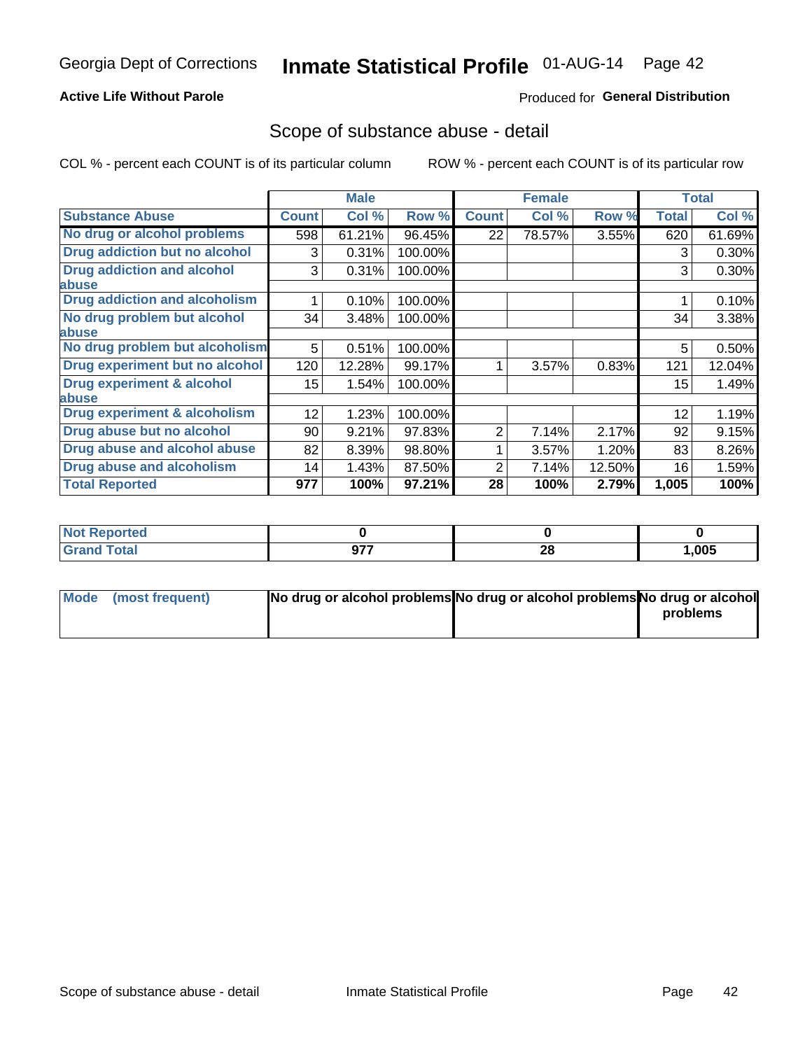Georgia Dept of Corrections **Inmate Statistical Profile** 01-AUG-14

**Active Life Without Parole**

Produced for **General Distribution**

## Scope of substance abuse - detail

COL % - percent each COUNT is of its particular column ROW % - percent each COUNT is of its particular row

| | Male | | | Female | | | Total | |
|---|---|---|---|---|---|---|---|---|
| **Substance Abuse** | **Count** | **Col %** | **Row %** | **Count** | **Col %** | **Row %** | **Total** | **Col %** |
| **No drug or alcohol problems** | 598 | 61.21% | 96.45% | 22 | 78.57% | 3.55% | 620 | 61.69% |
| **Drug addiction but no alcohol** | 3 | 0.31% | 100.00% | | | | 3 | 0.30% |
| **Drug addiction and alcohol abuse** | 3 | 0.31% | 100.00% | | | | 3 | 0.30% |
| **Drug addiction and alcoholism** | 1 | 0.10% | 100.00% | | | | 1 | 0.10% |
| **No drug problem but alcohol abuse** | 34 | 3.48% | 100.00% | | | | 34 | 3.38% |
| **No drug problem but alcoholism** | 5 | 0.51% | 100.00% | | | | 5 | 0.50% |
| **Drug experiment but no alcohol** | 120 | 12.28% | 99.17% | 1 | 3.57% | 0.83% | 121 | 12.04% |
| **Drug experiment & alcohol abuse** | 15 | 1.54% | 100.00% | | | | 15 | 1.49% |
| **Drug experiment & alcoholism** | 12 | 1.23% | 100.00% | | | | 12 | 1.19% |
| **Drug abuse but no alcohol** | 90 | 9.21% | 97.83% | 2 | 7.14% | 2.17% | 92 | 9.15% |
| **Drug abuse and alcohol abuse** | 82 | 8.39% | 98.80% | 1 | 3.57% | 1.20% | 83 | 8.26% |
| **Drug abuse and alcoholism** | 14 | 1.43% | 87.50% | 2 | 7.14% | 12.50% | 16 | 1.59% |
| **Total Reported** | **977** | **100%** | **97.21%** | **28** | **100%** | **2.79%** | **1,005** | **100%** |

| | Male | Female | Total |
|---|---|---|---|
| **Not Reported** | **0** | **0** | **0** |
| **Grand Total** | **977** | **28** | **1,005** |

| | Male | Female | Total |
|---|---|---|---|
| **Mode (most frequent)** | **No drug or alcohol problems** | **No drug or alcohol problems** | **No drug or alcohol problems** |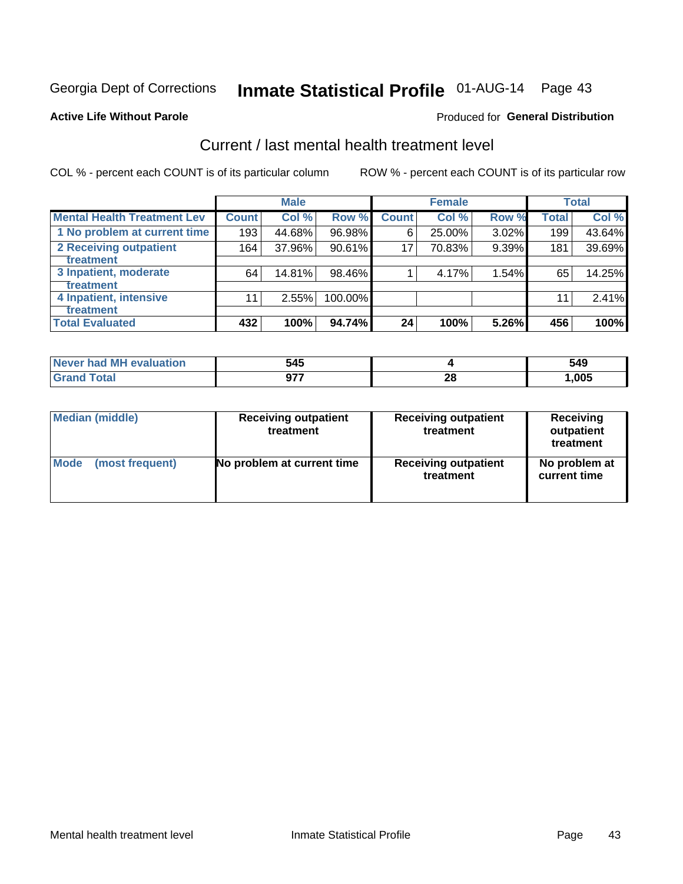Georgia Dept of Corrections **Inmate Statistical Profile** 01-AUG-14

**Active Life Without Parole**

Produced for **General Distribution**

## Current / last mental health treatment level

COL % - percent each COUNT is of its particular column ROW % - percent each COUNT is of its particular row

| | Male | | | Female | | | Total | |
|---|---|---|---|---|---|---|---|---|
| Mental Health Treatment Lev | Count | Col % | Row % | Count | Col % | Row % | Total | Col % |
| 1 No problem at current time | 193 | 44.68% | 96.98% | 6 | 25.00% | 3.02% | 199 | 43.64% |
| 2 Receiving outpatient treatment | 164 | 37.96% | 90.61% | 17 | 70.83% | 9.39% | 181 | 39.69% |
| 3 Inpatient, moderate treatment | 64 | 14.81% | 98.46% | 1 | 4.17% | 1.54% | 65 | 14.25% |
| 4 Inpatient, intensive treatment | 11 | 2.55% | 100.00% | | | | 11 | 2.41% |
| **Total Evaluated** | **432** | **100%** | **94.74%** | **24** | **100%** | **5.26%** | **456** | **100%** |

| | Male | Female | Total |
|---|---|---|---|
| Never had MH evaluation | 545 | 4 | 549 |
| Grand Total | 977 | 28 | 1,005 |

| | Male | Female | Total |
|---|---|---|---|
| Median (middle) | Receiving outpatient treatment | Receiving outpatient treatment | Receiving outpatient treatment |
| Mode (most frequent) | No problem at current time | Receiving outpatient treatment | No problem at current time |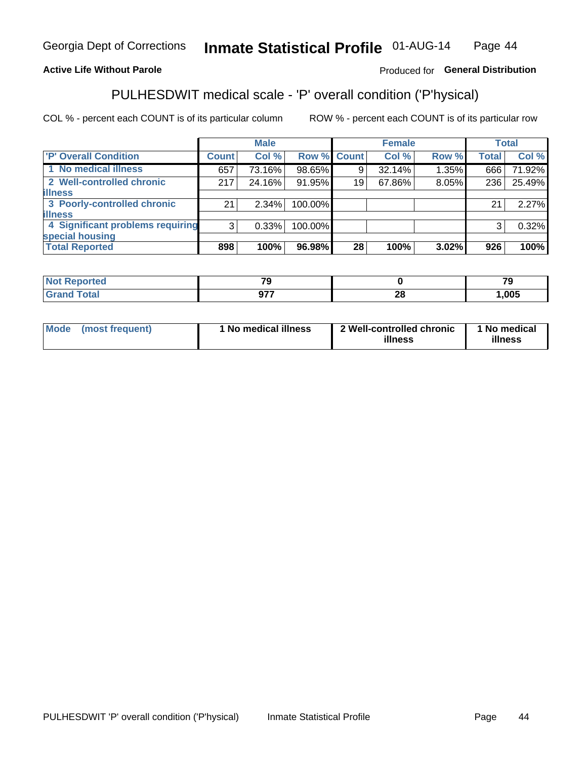Georgia Dept of Corrections **Inmate Statistical Profile** 01-AUG-14

**Active Life Without Parole**

Produced for **General Distribution**

## PULHESDWIT medical scale - 'P' overall condition ('P'hysical)

COL % - percent each COUNT is of its particular column ROW % - percent each COUNT is of its particular row

| | Male | | | Female | | | Total | |
|---|---|---|---|---|---|---|---|---|
| 'P' Overall Condition | Count | Col % | Row % | Count | Col % | Row % | Total | Col % |
| 1 No medical illness | 657 | 73.16% | 98.65% | 9 | 32.14% | 1.35% | 666 | 71.92% |
| 2 Well-controlled chronic illness | 217 | 24.16% | 91.95% | 19 | 67.86% | 8.05% | 236 | 25.49% |
| 3 Poorly-controlled chronic illness | 21 | 2.34% | 100.00% | | | | 21 | 2.27% |
| 4 Significant problems requiring special housing | 3 | 0.33% | 100.00% | | | | 3 | 0.32% |
| **Total Reported** | **898** | **100%** | **96.98%** | **28** | **100%** | **3.02%** | **926** | **100%** |

| | Male | Female | Total |
|---|---|---|---|
| Not Reported | 79 | 0 | 79 |
| Grand Total | 977 | 28 | 1,005 |

| | Male | Female | Total |
|---|---|---|---|
| Mode (most frequent) | 1 No medical illness | 2 Well-controlled chronic illness | 1 No medical illness |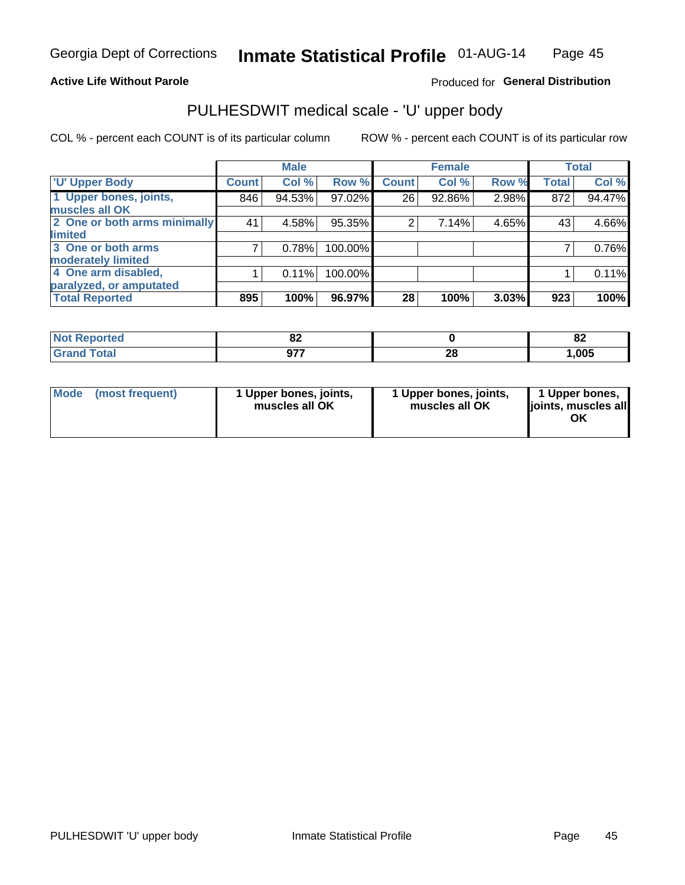Georgia Dept of Corrections **Inmate Statistical Profile** 01-AUG-14

**Active Life Without Parole**

Produced for **General Distribution**

## PULHESDWIT medical scale - 'U' upper body

COL % - percent each COUNT is of its particular column

ROW % - percent each COUNT is of its particular row

| | Male | | | Female | | | Total | |
|---|---|---|---|---|---|---|---|---|
| 'U' Upper Body | Count | Col % | Row % | Count | Col % | Row % | Total | Col % |
| 1 Upper bones, joints, muscles all OK | 846 | 94.53% | 97.02% | 26 | 92.86% | 2.98% | 872 | 94.47% |
| 2 One or both arms minimally limited | 41 | 4.58% | 95.35% | 2 | 7.14% | 4.65% | 43 | 4.66% |
| 3 One or both arms moderately limited | 7 | 0.78% | 100.00% | | | | 7 | 0.76% |
| 4 One arm disabled, paralyzed, or amputated | 1 | 0.11% | 100.00% | | | | 1 | 0.11% |
| **Total Reported** | **895** | **100%** | **96.97%** | **28** | **100%** | **3.03%** | **923** | **100%** |

| | Male | Female | Total |
|---|---|---|---|
| Not Reported | **82** | **0** | **82** |
| Grand Total | **977** | **28** | **1,005** |

| | Male | Female | Total |
|---|---|---|---|
| Mode (most frequent) | **1 Upper bones, joints, muscles all OK** | **1 Upper bones, joints, muscles all OK** | **1 Upper bones, joints, muscles all OK** |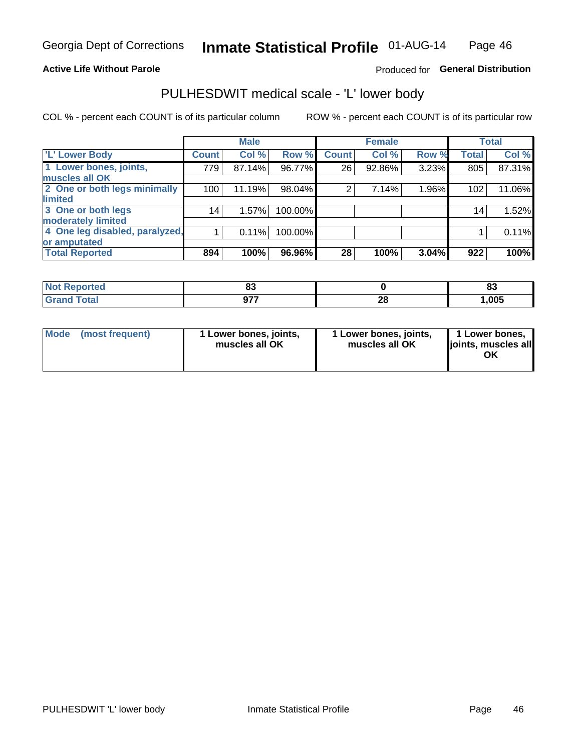Georgia Dept of Corrections **Inmate Statistical Profile** 01-AUG-14

**Active Life Without Parole**

Produced for **General Distribution**

## PULHESDWIT medical scale - 'L' lower body

COL % - percent each COUNT is of its particular column

ROW % - percent each COUNT is of its particular row

| | Male | | | Female | | | Total | |
|---|---|---|---|---|---|---|---|---|
| 'L' Lower Body | Count | Col % | Row % | Count | Col % | Row % | Total | Col % |
| 1 Lower bones, joints, muscles all OK | 779 | 87.14% | 96.77% | 26 | 92.86% | 3.23% | 805 | 87.31% |
| 2 One or both legs minimally limited | 100 | 11.19% | 98.04% | 2 | 7.14% | 1.96% | 102 | 11.06% |
| 3 One or both legs moderately limited | 14 | 1.57% | 100.00% | | | | 14 | 1.52% |
| 4 One leg disabled, paralyzed, or amputated | 1 | 0.11% | 100.00% | | | | 1 | 0.11% |
| **Total Reported** | **894** | **100%** | **96.96%** | **28** | **100%** | **3.04%** | **922** | **100%** |

| | Male | Female | Total |
|---|---|---|---|
| Not Reported | 83 | 0 | 83 |
| Grand Total | 977 | 28 | 1,005 |

| | Male | Female | Total |
|---|---|---|---|
| Mode (most frequent) | 1 Lower bones, joints, muscles all OK | 1 Lower bones, joints, muscles all OK | 1 Lower bones, joints, muscles all OK |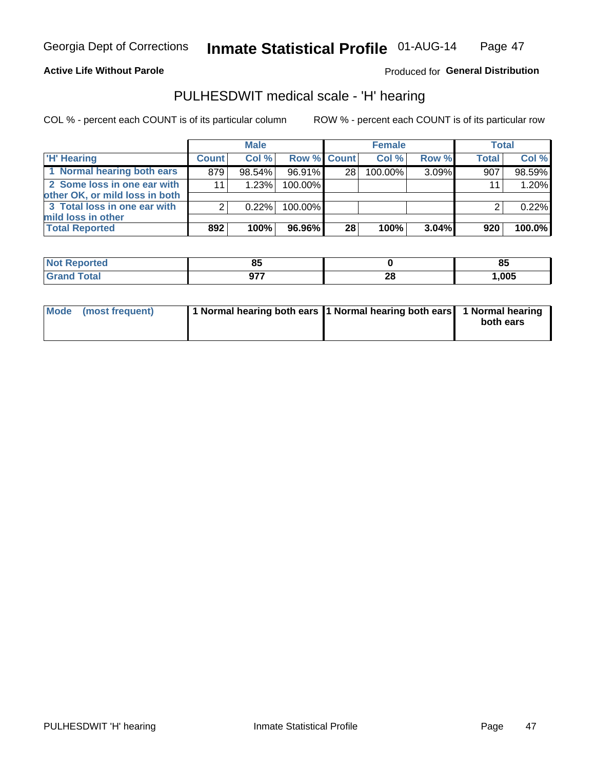Georgia Dept of Corrections **Inmate Statistical Profile** 01-AUG-14

**Active Life Without Parole**

Produced for **General Distribution**

## PULHESDWIT medical scale - 'H' hearing

COL % - percent each COUNT is of its particular column

ROW % - percent each COUNT is of its particular row

| | Male | | | Female | | | Total | |
|---|---|---|---|---|---|---|---|---|
| 'H' Hearing | Count | Col % | Row % | Count | Col % | Row % | Total | Col % |
| 1 Normal hearing both ears | 879 | 98.54% | 96.91% | 28 | 100.00% | 3.09% | 907 | 98.59% |
| 2 Some loss in one ear with other OK, or mild loss in both | 11 | 1.23% | 100.00% | | | | 11 | 1.20% |
| 3 Total loss in one ear with mild loss in other | 2 | 0.22% | 100.00% | | | | 2 | 0.22% |
| **Total Reported** | **892** | **100%** | **96.96%** | **28** | **100%** | **3.04%** | **920** | **100.0%** |

| | Male | Female | Total |
|---|---|---|---|
| Not Reported | 85 | 0 | 85 |
| Grand Total | 977 | 28 | 1,005 |

| | Male | Female | Total |
|---|---|---|---|
| Mode (most frequent) | 1 Normal hearing both ears | 1 Normal hearing both ears | 1 Normal hearing both ears |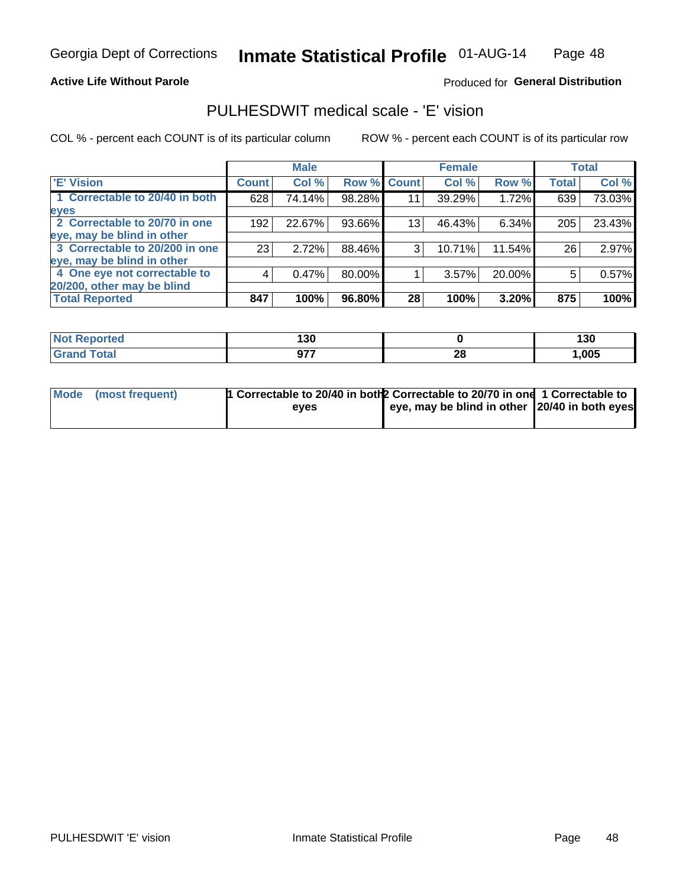Georgia Dept of Corrections **Inmate Statistical Profile** 01-AUG-14

**Active Life Without Parole**

Produced for **General Distribution**

## PULHESDWIT medical scale - 'E' vision

COL % - percent each COUNT is of its particular column

ROW % - percent each COUNT is of its particular row

| | Male | | | Female | | | Total | |
|---|---|---|---|---|---|---|---|---|
| 'E' Vision | Count | Col % | Row % | Count | Col % | Row % | Total | Col % |
| 1 Correctable to 20/40 in both eyes | 628 | 74.14% | 98.28% | 11 | 39.29% | 1.72% | 639 | 73.03% |
| 2 Correctable to 20/70 in one eye, may be blind in other | 192 | 22.67% | 93.66% | 13 | 46.43% | 6.34% | 205 | 23.43% |
| 3 Correctable to 20/200 in one eye, may be blind in other | 23 | 2.72% | 88.46% | 3 | 10.71% | 11.54% | 26 | 2.97% |
| 4 One eye not correctable to 20/200, other may be blind | 4 | 0.47% | 80.00% | 1 | 3.57% | 20.00% | 5 | 0.57% |
| **Total Reported** | **847** | **100%** | **96.80%** | **28** | **100%** | **3.20%** | **875** | **100%** |

| | Male | Female | Total |
|---|---|---|---|
| Not Reported | 130 | 0 | 130 |
| Grand Total | 977 | 28 | 1,005 |

| | Male | Female | Total |
|---|---|---|---|
| Mode (most frequent) | 1 Correctable to 20/40 in both eyes | 2 Correctable to 20/70 in one eye, may be blind in other | 1 Correctable to 20/40 in both eyes |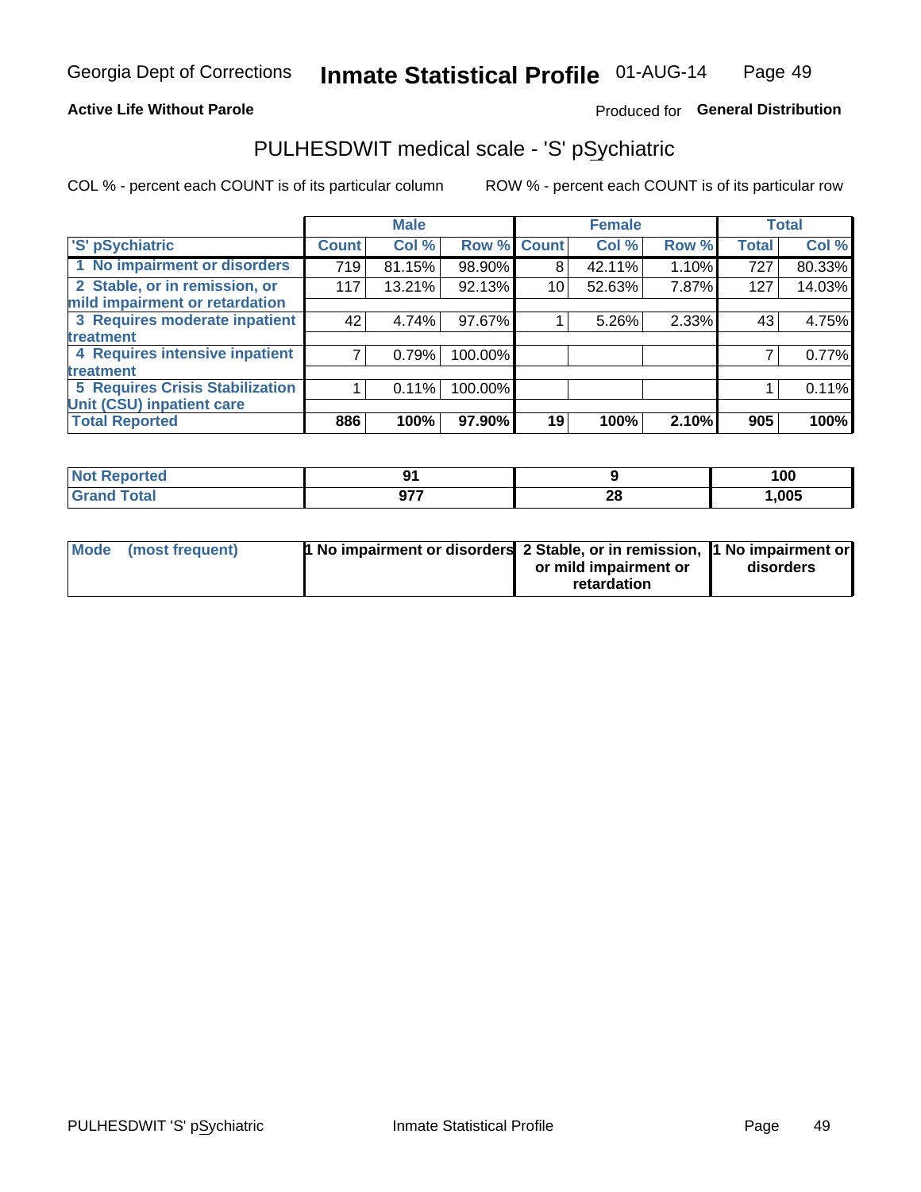Georgia Dept of Corrections **Inmate Statistical Profile** 01-AUG-14

**Active Life Without Parole**

Produced for **General Distribution**

## PULHESDWIT medical scale - 'S' pSychiatric

COL % - percent each COUNT is of its particular column ROW % - percent each COUNT is of its particular row

| 'S' pSychiatric | Male | | | Female | | | Total | |
|---|---|---|---|---|---|---|---|---|
| | Count | Col % | Row % | Count | Col % | Row % | Total | Col % |
| 1 No impairment or disorders | 719 | 81.15% | 98.90% | 8 | 42.11% | 1.10% | 727 | 80.33% |
| 2 Stable, or in remission, or mild impairment or retardation | 117 | 13.21% | 92.13% | 10 | 52.63% | 7.87% | 127 | 14.03% |
| 3 Requires moderate inpatient treatment | 42 | 4.74% | 97.67% | 1 | 5.26% | 2.33% | 43 | 4.75% |
| 4 Requires intensive inpatient treatment | 7 | 0.79% | 100.00% | | | | 7 | 0.77% |
| 5 Requires Crisis Stabilization Unit (CSU) inpatient care | 1 | 0.11% | 100.00% | | | | 1 | 0.11% |
| **Total Reported** | **886** | **100%** | **97.90%** | **19** | **100%** | **2.10%** | **905** | **100%** |

| | Male | Female | Total |
|---|---|---|---|
| Not Reported | 91 | 9 | 100 |
| Grand Total | 977 | 28 | 1,005 |

| | Male | Female | Total |
|---|---|---|---|
| Mode (most frequent) | 1 No impairment or disorders | 2 Stable, or in remission, or mild impairment or retardation | 1 No impairment or disorders |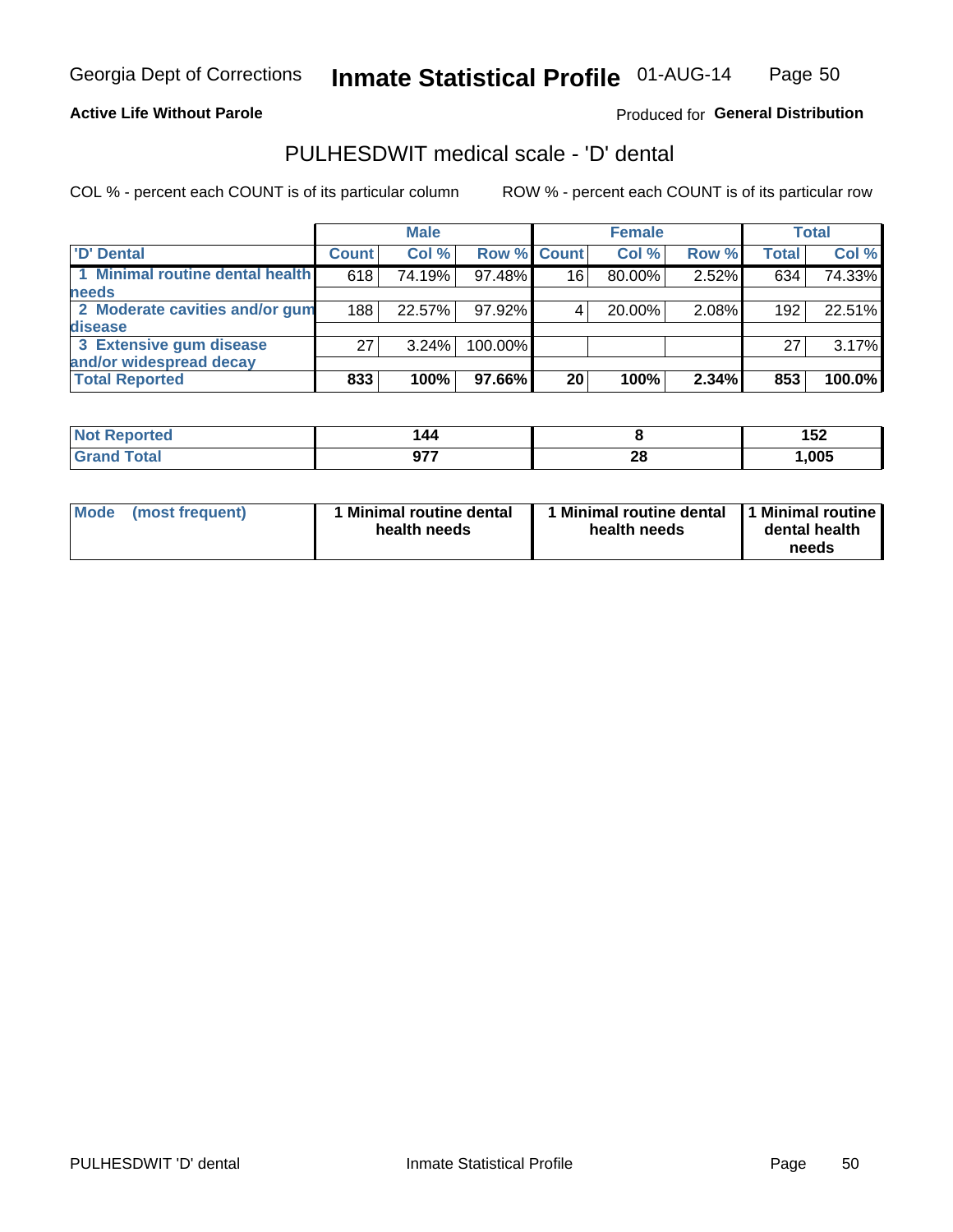Georgia Dept of Corrections **Inmate Statistical Profile** 01-AUG-14

**Active Life Without Parole**

Produced for **General Distribution**

## PULHESDWIT medical scale - 'D' dental

COL % - percent each COUNT is of its particular column

ROW % - percent each COUNT is of its particular row

| | Male | | | Female | | | Total | |
|---|---|---|---|---|---|---|---|---|
| 'D' Dental | Count | Col % | Row % | Count | Col % | Row % | Total | Col % |
| 1 Minimal routine dental health needs | 618 | 74.19% | 97.48% | 16 | 80.00% | 2.52% | 634 | 74.33% |
| 2 Moderate cavities and/or gum disease | 188 | 22.57% | 97.92% | 4 | 20.00% | 2.08% | 192 | 22.51% |
| 3 Extensive gum disease and/or widespread decay | 27 | 3.24% | 100.00% | | | | 27 | 3.17% |
| **Total Reported** | **833** | **100%** | **97.66%** | **20** | **100%** | **2.34%** | **853** | **100.0%** |

| | Male | Female | Total |
|---|---|---|---|
| Not Reported | 144 | 8 | 152 |
| Grand Total | 977 | 28 | 1,005 |

| | Male | Female | Total |
|---|---|---|---|
| Mode (most frequent) | 1 Minimal routine dental health needs | 1 Minimal routine dental health needs | 1 Minimal routine dental health needs |

PULHESDWIT 'D' dental

Inmate Statistical Profile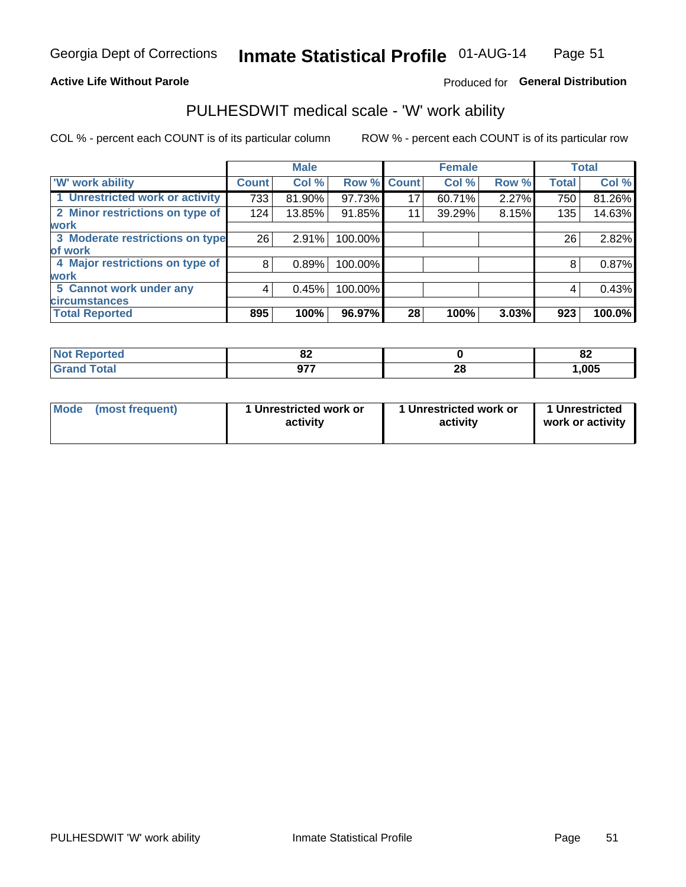Georgia Dept of Corrections **Inmate Statistical Profile** 01-AUG-14

**Active Life Without Parole**

Produced for **General Distribution**

## PULHESDWIT medical scale - 'W' work ability

COL % - percent each COUNT is of its particular column    ROW % - percent each COUNT is of its particular row

| | Male | | | Female | | | Total | |
|---|---|---|---|---|---|---|---|---|
| 'W' work ability | Count | Col % | Row % | Count | Col % | Row % | Total | Col % |
| 1 Unrestricted work or activity | 733 | 81.90% | 97.73% | 17 | 60.71% | 2.27% | 750 | 81.26% |
| 2 Minor restrictions on type of work | 124 | 13.85% | 91.85% | 11 | 39.29% | 8.15% | 135 | 14.63% |
| 3 Moderate restrictions on type of work | 26 | 2.91% | 100.00% | | | | 26 | 2.82% |
| 4 Major restrictions on type of work | 8 | 0.89% | 100.00% | | | | 8 | 0.87% |
| 5 Cannot work under any circumstances | 4 | 0.45% | 100.00% | | | | 4 | 0.43% |
| **Total Reported** | **895** | **100%** | **96.97%** | **28** | **100%** | **3.03%** | **923** | **100.0%** |

| | Male | Female | Total |
|---|---|---|---|
| Not Reported | 82 | 0 | 82 |
| Grand Total | 977 | 28 | 1,005 |

| | Male | Female | Total |
|---|---|---|---|
| Mode (most frequent) | 1 Unrestricted work or activity | 1 Unrestricted work or activity | 1 Unrestricted work or activity |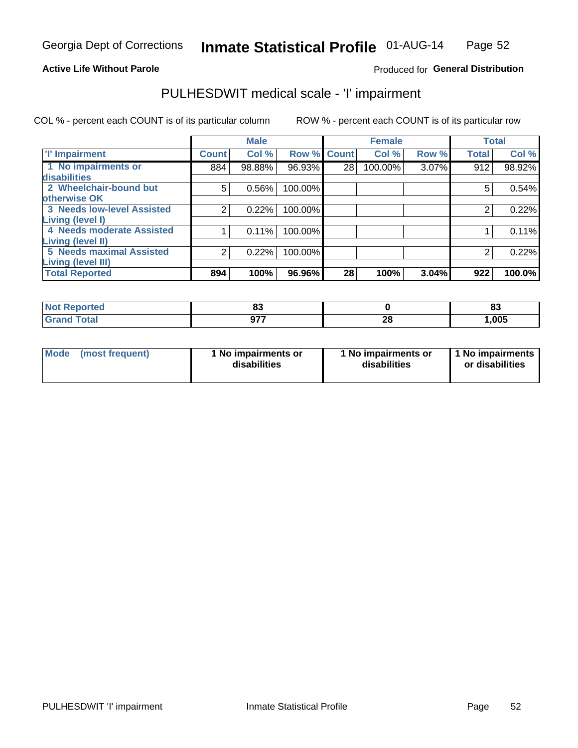Georgia Dept of Corrections **Inmate Statistical Profile** 01-AUG-14

**Active Life Without Parole**

Produced for **General Distribution**

## PULHESDWIT medical scale - 'I' impairment

COL % - percent each COUNT is of its particular column

ROW % - percent each COUNT is of its particular row

| | Male | | | Female | | | Total | |
|---|---|---|---|---|---|---|---|---|
| **'I' Impairment** | **Count** | **Col %** | **Row %** | **Count** | **Col %** | **Row %** | **Total** | **Col %** |
| **1 No impairments or disabilities** | 884 | 98.88% | 96.93% | 28 | 100.00% | 3.07% | 912 | 98.92% |
| **2 Wheelchair-bound but otherwise OK** | 5 | 0.56% | 100.00% | | | | 5 | 0.54% |
| **3 Needs low-level Assisted Living (level I)** | 2 | 0.22% | 100.00% | | | | 2 | 0.22% |
| **4 Needs moderate Assisted Living (level II)** | 1 | 0.11% | 100.00% | | | | 1 | 0.11% |
| **5 Needs maximal Assisted Living (level III)** | 2 | 0.22% | 100.00% | | | | 2 | 0.22% |
| **Total Reported** | **894** | **100%** | **96.96%** | **28** | **100%** | **3.04%** | **922** | **100.0%** |

| | Male | Female | Total |
|---|---|---|---|
| **Not Reported** | **83** | **0** | **83** |
| **Grand Total** | **977** | **28** | **1,005** |

| | Male | Female | Total |
|---|---|---|---|
| **Mode (most frequent)** | **1 No impairments or disabilities** | **1 No impairments or disabilities** | **1 No impairments or disabilities** |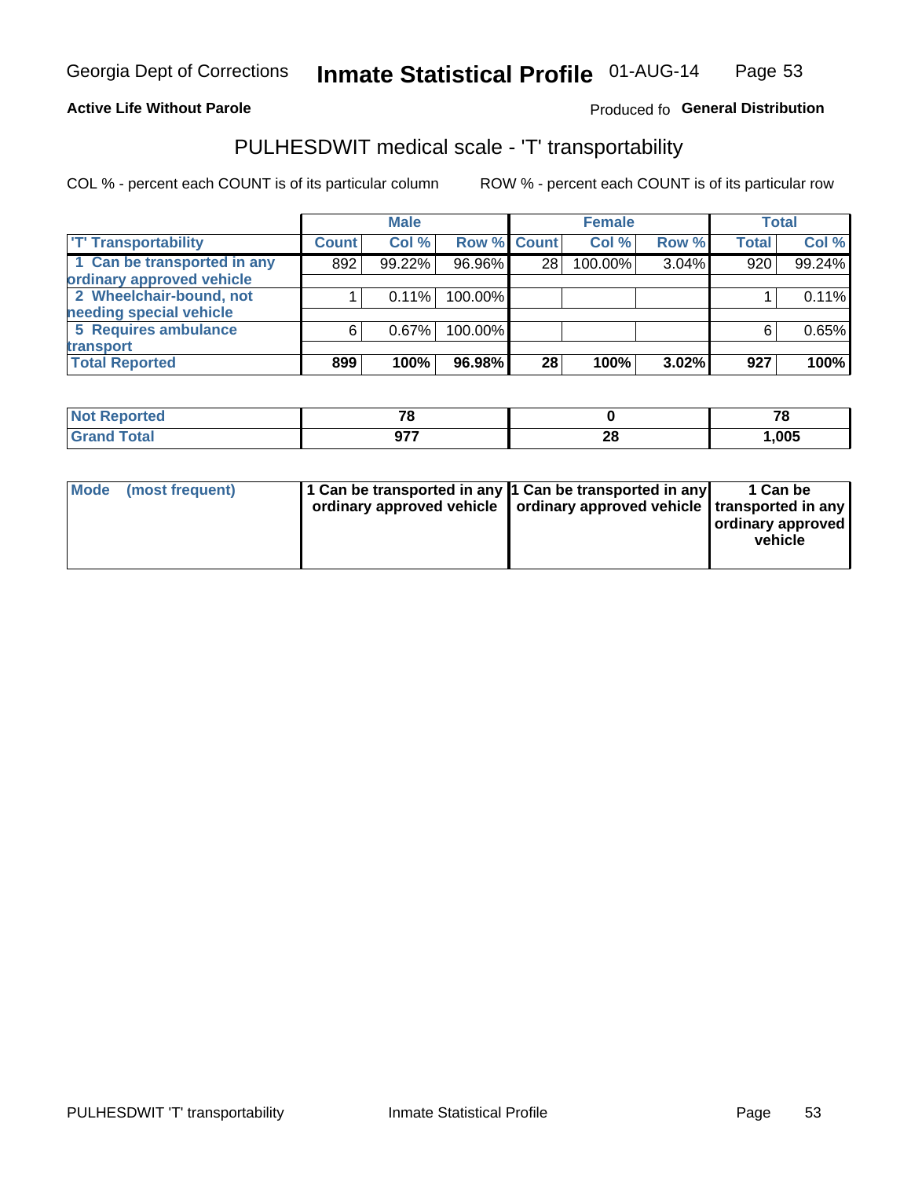Georgia Dept of Corrections **Inmate Statistical Profile** 01-AUG-14

**Active Life Without Parole**

Produced fo **General Distribution**

## PULHESDWIT medical scale - 'T' transportability

COL % - percent each COUNT is of its particular column

ROW % - percent each COUNT is of its particular row

| | Male | | | Female | | | Total | |
|---|---|---|---|---|---|---|---|---|
| 'T' Transportability | Count | Col % | Row % | Count | Col % | Row % | Total | Col % |
| 1 Can be transported in any ordinary approved vehicle | 892 | 99.22% | 96.96% | 28 | 100.00% | 3.04% | 920 | 99.24% |
| 2 Wheelchair-bound, not needing special vehicle | 1 | 0.11% | 100.00% | | | | 1 | 0.11% |
| 5 Requires ambulance transport | 6 | 0.67% | 100.00% | | | | 6 | 0.65% |
| **Total Reported** | **899** | **100%** | **96.98%** | **28** | **100%** | **3.02%** | **927** | **100%** |

| | Male | Female | Total |
|---|---|---|---|
| Not Reported | 78 | 0 | 78 |
| Grand Total | 977 | 28 | 1,005 |

| | Male | Female | Total |
|---|---|---|---|
| Mode (most frequent) | 1 Can be transported in any ordinary approved vehicle | 1 Can be transported in any ordinary approved vehicle | 1 Can be transported in any ordinary approved vehicle |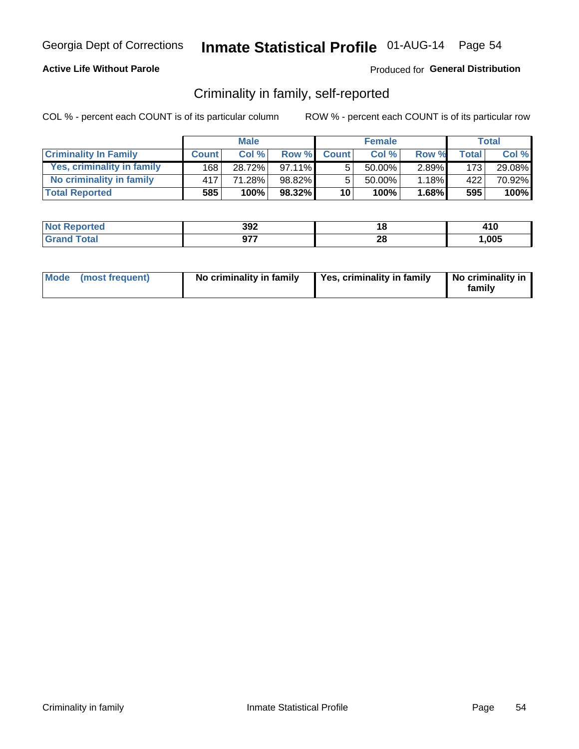Georgia Dept of Corrections **Inmate Statistical Profile** 01-AUG-14

**Active Life Without Parole**

Produced for **General Distribution**

## Criminality in family, self-reported

COL % - percent each COUNT is of its particular column        ROW % - percent each COUNT is of its particular row

| | Male | | | Female | | | Total | |
|---|---|---|---|---|---|---|---|---|
| **Criminality In Family** | **Count** | **Col %** | **Row %** | **Count** | **Col %** | **Row %** | **Total** | **Col %** |
| **Yes, criminality in family** | 168 | 28.72% | 97.11% | 5 | 50.00% | 2.89% | 173 | 29.08% |
| **No criminality in family** | 417 | 71.28% | 98.82% | 5 | 50.00% | 1.18% | 422 | 70.92% |
| **Total Reported** | **585** | **100%** | **98.32%** | **10** | **100%** | **1.68%** | **595** | **100%** |

| | Male | Female | Total |
|---|---|---|---|
| **Not Reported** | **392** | **18** | **410** |
| **Grand Total** | **977** | **28** | **1,005** |

| | Male | Female | Total |
|---|---|---|---|
| **Mode (most frequent)** | **No criminality in family** | **Yes, criminality in family** | **No criminality in family** |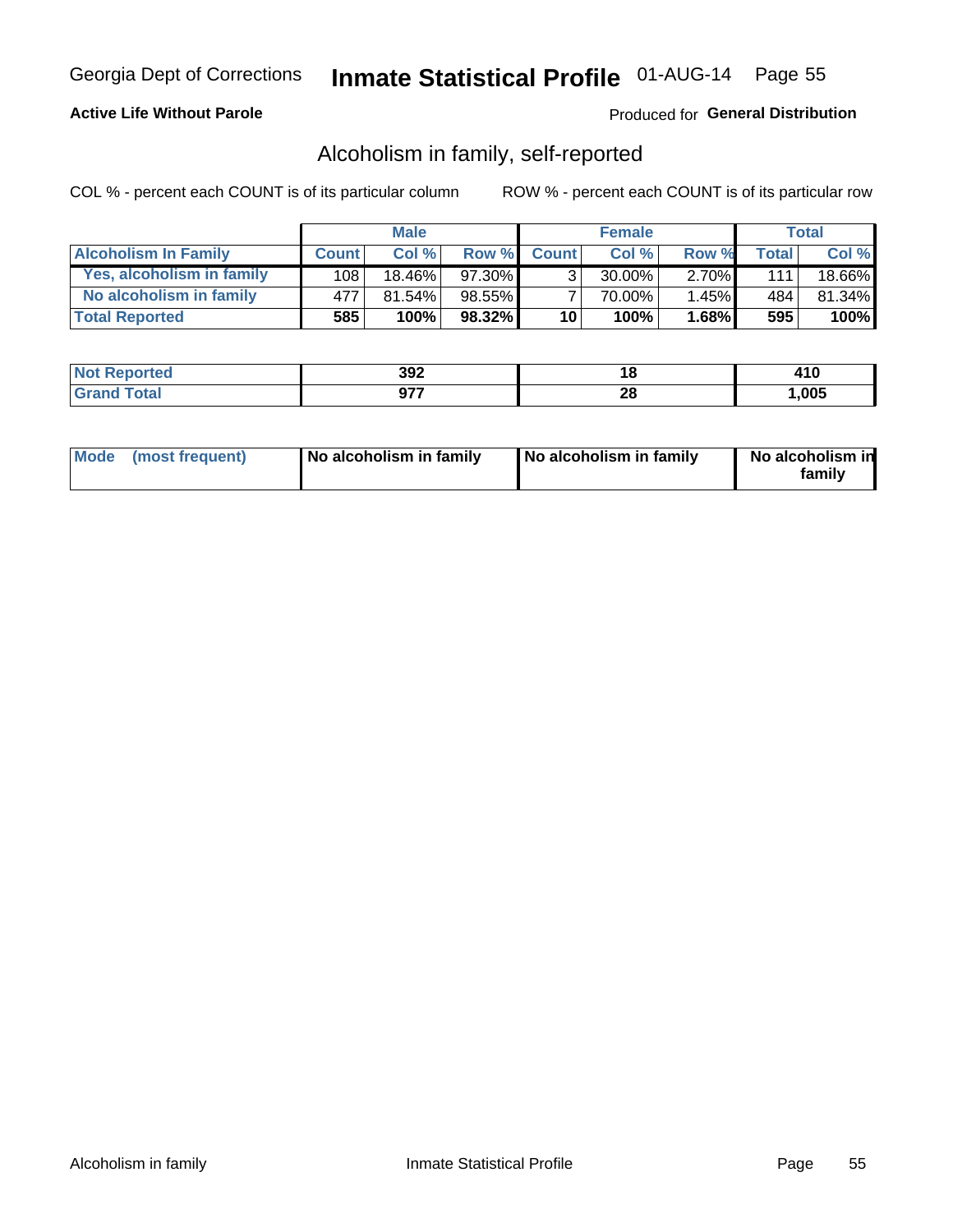Georgia Dept of Corrections **Inmate Statistical Profile** 01-AUG-14

**Active Life Without Parole**

Produced for **General Distribution**

## Alcoholism in family, self-reported

COL % - percent each COUNT is of its particular column

ROW % - percent each COUNT is of its particular row

| | Male | | | Female | | | Total | |
|---|---|---|---|---|---|---|---|---|
| **Alcoholism In Family** | **Count** | **Col %** | **Row %** | **Count** | **Col %** | **Row %** | **Total** | **Col %** |
| Yes, alcoholism in family | 108 | 18.46% | 97.30% | 3 | 30.00% | 2.70% | 111 | 18.66% |
| No alcoholism in family | 477 | 81.54% | 98.55% | 7 | 70.00% | 1.45% | 484 | 81.34% |
| **Total Reported** | **585** | **100%** | **98.32%** | **10** | **100%** | **1.68%** | **595** | **100%** |

| | Male | Female | Total |
|---|---|---|---|
| **Not Reported** | **392** | **18** | **410** |
| **Grand Total** | **977** | **28** | **1,005** |

| | Male | Female | Total |
|---|---|---|---|
| **Mode (most frequent)** | **No alcoholism in family** | **No alcoholism in family** | **No alcoholism in family** |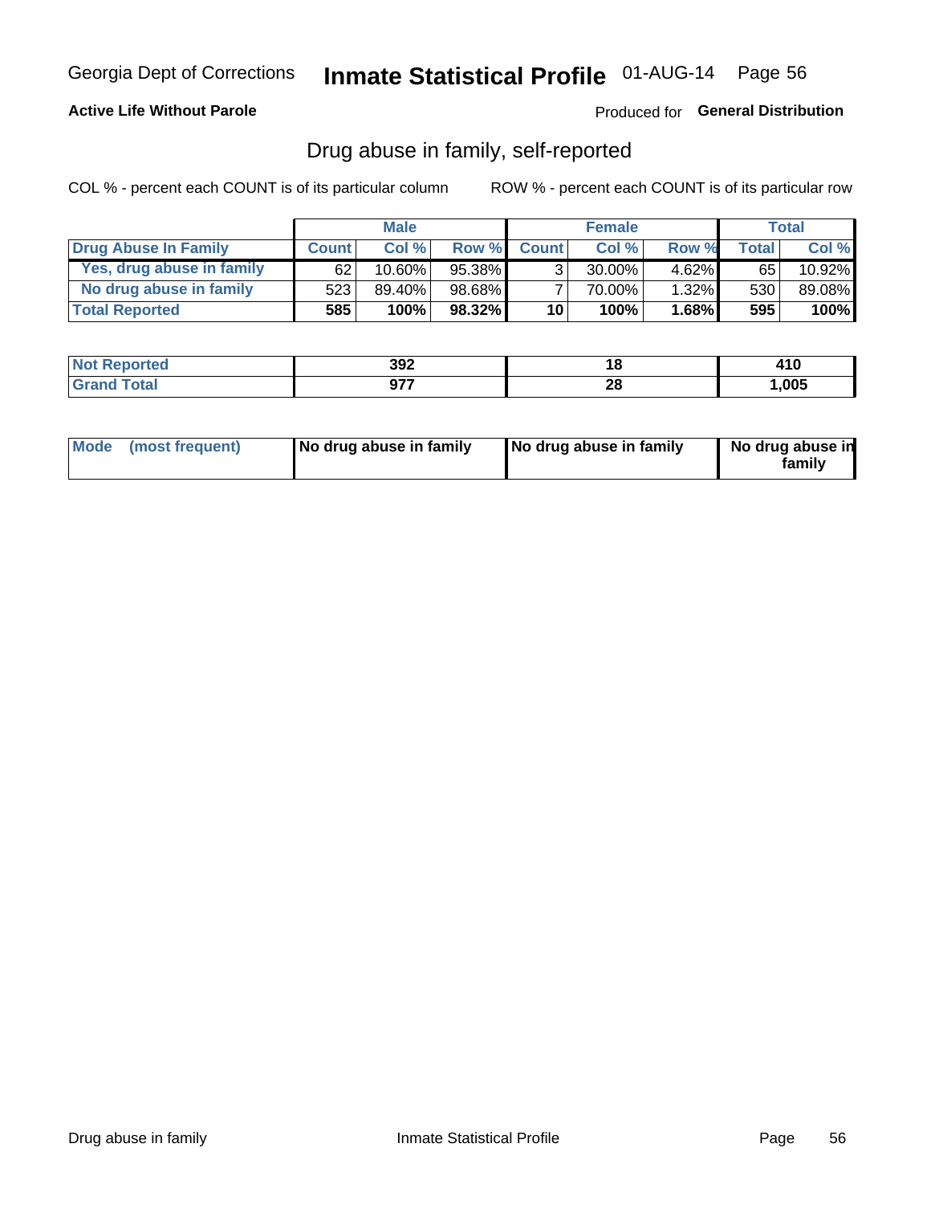Georgia Dept of Corrections **Inmate Statistical Profile** 01-AUG-14

**Active Life Without Parole**

Produced for **General Distribution**

## Drug abuse in family, self-reported

COL % - percent each COUNT is of its particular column

ROW % - percent each COUNT is of its particular row

| | Male | | | Female | | | Total | |
|---|---|---|---|---|---|---|---|---|
| **Drug Abuse In Family** | **Count** | **Col %** | **Row %** | **Count** | **Col %** | **Row %** | **Total** | **Col %** |
| Yes, drug abuse in family | 62 | 10.60% | 95.38% | 3 | 30.00% | 4.62% | 65 | 10.92% |
| No drug abuse in family | 523 | 89.40% | 98.68% | 7 | 70.00% | 1.32% | 530 | 89.08% |
| **Total Reported** | **585** | **100%** | **98.32%** | **10** | **100%** | **1.68%** | **595** | **100%** |

| | Male | Female | Total |
|---|---|---|---|
| **Not Reported** | **392** | **18** | **410** |
| **Grand Total** | **977** | **28** | **1,005** |

| | Male | Female | Total |
|---|---|---|---|
| **Mode (most frequent)** | **No drug abuse in family** | **No drug abuse in family** | **No drug abuse in family** |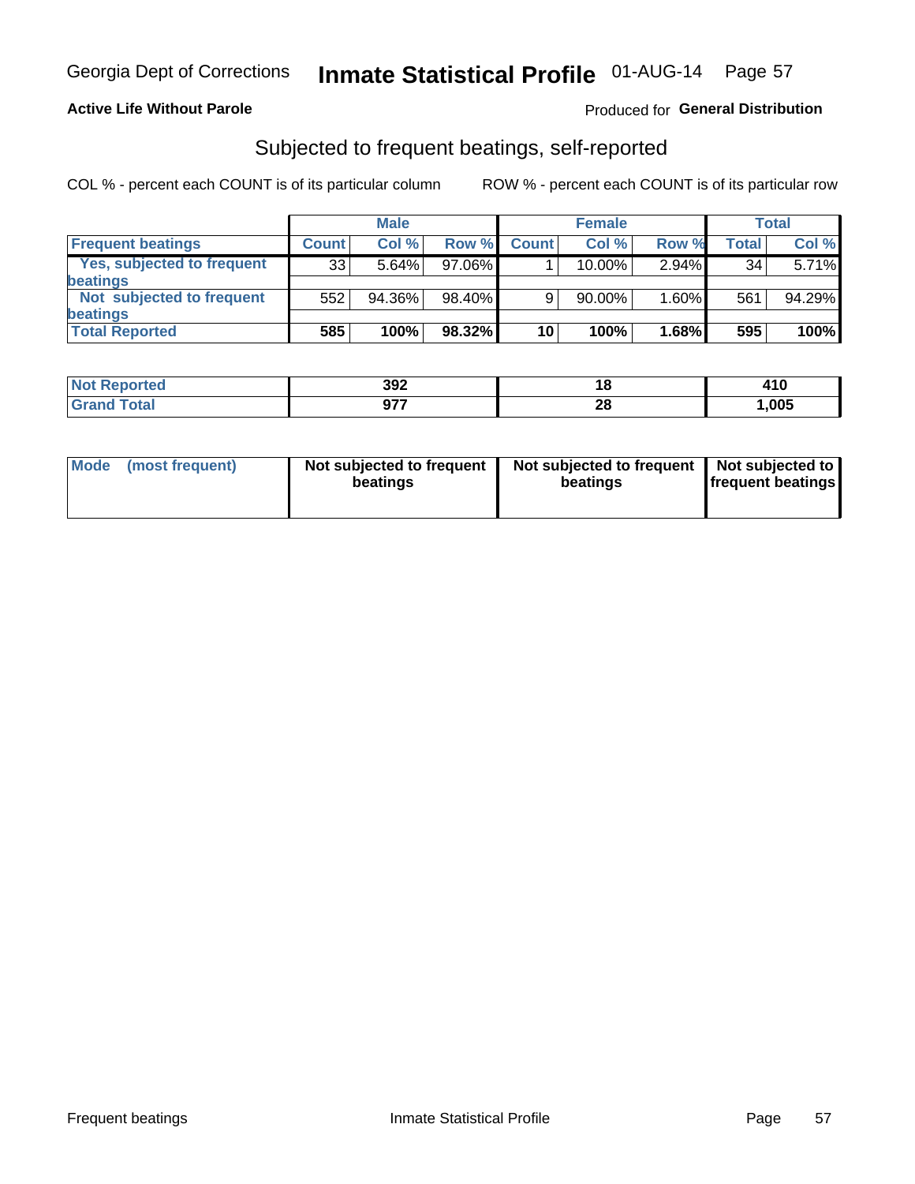Georgia Dept of Corrections **Inmate Statistical Profile** 01-AUG-14

**Active Life Without Parole**

Produced for **General Distribution**

## Subjected to frequent beatings, self-reported

COL % - percent each COUNT is of its particular column

ROW % - percent each COUNT is of its particular row

| | Male | | | Female | | | Total | |
|---|---|---|---|---|---|---|---|---|
| Frequent beatings | Count | Col % | Row % | Count | Col % | Row % | Total | Col % |
| Yes, subjected to frequent beatings | 33 | 5.64% | 97.06% | 1 | 10.00% | 2.94% | 34 | 5.71% |
| Not subjected to frequent beatings | 552 | 94.36% | 98.40% | 9 | 90.00% | 1.60% | 561 | 94.29% |
| **Total Reported** | **585** | **100%** | **98.32%** | **10** | **100%** | **1.68%** | **595** | **100%** |

| | Male | Female | Total |
|---|---|---|---|
| Not Reported | **392** | **18** | **410** |
| Grand Total | **977** | **28** | **1,005** |

| | Male | Female | Total |
|---|---|---|---|
| Mode (most frequent) | **Not subjected to frequent beatings** | **Not subjected to frequent beatings** | **Not subjected to frequent beatings** |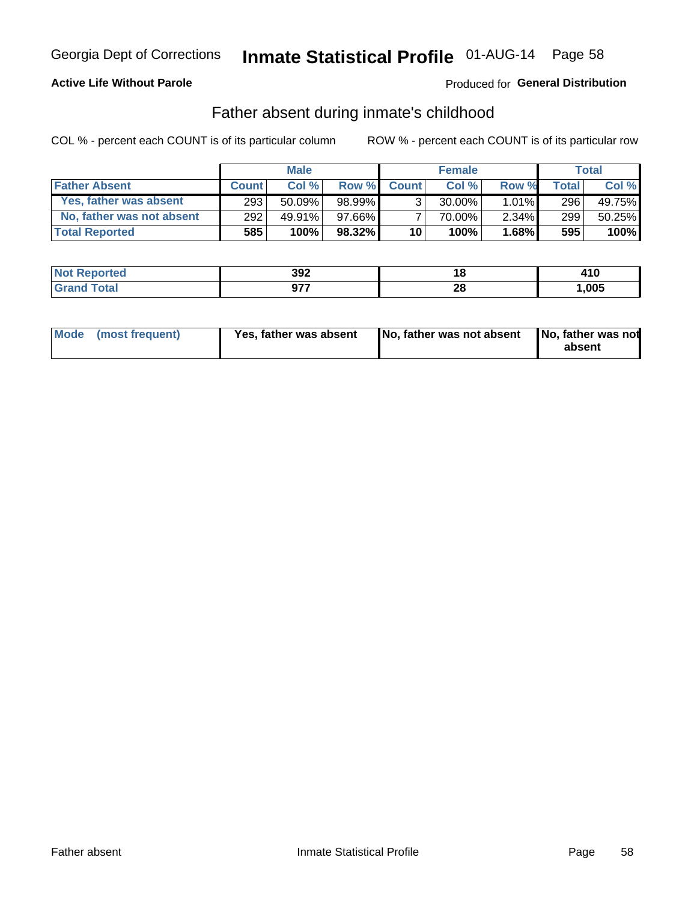Georgia Dept of Corrections **Inmate Statistical Profile** 01-AUG-14

**Active Life Without Parole**

Produced for **General Distribution**

## Father absent during inmate's childhood

COL % - percent each COUNT is of its particular column

ROW % - percent each COUNT is of its particular row

| | Male | | | Female | | | Total | |
|---|---|---|---|---|---|---|---|---|
| **Father Absent** | **Count** | **Col %** | **Row %** | **Count** | **Col %** | **Row %** | **Total** | **Col %** |
| Yes, father was absent | 293 | 50.09% | 98.99% | 3 | 30.00% | 1.01% | 296 | 49.75% |
| No, father was not absent | 292 | 49.91% | 97.66% | 7 | 70.00% | 2.34% | 299 | 50.25% |
| **Total Reported** | **585** | **100%** | **98.32%** | **10** | **100%** | **1.68%** | **595** | **100%** |

| | Male | Female | Total |
|---|---|---|---|
| **Not Reported** | **392** | **18** | **410** |
| **Grand Total** | **977** | **28** | **1,005** |

| | Male | Female | Total |
|---|---|---|---|
| **Mode (most frequent)** | **Yes, father was absent** | **No, father was not absent** | **No, father was not absent** |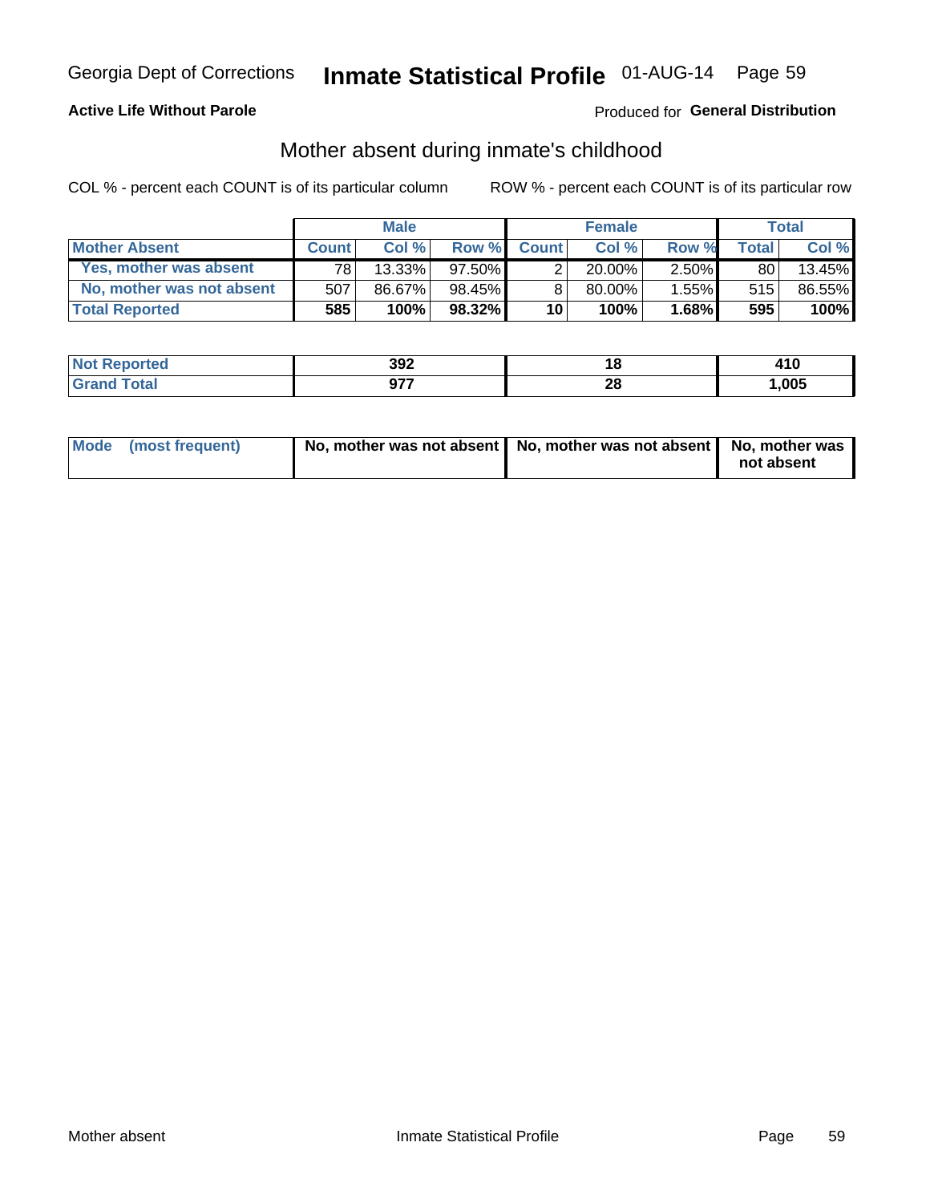Georgia Dept of Corrections **Inmate Statistical Profile** 01-AUG-14

**Active Life Without Parole**

Produced for **General Distribution**

## Mother absent during inmate's childhood

COL % - percent each COUNT is of its particular column

ROW % - percent each COUNT is of its particular row

| | Male | | | Female | | | Total | |
|---|---|---|---|---|---|---|---|---|
| **Mother Absent** | **Count** | **Col %** | **Row %** | **Count** | **Col %** | **Row %** | **Total** | **Col %** |
| **Yes, mother was absent** | 78 | 13.33% | 97.50% | 2 | 20.00% | 2.50% | 80 | 13.45% |
| **No, mother was not absent** | 507 | 86.67% | 98.45% | 8 | 80.00% | 1.55% | 515 | 86.55% |
| **Total Reported** | **585** | **100%** | **98.32%** | **10** | **100%** | **1.68%** | **595** | **100%** |

| | Male | Female | Total |
|---|---|---|---|
| **Not Reported** | **392** | **18** | **410** |
| **Grand Total** | **977** | **28** | **1,005** |

| | Male | Female | Total |
|---|---|---|---|
| **Mode (most frequent)** | **No, mother was not absent** | **No, mother was not absent** | **No, mother was not absent** |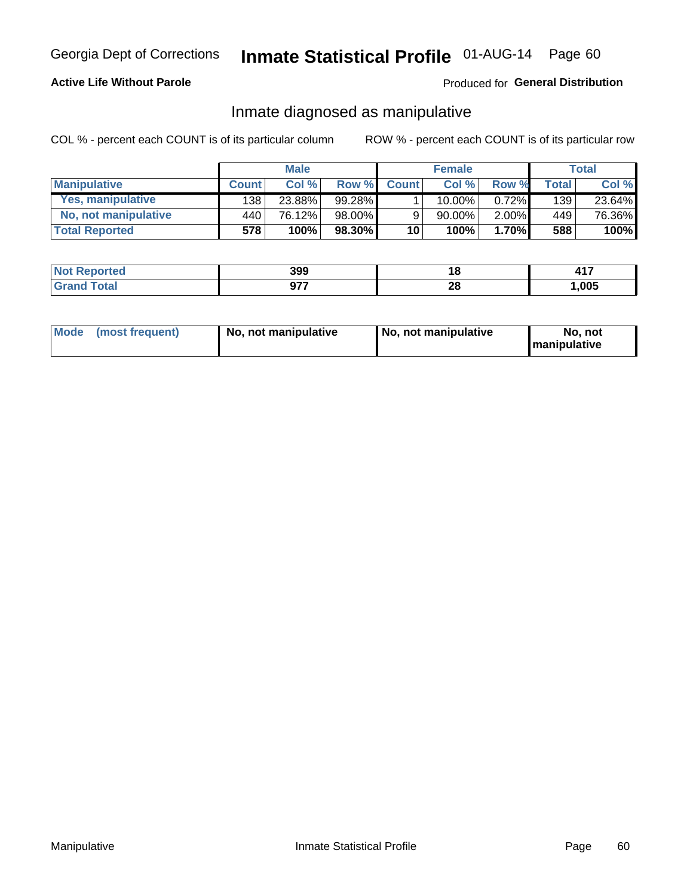Georgia Dept of Corrections **Inmate Statistical Profile** 01-AUG-14 Page 60

**Active Life Without Parole**

Produced for **General Distribution**

## Inmate diagnosed as manipulative

COL % - percent each COUNT is of its particular column

ROW % - percent each COUNT is of its particular row

| | Male | | | Female | | | Total | |
|---|---|---|---|---|---|---|---|---|
| **Manipulative** | **Count** | **Col %** | **Row %** | **Count** | **Col %** | **Row %** | **Total** | **Col %** |
| **Yes, manipulative** | 138 | 23.88% | 99.28% | 1 | 10.00% | 0.72% | 139 | 23.64% |
| **No, not manipulative** | 440 | 76.12% | 98.00% | 9 | 90.00% | 2.00% | 449 | 76.36% |
| **Total Reported** | **578** | **100%** | **98.30%** | **10** | **100%** | **1.70%** | **588** | **100%** |

| | Male | Female | Total |
|---|---|---|---|
| **Not Reported** | **399** | **18** | **417** |
| **Grand Total** | **977** | **28** | **1,005** |

| | Male | Female | Total |
|---|---|---|---|
| **Mode (most frequent)** | **No, not manipulative** | **No, not manipulative** | **No, not manipulative** |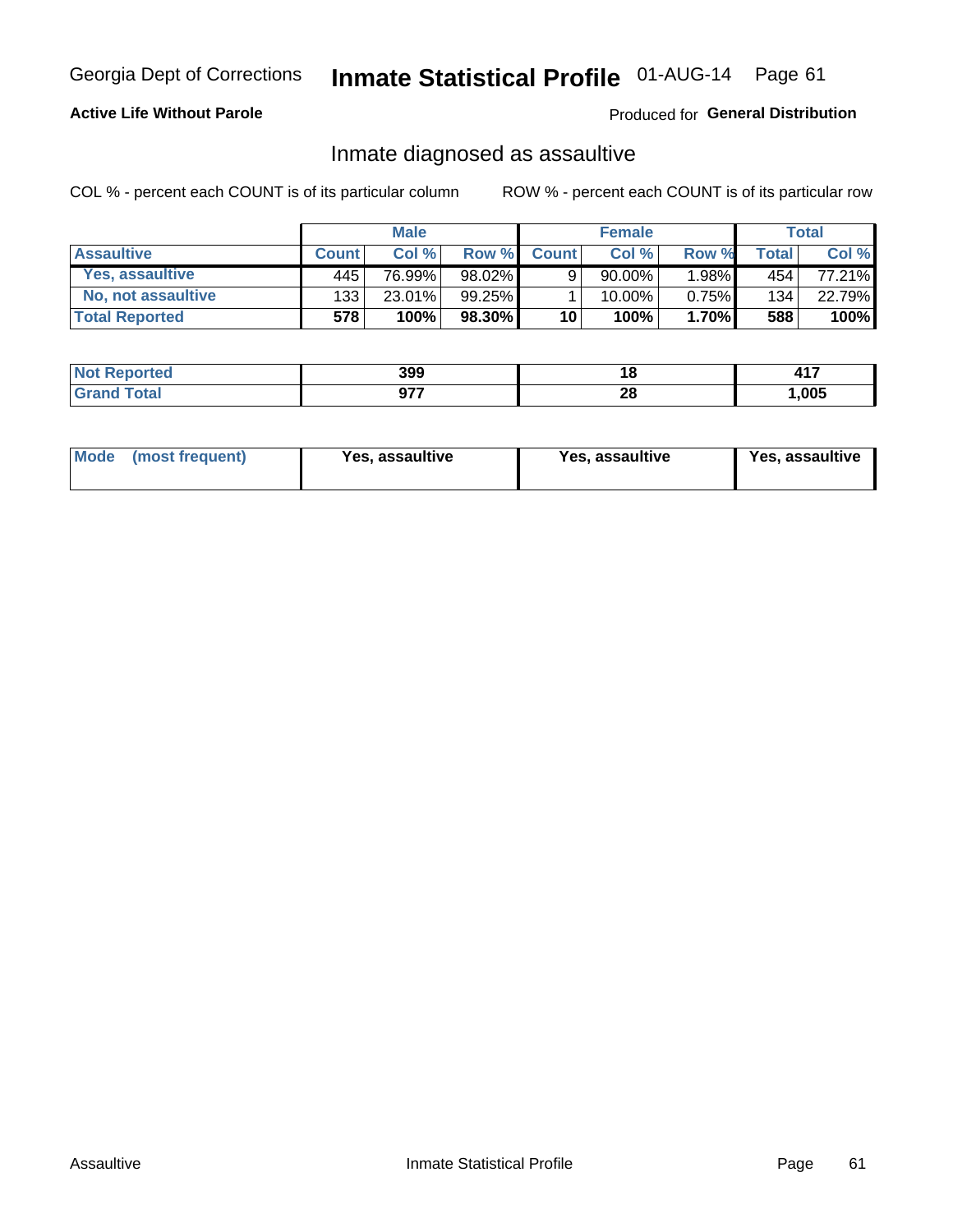Georgia Dept of Corrections **Inmate Statistical Profile** 01-AUG-14

**Active Life Without Parole**

Produced for **General Distribution**

## Inmate diagnosed as assaultive

COL % - percent each COUNT is of its particular column

ROW % - percent each COUNT is of its particular row

| | Male | | | Female | | | Total | |
|---|---|---|---|---|---|---|---|---|
| **Assaultive** | **Count** | **Col %** | **Row %** | **Count** | **Col %** | **Row %** | **Total** | **Col %** |
| **Yes, assaultive** | 445 | 76.99% | 98.02% | 9 | 90.00% | 1.98% | 454 | 77.21% |
| **No, not assaultive** | 133 | 23.01% | 99.25% | 1 | 10.00% | 0.75% | 134 | 22.79% |
| **Total Reported** | **578** | **100%** | **98.30%** | **10** | **100%** | **1.70%** | **588** | **100%** |

| | Male | Female | Total |
|---|---|---|---|
| **Not Reported** | **399** | **18** | **417** |
| **Grand Total** | **977** | **28** | **1,005** |

| | Male | Female | Total |
|---|---|---|---|
| **Mode (most frequent)** | **Yes, assaultive** | **Yes, assaultive** | **Yes, assaultive** |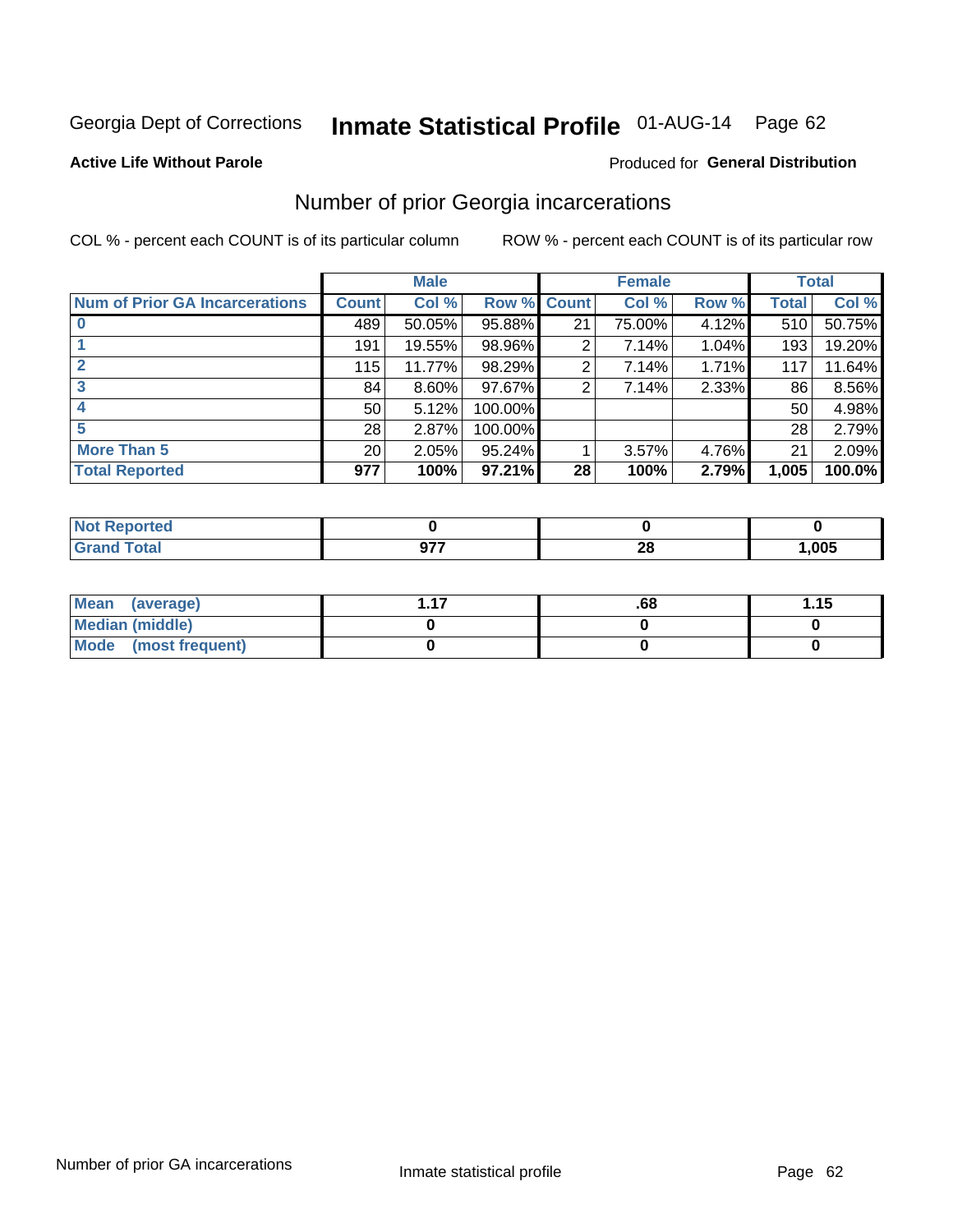Georgia Dept of Corrections **Inmate Statistical Profile** 01-AUG-14 Page 62

**Active Life Without Parole**

Produced for **General Distribution**

## Number of prior Georgia incarcerations

COL % - percent each COUNT is of its particular column

ROW % - percent each COUNT is of its particular row

| | Male | | | Female | | | Total | |
|---|---|---|---|---|---|---|---|---|
| **Num of Prior GA Incarcerations** | **Count** | **Col %** | **Row %** | **Count** | **Col %** | **Row %** | **Total** | **Col %** |
| **0** | 489 | 50.05% | 95.88% | 21 | 75.00% | 4.12% | 510 | 50.75% |
| **1** | 191 | 19.55% | 98.96% | 2 | 7.14% | 1.04% | 193 | 19.20% |
| **2** | 115 | 11.77% | 98.29% | 2 | 7.14% | 1.71% | 117 | 11.64% |
| **3** | 84 | 8.60% | 97.67% | 2 | 7.14% | 2.33% | 86 | 8.56% |
| **4** | 50 | 5.12% | 100.00% | | | | 50 | 4.98% |
| **5** | 28 | 2.87% | 100.00% | | | | 28 | 2.79% |
| **More Than 5** | 20 | 2.05% | 95.24% | 1 | 3.57% | 4.76% | 21 | 2.09% |
| **Total Reported** | **977** | **100%** | **97.21%** | **28** | **100%** | **2.79%** | **1,005** | **100.0%** |

| | Male | Female | Total |
|---|---|---|---|
| **Not Reported** | **0** | **0** | **0** |
| **Grand Total** | **977** | **28** | **1,005** |

| | Male | Female | Total |
|---|---|---|---|
| **Mean (average)** | **1.17** | **.68** | **1.15** |
| **Median (middle)** | **0** | **0** | **0** |
| **Mode (most frequent)** | **0** | **0** | **0** |

Number of prior GA incarcerations

Inmate statistical profile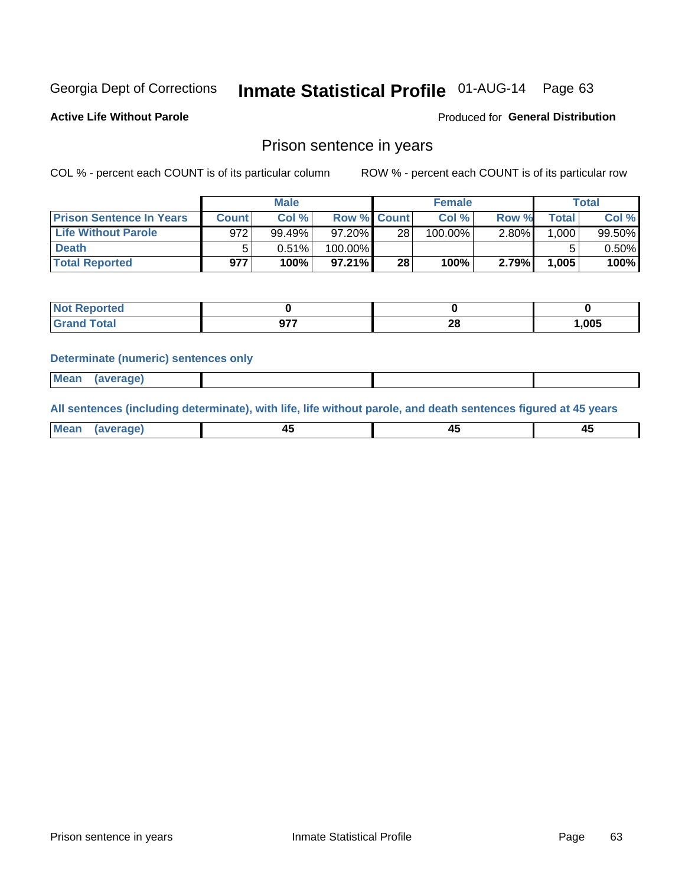Georgia Dept of Corrections **Inmate Statistical Profile** 01-AUG-14

**Active Life Without Parole**

Produced for **General Distribution**

## Prison sentence in years

COL % - percent each COUNT is of its particular column

ROW % - percent each COUNT is of its particular row

| | Male | | | Female | | | Total | |
|---|---|---|---|---|---|---|---|---|
| **Prison Sentence In Years** | **Count** | **Col %** | **Row %** | **Count** | **Col %** | **Row %** | **Total** | **Col %** |
| **Life Without Parole** | 972 | 99.49% | 97.20% | 28 | 100.00% | 2.80% | 1,000 | 99.50% |
| **Death** | 5 | 0.51% | 100.00% | | | | 5 | 0.50% |
| **Total Reported** | **977** | **100%** | **97.21%** | **28** | **100%** | **2.79%** | **1,005** | **100%** |

| | Male | Female | Total |
|---|---|---|---|
| **Not Reported** | **0** | **0** | **0** |
| **Grand Total** | **977** | **28** | **1,005** |

**Determinate (numeric) sentences only**

| | Male | Female | Total |
|---|---|---|---|
| **Mean (average)** | | | |

**All sentences (including determinate), with life, life without parole, and death sentences figured at 45 years**

| | Male | Female | Total |
|---|---|---|---|
| **Mean (average)** | **45** | **45** | **45** |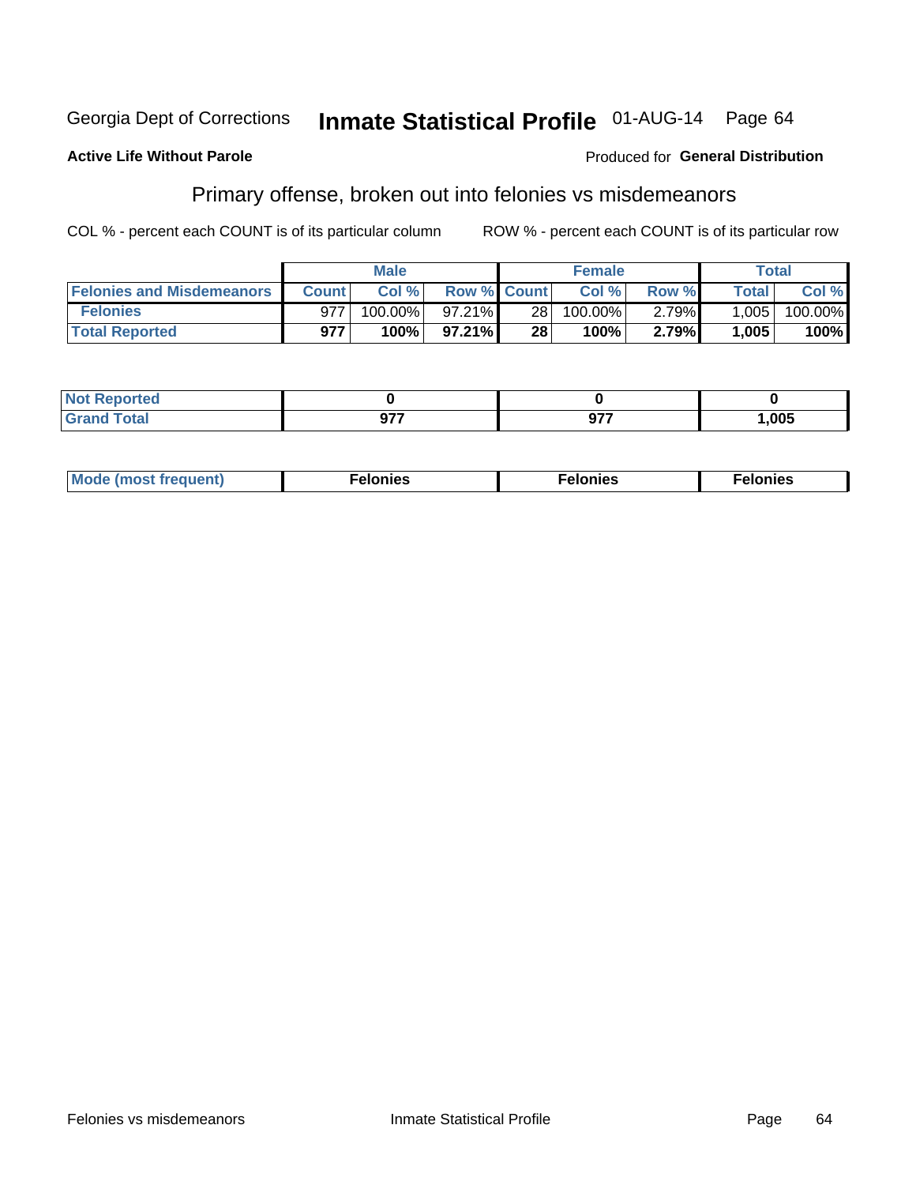Georgia Dept of Corrections **Inmate Statistical Profile** 01-AUG-14 Page 64

**Active Life Without Parole**

Produced for **General Distribution**

## Primary offense, broken out into felonies vs misdemeanors

COL % - percent each COUNT is of its particular column ROW % - percent each COUNT is of its particular row

| | Male | | | Female | | | Total | |
|---|---|---|---|---|---|---|---|---|
| **Felonies and Misdemeanors** | **Count** | **Col %** | **Row %** | **Count** | **Col %** | **Row %** | **Total** | **Col %** |
| **Felonies** | 977 | 100.00% | 97.21% | 28 | 100.00% | 2.79% | 1,005 | 100.00% |
| **Total Reported** | **977** | **100%** | **97.21%** | **28** | **100%** | **2.79%** | **1,005** | **100%** |

| | | | |
|---|---|---|---|
| **Not Reported** | **0** | **0** | **0** |
| **Grand Total** | **977** | **977** | **1,005** |

| | | | |
|---|---|---|---|
| **Mode (most frequent)** | **Felonies** | **Felonies** | **Felonies** |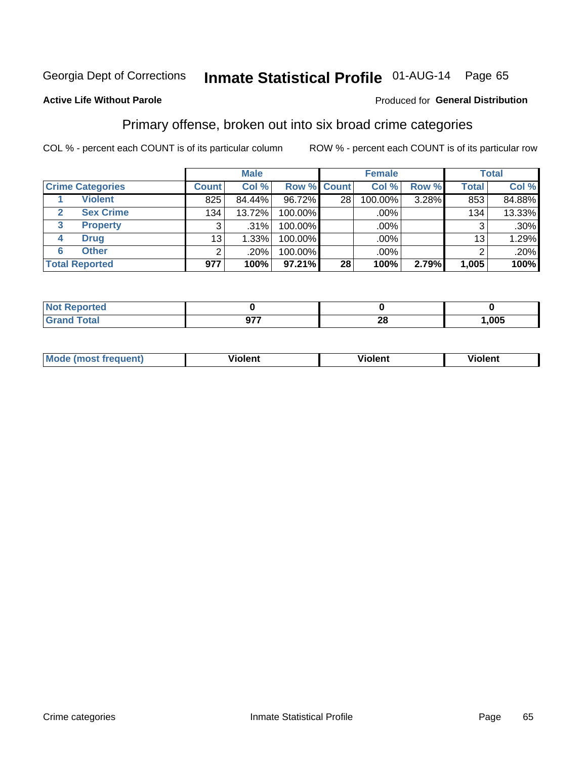Georgia Dept of Corrections **Inmate Statistical Profile** 01-AUG-14 Page 65

**Active Life Without Parole**

Produced for **General Distribution**

## Primary offense, broken out into six broad crime categories

COL % - percent each COUNT is of its particular column

ROW % - percent each COUNT is of its particular row

| | Male | | | Female | | | Total | |
|---|---|---|---|---|---|---|---|---|
| **Crime Categories** | **Count** | **Col %** | **Row %** | **Count** | **Col %** | **Row %** | **Total** | **Col %** |
| 1 **Violent** | 825 | 84.44% | 96.72% | 28 | 100.00% | 3.28% | 853 | 84.88% |
| 2 **Sex Crime** | 134 | 13.72% | 100.00% | | .00% | | 134 | 13.33% |
| 3 **Property** | 3 | .31% | 100.00% | | .00% | | 3 | .30% |
| 4 **Drug** | 13 | 1.33% | 100.00% | | .00% | | 13 | 1.29% |
| 6 **Other** | 2 | .20% | 100.00% | | .00% | | 2 | .20% |
| **Total Reported** | **977** | **100%** | **97.21%** | **28** | **100%** | **2.79%** | **1,005** | **100%** |

| | Male | Female | Total |
|---|---|---|---|
| **Not Reported** | **0** | **0** | **0** |
| **Grand Total** | **977** | **28** | **1,005** |

| | Male | Female | Total |
|---|---|---|---|
| **Mode (most frequent)** | **Violent** | **Violent** | **Violent** |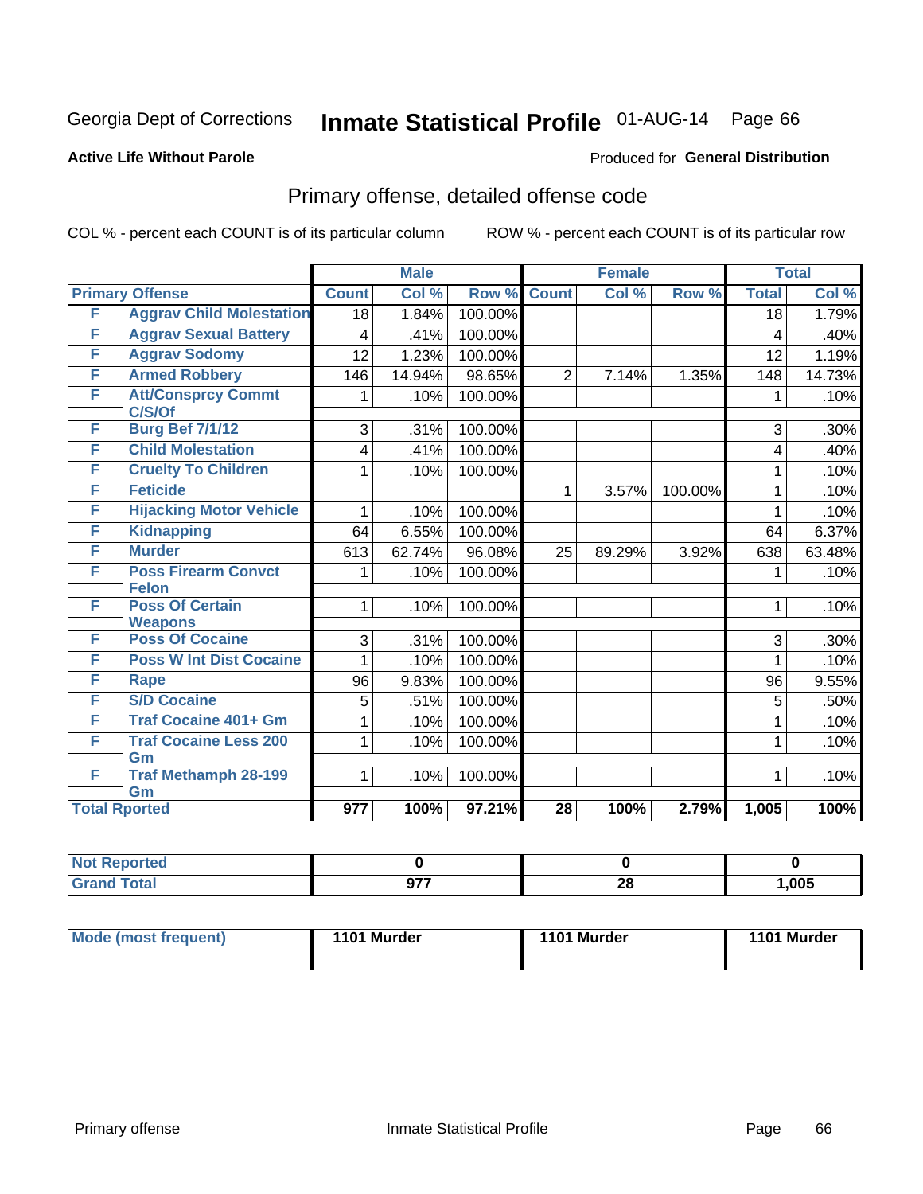Georgia Dept of Corrections **Inmate Statistical Profile** 01-AUG-14 Page 66

**Active Life Without Parole**

Produced for **General Distribution**

# Primary offense, detailed offense code

COL % - percent each COUNT is of its particular column ROW % - percent each COUNT is of its particular row

| Primary Offense | | Male | | | Female | | | Total | |
|---|---|---|---|---|---|---|---|---|---|
| | | Count | Col % | Row % | Count | Col % | Row % | Total | Col % |
| F | Aggrav Child Molestation | 18 | 1.84% | 100.00% | | | | 18 | 1.79% |
| F | Aggrav Sexual Battery | 4 | .41% | 100.00% | | | | 4 | .40% |
| F | Aggrav Sodomy | 12 | 1.23% | 100.00% | | | | 12 | 1.19% |
| F | Armed Robbery | 146 | 14.94% | 98.65% | 2 | 7.14% | 1.35% | 148 | 14.73% |
| F | Att/Consprcy Commt C/S/Of | 1 | .10% | 100.00% | | | | 1 | .10% |
| F | Burg Bef 7/1/12 | 3 | .31% | 100.00% | | | | 3 | .30% |
| F | Child Molestation | 4 | .41% | 100.00% | | | | 4 | .40% |
| F | Cruelty To Children | 1 | .10% | 100.00% | | | | 1 | .10% |
| F | Feticide | | | | 1 | 3.57% | 100.00% | 1 | .10% |
| F | Hijacking Motor Vehicle | 1 | .10% | 100.00% | | | | 1 | .10% |
| F | Kidnapping | 64 | 6.55% | 100.00% | | | | 64 | 6.37% |
| F | Murder | 613 | 62.74% | 96.08% | 25 | 89.29% | 3.92% | 638 | 63.48% |
| F | Poss Firearm Convct Felon | 1 | .10% | 100.00% | | | | 1 | .10% |
| F | Poss Of Certain Weapons | 1 | .10% | 100.00% | | | | 1 | .10% |
| F | Poss Of Cocaine | 3 | .31% | 100.00% | | | | 3 | .30% |
| F | Poss W Int Dist Cocaine | 1 | .10% | 100.00% | | | | 1 | .10% |
| F | Rape | 96 | 9.83% | 100.00% | | | | 96 | 9.55% |
| F | S/D Cocaine | 5 | .51% | 100.00% | | | | 5 | .50% |
| F | Traf Cocaine 401+ Gm | 1 | .10% | 100.00% | | | | 1 | .10% |
| F | Traf Cocaine Less 200 Gm | 1 | .10% | 100.00% | | | | 1 | .10% |
| F | Traf Methamph 28-199 Gm | 1 | .10% | 100.00% | | | | 1 | .10% |
| **Total Rported** | | **977** | **100%** | **97.21%** | **28** | **100%** | **2.79%** | **1,005** | **100%** |

| | Male | Female | Total |
|---|---|---|---|
| Not Reported | 0 | 0 | 0 |
| Grand Total | 977 | 28 | 1,005 |

| | Male | Female | Total |
|---|---|---|---|
| Mode (most frequent) | 1101 Murder | 1101 Murder | 1101 Murder |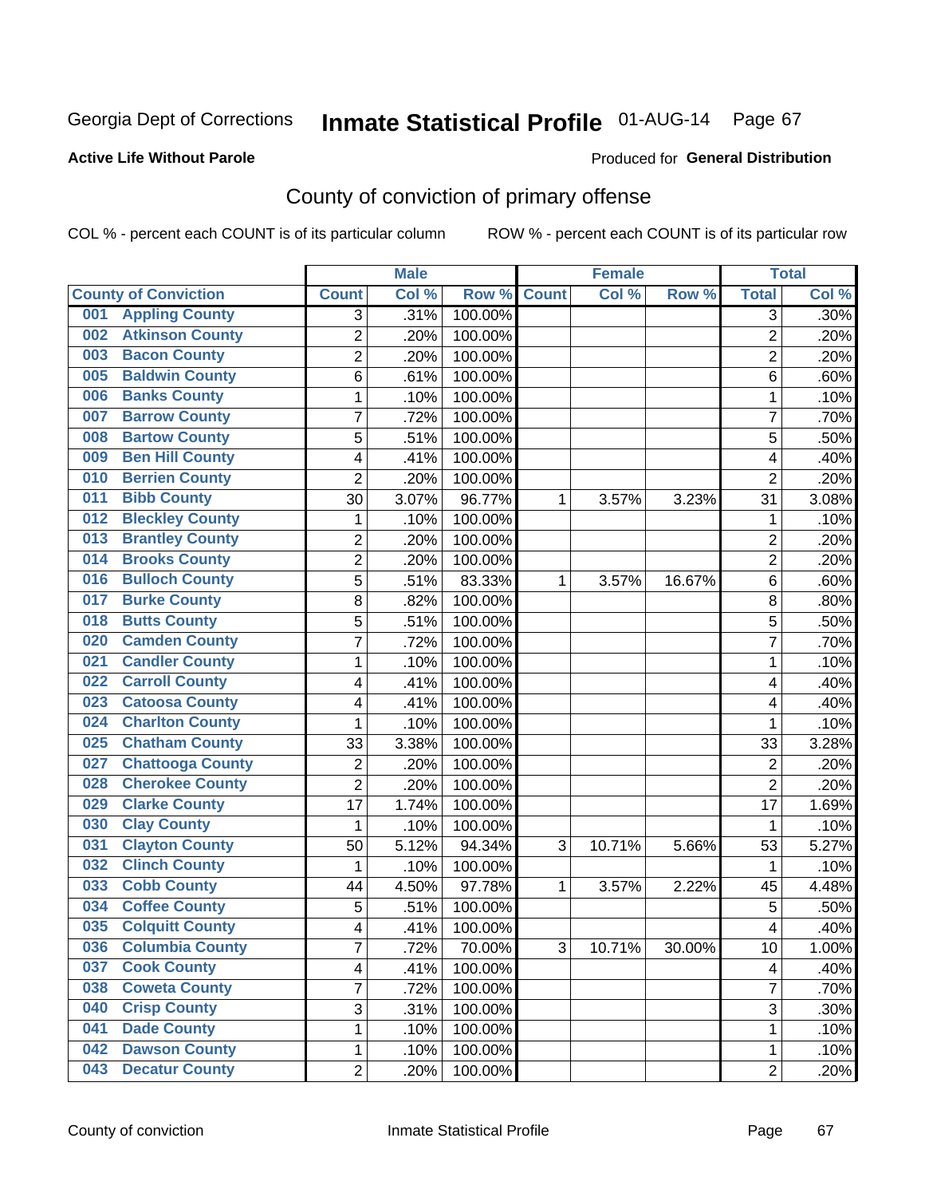Georgia Dept of Corrections **Inmate Statistical Profile** 01-AUG-14 Page 67

**Active Life Without Parole**

Produced for **General Distribution**

## County of conviction of primary offense

COL % - percent each COUNT is of its particular column ROW % - percent each COUNT is of its particular row

| County of Conviction | Male | | | Female | | | Total | |
|---|---|---|---|---|---|---|---|---|
| | Count | Col % | Row % | Count | Col % | Row % | Total | Col % |
| 001 Appling County | 3 | .31% | 100.00% | | | | 3 | .30% |
| 002 Atkinson County | 2 | .20% | 100.00% | | | | 2 | .20% |
| 003 Bacon County | 2 | .20% | 100.00% | | | | 2 | .20% |
| 005 Baldwin County | 6 | .61% | 100.00% | | | | 6 | .60% |
| 006 Banks County | 1 | .10% | 100.00% | | | | 1 | .10% |
| 007 Barrow County | 7 | .72% | 100.00% | | | | 7 | .70% |
| 008 Bartow County | 5 | .51% | 100.00% | | | | 5 | .50% |
| 009 Ben Hill County | 4 | .41% | 100.00% | | | | 4 | .40% |
| 010 Berrien County | 2 | .20% | 100.00% | | | | 2 | .20% |
| 011 Bibb County | 30 | 3.07% | 96.77% | 1 | 3.57% | 3.23% | 31 | 3.08% |
| 012 Bleckley County | 1 | .10% | 100.00% | | | | 1 | .10% |
| 013 Brantley County | 2 | .20% | 100.00% | | | | 2 | .20% |
| 014 Brooks County | 2 | .20% | 100.00% | | | | 2 | .20% |
| 016 Bulloch County | 5 | .51% | 83.33% | 1 | 3.57% | 16.67% | 6 | .60% |
| 017 Burke County | 8 | .82% | 100.00% | | | | 8 | .80% |
| 018 Butts County | 5 | .51% | 100.00% | | | | 5 | .50% |
| 020 Camden County | 7 | .72% | 100.00% | | | | 7 | .70% |
| 021 Candler County | 1 | .10% | 100.00% | | | | 1 | .10% |
| 022 Carroll County | 4 | .41% | 100.00% | | | | 4 | .40% |
| 023 Catoosa County | 4 | .41% | 100.00% | | | | 4 | .40% |
| 024 Charlton County | 1 | .10% | 100.00% | | | | 1 | .10% |
| 025 Chatham County | 33 | 3.38% | 100.00% | | | | 33 | 3.28% |
| 027 Chattooga County | 2 | .20% | 100.00% | | | | 2 | .20% |
| 028 Cherokee County | 2 | .20% | 100.00% | | | | 2 | .20% |
| 029 Clarke County | 17 | 1.74% | 100.00% | | | | 17 | 1.69% |
| 030 Clay County | 1 | .10% | 100.00% | | | | 1 | .10% |
| 031 Clayton County | 50 | 5.12% | 94.34% | 3 | 10.71% | 5.66% | 53 | 5.27% |
| 032 Clinch County | 1 | .10% | 100.00% | | | | 1 | .10% |
| 033 Cobb County | 44 | 4.50% | 97.78% | 1 | 3.57% | 2.22% | 45 | 4.48% |
| 034 Coffee County | 5 | .51% | 100.00% | | | | 5 | .50% |
| 035 Colquitt County | 4 | .41% | 100.00% | | | | 4 | .40% |
| 036 Columbia County | 7 | .72% | 70.00% | 3 | 10.71% | 30.00% | 10 | 1.00% |
| 037 Cook County | 4 | .41% | 100.00% | | | | 4 | .40% |
| 038 Coweta County | 7 | .72% | 100.00% | | | | 7 | .70% |
| 040 Crisp County | 3 | .31% | 100.00% | | | | 3 | .30% |
| 041 Dade County | 1 | .10% | 100.00% | | | | 1 | .10% |
| 042 Dawson County | 1 | .10% | 100.00% | | | | 1 | .10% |
| 043 Decatur County | 2 | .20% | 100.00% | | | | 2 | .20% |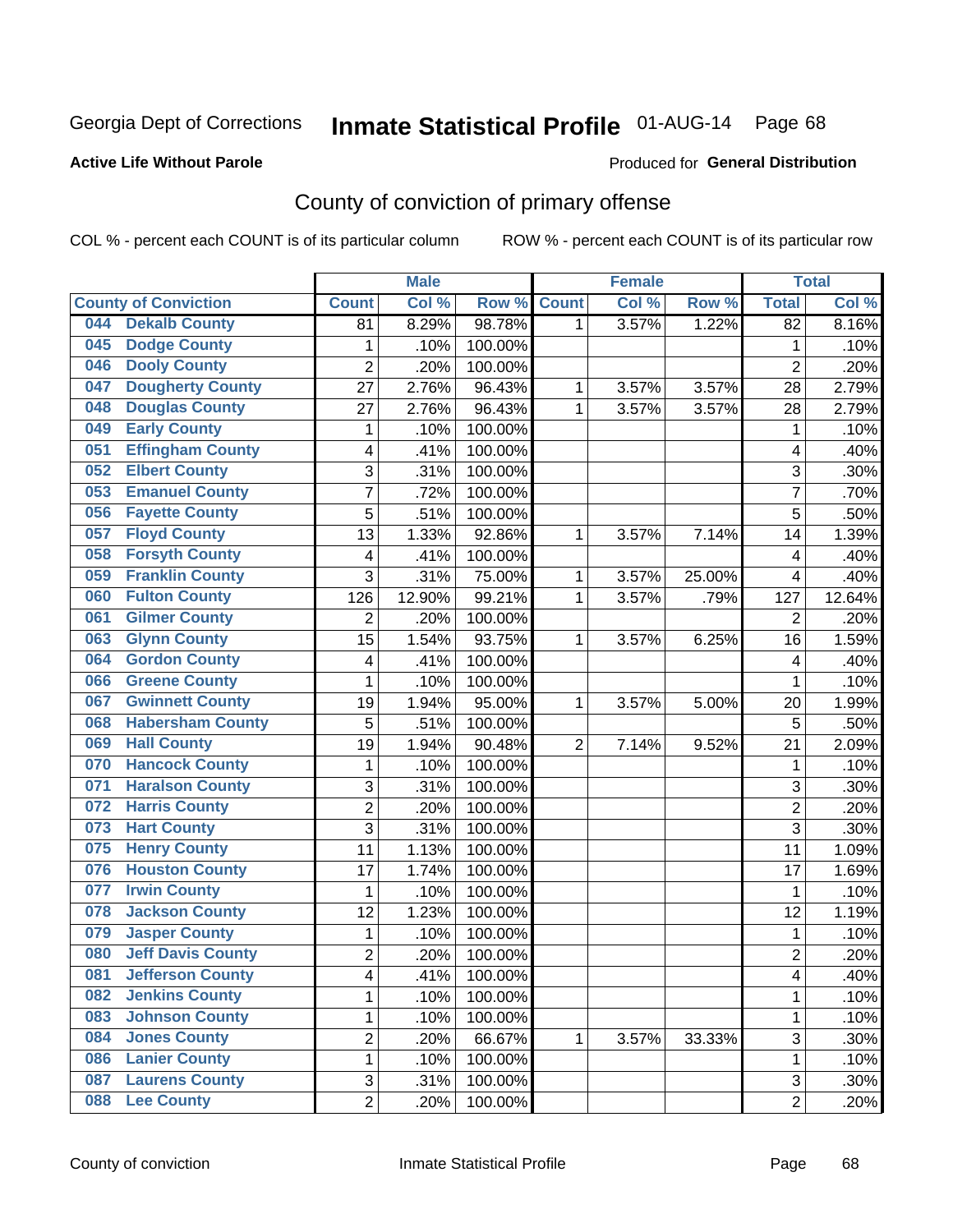Georgia Dept of Corrections **Inmate Statistical Profile** 01-AUG-14

**Active Life Without Parole**

Produced for **General Distribution**

## County of conviction of primary offense

COL % - percent each COUNT is of its particular column ROW % - percent each COUNT is of its particular row

| County of Conviction | Male | | | Female | | | Total | |
|---|---|---|---|---|---|---|---|---|
| | Count | Col % | Row % | Count | Col % | Row % | Total | Col % |
| 044 Dekalb County | 81 | 8.29% | 98.78% | 1 | 3.57% | 1.22% | 82 | 8.16% |
| 045 Dodge County | 1 | .10% | 100.00% | | | | 1 | .10% |
| 046 Dooly County | 2 | .20% | 100.00% | | | | 2 | .20% |
| 047 Dougherty County | 27 | 2.76% | 96.43% | 1 | 3.57% | 3.57% | 28 | 2.79% |
| 048 Douglas County | 27 | 2.76% | 96.43% | 1 | 3.57% | 3.57% | 28 | 2.79% |
| 049 Early County | 1 | .10% | 100.00% | | | | 1 | .10% |
| 051 Effingham County | 4 | .41% | 100.00% | | | | 4 | .40% |
| 052 Elbert County | 3 | .31% | 100.00% | | | | 3 | .30% |
| 053 Emanuel County | 7 | .72% | 100.00% | | | | 7 | .70% |
| 056 Fayette County | 5 | .51% | 100.00% | | | | 5 | .50% |
| 057 Floyd County | 13 | 1.33% | 92.86% | 1 | 3.57% | 7.14% | 14 | 1.39% |
| 058 Forsyth County | 4 | .41% | 100.00% | | | | 4 | .40% |
| 059 Franklin County | 3 | .31% | 75.00% | 1 | 3.57% | 25.00% | 4 | .40% |
| 060 Fulton County | 126 | 12.90% | 99.21% | 1 | 3.57% | .79% | 127 | 12.64% |
| 061 Gilmer County | 2 | .20% | 100.00% | | | | 2 | .20% |
| 063 Glynn County | 15 | 1.54% | 93.75% | 1 | 3.57% | 6.25% | 16 | 1.59% |
| 064 Gordon County | 4 | .41% | 100.00% | | | | 4 | .40% |
| 066 Greene County | 1 | .10% | 100.00% | | | | 1 | .10% |
| 067 Gwinnett County | 19 | 1.94% | 95.00% | 1 | 3.57% | 5.00% | 20 | 1.99% |
| 068 Habersham County | 5 | .51% | 100.00% | | | | 5 | .50% |
| 069 Hall County | 19 | 1.94% | 90.48% | 2 | 7.14% | 9.52% | 21 | 2.09% |
| 070 Hancock County | 1 | .10% | 100.00% | | | | 1 | .10% |
| 071 Haralson County | 3 | .31% | 100.00% | | | | 3 | .30% |
| 072 Harris County | 2 | .20% | 100.00% | | | | 2 | .20% |
| 073 Hart County | 3 | .31% | 100.00% | | | | 3 | .30% |
| 075 Henry County | 11 | 1.13% | 100.00% | | | | 11 | 1.09% |
| 076 Houston County | 17 | 1.74% | 100.00% | | | | 17 | 1.69% |
| 077 Irwin County | 1 | .10% | 100.00% | | | | 1 | .10% |
| 078 Jackson County | 12 | 1.23% | 100.00% | | | | 12 | 1.19% |
| 079 Jasper County | 1 | .10% | 100.00% | | | | 1 | .10% |
| 080 Jeff Davis County | 2 | .20% | 100.00% | | | | 2 | .20% |
| 081 Jefferson County | 4 | .41% | 100.00% | | | | 4 | .40% |
| 082 Jenkins County | 1 | .10% | 100.00% | | | | 1 | .10% |
| 083 Johnson County | 1 | .10% | 100.00% | | | | 1 | .10% |
| 084 Jones County | 2 | .20% | 66.67% | 1 | 3.57% | 33.33% | 3 | .30% |
| 086 Lanier County | 1 | .10% | 100.00% | | | | 1 | .10% |
| 087 Laurens County | 3 | .31% | 100.00% | | | | 3 | .30% |
| 088 Lee County | 2 | .20% | 100.00% | | | | 2 | .20% |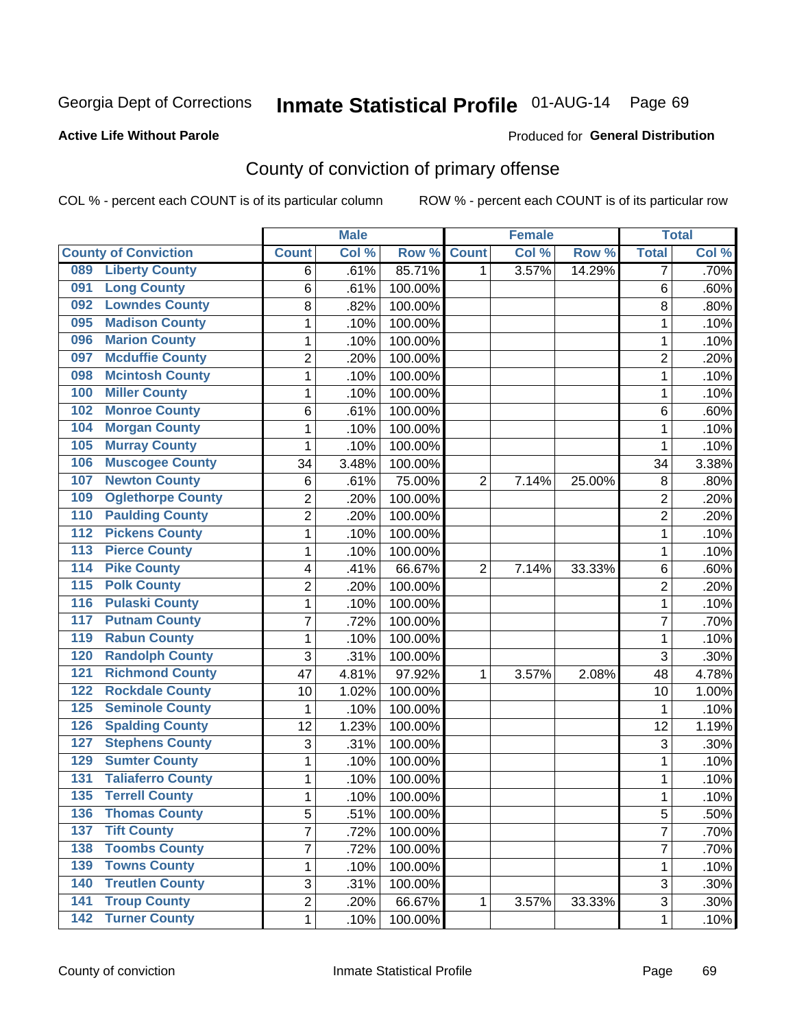Georgia Dept of Corrections **Inmate Statistical Profile** 01-AUG-14 Page 69

**Active Life Without Parole**

Produced for **General Distribution**

## County of conviction of primary offense

COL % - percent each COUNT is of its particular column ROW % - percent each COUNT is of its particular row

| County of Conviction | Male | | | Female | | | Total | |
|---|---|---|---|---|---|---|---|---|
| | Count | Col % | Row % | Count | Col % | Row % | Total | Col % |
| 089 Liberty County | 6 | .61% | 85.71% | 1 | 3.57% | 14.29% | 7 | .70% |
| 091 Long County | 6 | .61% | 100.00% | | | | 6 | .60% |
| 092 Lowndes County | 8 | .82% | 100.00% | | | | 8 | .80% |
| 095 Madison County | 1 | .10% | 100.00% | | | | 1 | .10% |
| 096 Marion County | 1 | .10% | 100.00% | | | | 1 | .10% |
| 097 Mcduffie County | 2 | .20% | 100.00% | | | | 2 | .20% |
| 098 Mcintosh County | 1 | .10% | 100.00% | | | | 1 | .10% |
| 100 Miller County | 1 | .10% | 100.00% | | | | 1 | .10% |
| 102 Monroe County | 6 | .61% | 100.00% | | | | 6 | .60% |
| 104 Morgan County | 1 | .10% | 100.00% | | | | 1 | .10% |
| 105 Murray County | 1 | .10% | 100.00% | | | | 1 | .10% |
| 106 Muscogee County | 34 | 3.48% | 100.00% | | | | 34 | 3.38% |
| 107 Newton County | 6 | .61% | 75.00% | 2 | 7.14% | 25.00% | 8 | .80% |
| 109 Oglethorpe County | 2 | .20% | 100.00% | | | | 2 | .20% |
| 110 Paulding County | 2 | .20% | 100.00% | | | | 2 | .20% |
| 112 Pickens County | 1 | .10% | 100.00% | | | | 1 | .10% |
| 113 Pierce County | 1 | .10% | 100.00% | | | | 1 | .10% |
| 114 Pike County | 4 | .41% | 66.67% | 2 | 7.14% | 33.33% | 6 | .60% |
| 115 Polk County | 2 | .20% | 100.00% | | | | 2 | .20% |
| 116 Pulaski County | 1 | .10% | 100.00% | | | | 1 | .10% |
| 117 Putnam County | 7 | .72% | 100.00% | | | | 7 | .70% |
| 119 Rabun County | 1 | .10% | 100.00% | | | | 1 | .10% |
| 120 Randolph County | 3 | .31% | 100.00% | | | | 3 | .30% |
| 121 Richmond County | 47 | 4.81% | 97.92% | 1 | 3.57% | 2.08% | 48 | 4.78% |
| 122 Rockdale County | 10 | 1.02% | 100.00% | | | | 10 | 1.00% |
| 125 Seminole County | 1 | .10% | 100.00% | | | | 1 | .10% |
| 126 Spalding County | 12 | 1.23% | 100.00% | | | | 12 | 1.19% |
| 127 Stephens County | 3 | .31% | 100.00% | | | | 3 | .30% |
| 129 Sumter County | 1 | .10% | 100.00% | | | | 1 | .10% |
| 131 Taliaferro County | 1 | .10% | 100.00% | | | | 1 | .10% |
| 135 Terrell County | 1 | .10% | 100.00% | | | | 1 | .10% |
| 136 Thomas County | 5 | .51% | 100.00% | | | | 5 | .50% |
| 137 Tift County | 7 | .72% | 100.00% | | | | 7 | .70% |
| 138 Toombs County | 7 | .72% | 100.00% | | | | 7 | .70% |
| 139 Towns County | 1 | .10% | 100.00% | | | | 1 | .10% |
| 140 Treutlen County | 3 | .31% | 100.00% | | | | 3 | .30% |
| 141 Troup County | 2 | .20% | 66.67% | 1 | 3.57% | 33.33% | 3 | .30% |
| 142 Turner County | 1 | .10% | 100.00% | | | | 1 | .10% |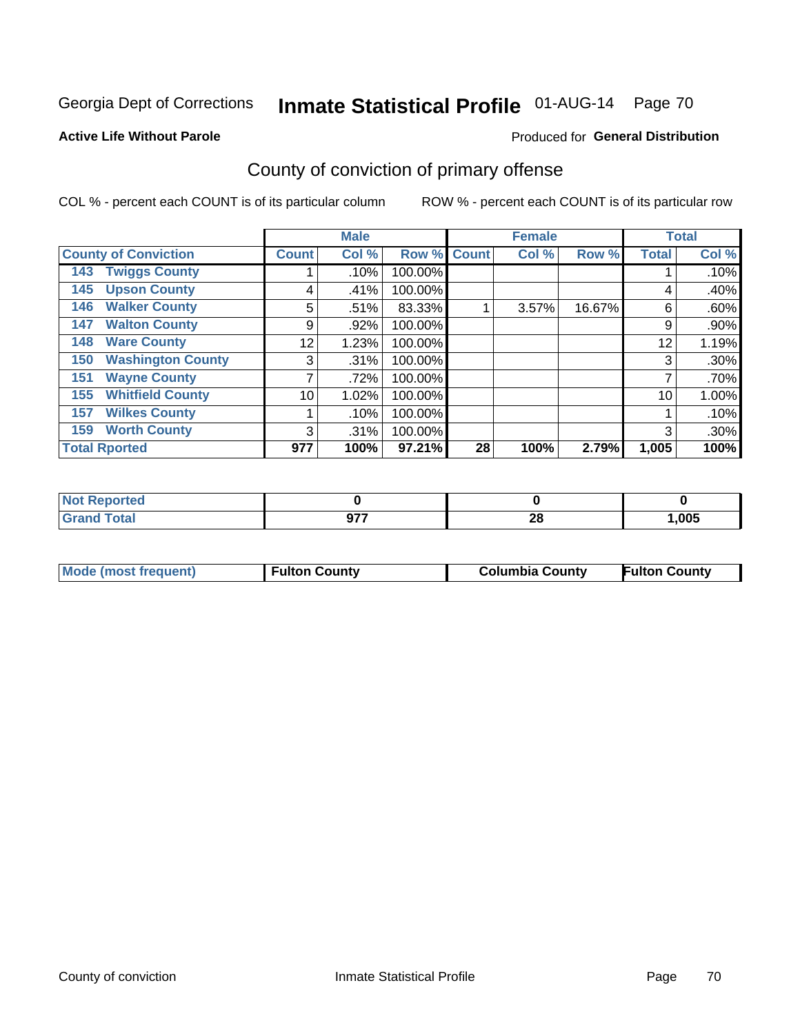Georgia Dept of Corrections **Inmate Statistical Profile** 01-AUG-14

**Active Life Without Parole**

Produced for **General Distribution**

## County of conviction of primary offense

COL % - percent each COUNT is of its particular column

ROW % - percent each COUNT is of its particular row

| | | Male | | | Female | | | Total | |
|---|---|---|---|---|---|---|---|---|---|
| **County of Conviction** | | **Count** | **Col %** | **Row %** | **Count** | **Col %** | **Row %** | **Total** | **Col %** |
| 143 | Twiggs County | 1 | .10% | 100.00% | | | | 1 | .10% |
| 145 | Upson County | 4 | .41% | 100.00% | | | | 4 | .40% |
| 146 | Walker County | 5 | .51% | 83.33% | 1 | 3.57% | 16.67% | 6 | .60% |
| 147 | Walton County | 9 | .92% | 100.00% | | | | 9 | .90% |
| 148 | Ware County | 12 | 1.23% | 100.00% | | | | 12 | 1.19% |
| 150 | Washington County | 3 | .31% | 100.00% | | | | 3 | .30% |
| 151 | Wayne County | 7 | .72% | 100.00% | | | | 7 | .70% |
| 155 | Whitfield County | 10 | 1.02% | 100.00% | | | | 10 | 1.00% |
| 157 | Wilkes County | 1 | .10% | 100.00% | | | | 1 | .10% |
| 159 | Worth County | 3 | .31% | 100.00% | | | | 3 | .30% |
| **Total Rported** | | **977** | **100%** | **97.21%** | **28** | **100%** | **2.79%** | **1,005** | **100%** |

| | Male | Female | Total |
|---|---|---|---|
| **Not Reported** | **0** | **0** | **0** |
| **Grand Total** | **977** | **28** | **1,005** |

| | Male | Female | Total |
|---|---|---|---|
| **Mode (most frequent)** | **Fulton County** | **Columbia County** | **Fulton County** |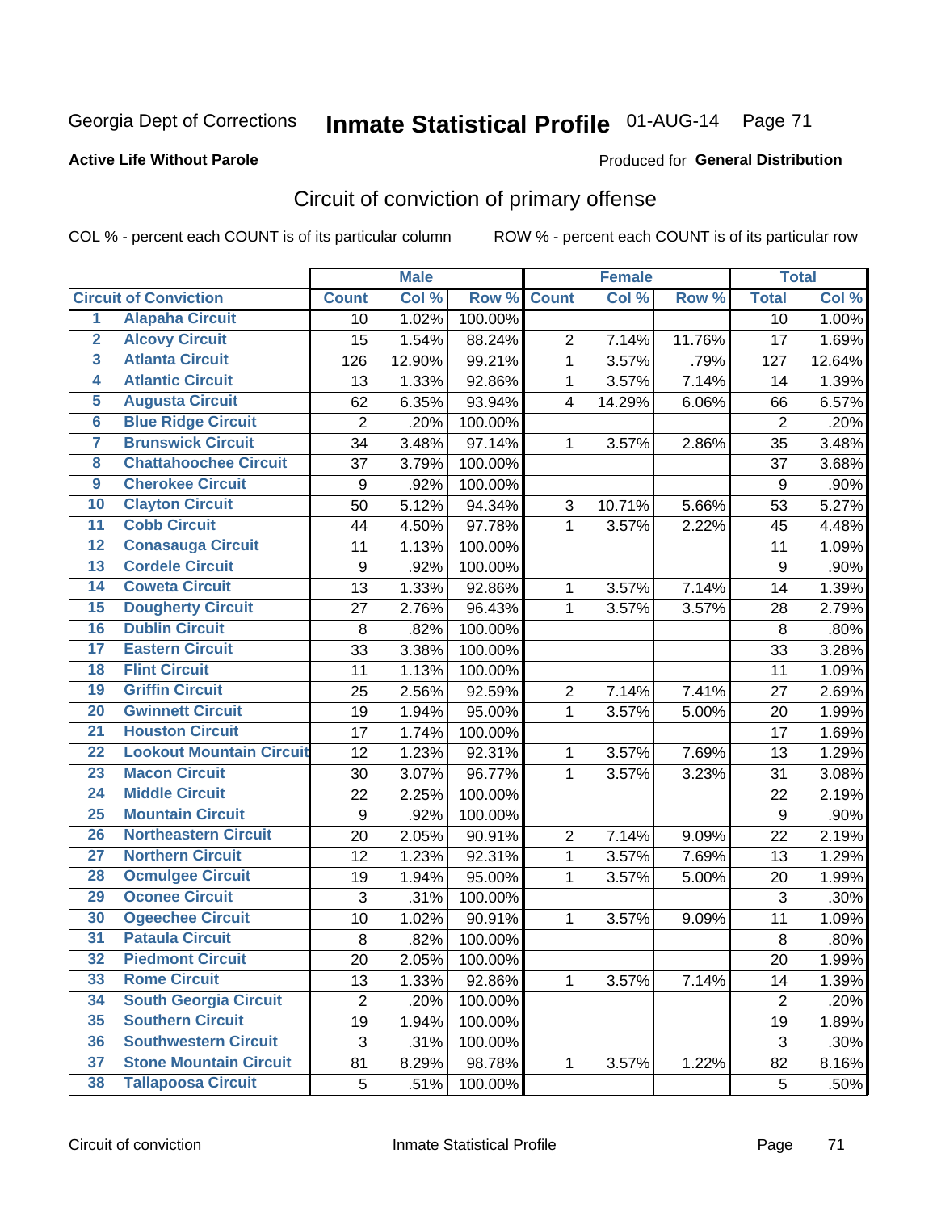Georgia Dept of Corrections **Inmate Statistical Profile** 01-AUG-14 Page 71

**Active Life Without Parole**

Produced for **General Distribution**

## Circuit of conviction of primary offense

COL % - percent each COUNT is of its particular column ROW % - percent each COUNT is of its particular row

| | | Male | | | Female | | | Total | |
|---|---|---|---|---|---|---|---|---|---|
| **Circuit of Conviction** | | **Count** | **Col %** | **Row %** | **Count** | **Col %** | **Row %** | **Total** | **Col %** |
| 1 | Alapaha Circuit | 10 | 1.02% | 100.00% | | | | 10 | 1.00% |
| 2 | Alcovy Circuit | 15 | 1.54% | 88.24% | 2 | 7.14% | 11.76% | 17 | 1.69% |
| 3 | Atlanta Circuit | 126 | 12.90% | 99.21% | 1 | 3.57% | .79% | 127 | 12.64% |
| 4 | Atlantic Circuit | 13 | 1.33% | 92.86% | 1 | 3.57% | 7.14% | 14 | 1.39% |
| 5 | Augusta Circuit | 62 | 6.35% | 93.94% | 4 | 14.29% | 6.06% | 66 | 6.57% |
| 6 | Blue Ridge Circuit | 2 | .20% | 100.00% | | | | 2 | .20% |
| 7 | Brunswick Circuit | 34 | 3.48% | 97.14% | 1 | 3.57% | 2.86% | 35 | 3.48% |
| 8 | Chattahoochee Circuit | 37 | 3.79% | 100.00% | | | | 37 | 3.68% |
| 9 | Cherokee Circuit | 9 | .92% | 100.00% | | | | 9 | .90% |
| 10 | Clayton Circuit | 50 | 5.12% | 94.34% | 3 | 10.71% | 5.66% | 53 | 5.27% |
| 11 | Cobb Circuit | 44 | 4.50% | 97.78% | 1 | 3.57% | 2.22% | 45 | 4.48% |
| 12 | Conasauga Circuit | 11 | 1.13% | 100.00% | | | | 11 | 1.09% |
| 13 | Cordele Circuit | 9 | .92% | 100.00% | | | | 9 | .90% |
| 14 | Coweta Circuit | 13 | 1.33% | 92.86% | 1 | 3.57% | 7.14% | 14 | 1.39% |
| 15 | Dougherty Circuit | 27 | 2.76% | 96.43% | 1 | 3.57% | 3.57% | 28 | 2.79% |
| 16 | Dublin Circuit | 8 | .82% | 100.00% | | | | 8 | .80% |
| 17 | Eastern Circuit | 33 | 3.38% | 100.00% | | | | 33 | 3.28% |
| 18 | Flint Circuit | 11 | 1.13% | 100.00% | | | | 11 | 1.09% |
| 19 | Griffin Circuit | 25 | 2.56% | 92.59% | 2 | 7.14% | 7.41% | 27 | 2.69% |
| 20 | Gwinnett Circuit | 19 | 1.94% | 95.00% | 1 | 3.57% | 5.00% | 20 | 1.99% |
| 21 | Houston Circuit | 17 | 1.74% | 100.00% | | | | 17 | 1.69% |
| 22 | Lookout Mountain Circuit | 12 | 1.23% | 92.31% | 1 | 3.57% | 7.69% | 13 | 1.29% |
| 23 | Macon Circuit | 30 | 3.07% | 96.77% | 1 | 3.57% | 3.23% | 31 | 3.08% |
| 24 | Middle Circuit | 22 | 2.25% | 100.00% | | | | 22 | 2.19% |
| 25 | Mountain Circuit | 9 | .92% | 100.00% | | | | 9 | .90% |
| 26 | Northeastern Circuit | 20 | 2.05% | 90.91% | 2 | 7.14% | 9.09% | 22 | 2.19% |
| 27 | Northern Circuit | 12 | 1.23% | 92.31% | 1 | 3.57% | 7.69% | 13 | 1.29% |
| 28 | Ocmulgee Circuit | 19 | 1.94% | 95.00% | 1 | 3.57% | 5.00% | 20 | 1.99% |
| 29 | Oconee Circuit | 3 | .31% | 100.00% | | | | 3 | .30% |
| 30 | Ogeechee Circuit | 10 | 1.02% | 90.91% | 1 | 3.57% | 9.09% | 11 | 1.09% |
| 31 | Pataula Circuit | 8 | .82% | 100.00% | | | | 8 | .80% |
| 32 | Piedmont Circuit | 20 | 2.05% | 100.00% | | | | 20 | 1.99% |
| 33 | Rome Circuit | 13 | 1.33% | 92.86% | 1 | 3.57% | 7.14% | 14 | 1.39% |
| 34 | South Georgia Circuit | 2 | .20% | 100.00% | | | | 2 | .20% |
| 35 | Southern Circuit | 19 | 1.94% | 100.00% | | | | 19 | 1.89% |
| 36 | Southwestern Circuit | 3 | .31% | 100.00% | | | | 3 | .30% |
| 37 | Stone Mountain Circuit | 81 | 8.29% | 98.78% | 1 | 3.57% | 1.22% | 82 | 8.16% |
| 38 | Tallapoosa Circuit | 5 | .51% | 100.00% | | | | 5 | .50% |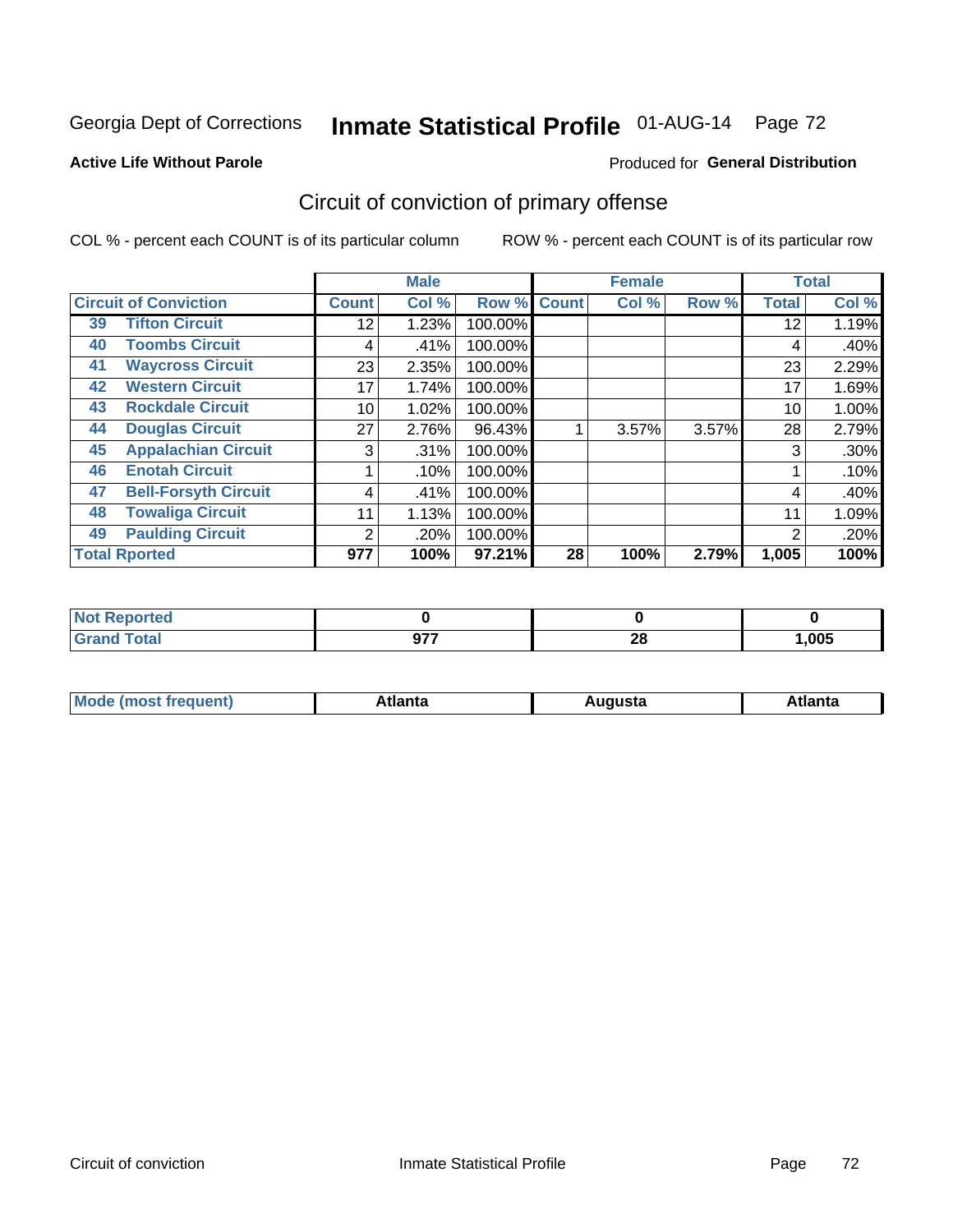Georgia Dept of Corrections **Inmate Statistical Profile** 01-AUG-14

**Active Life Without Parole**

Produced for **General Distribution**

## Circuit of conviction of primary offense

COL % - percent each COUNT is of its particular column

ROW % - percent each COUNT is of its particular row

| Circuit of Conviction | Male | | | Female | | | Total | |
|---|---|---|---|---|---|---|---|---|
| | Count | Col % | Row % | Count | Col % | Row % | Total | Col % |
| 39 Tifton Circuit | 12 | 1.23% | 100.00% | | | | 12 | 1.19% |
| 40 Toombs Circuit | 4 | .41% | 100.00% | | | | 4 | .40% |
| 41 Waycross Circuit | 23 | 2.35% | 100.00% | | | | 23 | 2.29% |
| 42 Western Circuit | 17 | 1.74% | 100.00% | | | | 17 | 1.69% |
| 43 Rockdale Circuit | 10 | 1.02% | 100.00% | | | | 10 | 1.00% |
| 44 Douglas Circuit | 27 | 2.76% | 96.43% | 1 | 3.57% | 3.57% | 28 | 2.79% |
| 45 Appalachian Circuit | 3 | .31% | 100.00% | | | | 3 | .30% |
| 46 Enotah Circuit | 1 | .10% | 100.00% | | | | 1 | .10% |
| 47 Bell-Forsyth Circuit | 4 | .41% | 100.00% | | | | 4 | .40% |
| 48 Towaliga Circuit | 11 | 1.13% | 100.00% | | | | 11 | 1.09% |
| 49 Paulding Circuit | 2 | .20% | 100.00% | | | | 2 | .20% |
| **Total Rported** | **977** | **100%** | **97.21%** | **28** | **100%** | **2.79%** | **1,005** | **100%** |

| | Male | Female | Total |
|---|---|---|---|
| Not Reported | 0 | 0 | 0 |
| Grand Total | 977 | 28 | 1,005 |

| | Male | Female | Total |
|---|---|---|---|
| Mode (most frequent) | Atlanta | Augusta | Atlanta |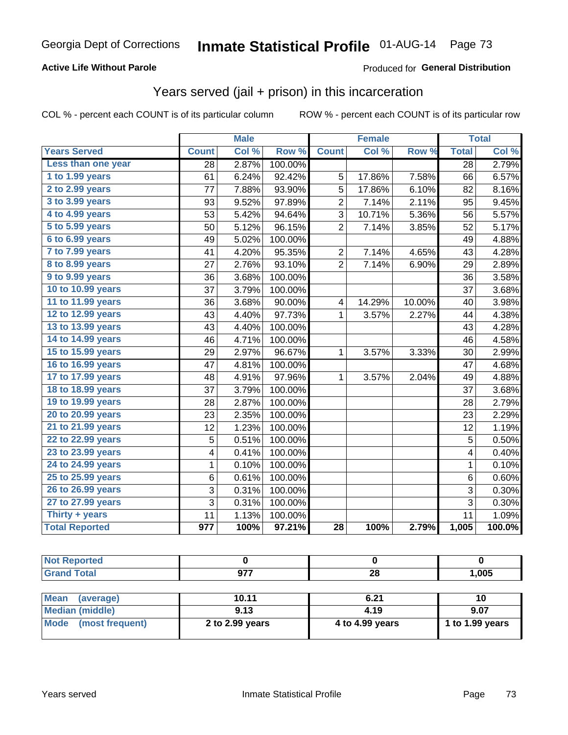Georgia Dept of Corrections **Inmate Statistical Profile** 01-AUG-14

**Active Life Without Parole**

Produced for **General Distribution**

## Years served (jail + prison) in this incarceration

COL % - percent each COUNT is of its particular column ROW % - percent each COUNT is of its particular row

| | Male | | | Female | | | Total | |
|---|---|---|---|---|---|---|---|---|
| **Years Served** | **Count** | **Col %** | **Row %** | **Count** | **Col %** | **Row %** | **Total** | **Col %** |
| Less than one year | 28 | 2.87% | 100.00% | | | | 28 | 2.79% |
| 1 to 1.99 years | 61 | 6.24% | 92.42% | 5 | 17.86% | 7.58% | 66 | 6.57% |
| 2 to 2.99 years | 77 | 7.88% | 93.90% | 5 | 17.86% | 6.10% | 82 | 8.16% |
| 3 to 3.99 years | 93 | 9.52% | 97.89% | 2 | 7.14% | 2.11% | 95 | 9.45% |
| 4 to 4.99 years | 53 | 5.42% | 94.64% | 3 | 10.71% | 5.36% | 56 | 5.57% |
| 5 to 5.99 years | 50 | 5.12% | 96.15% | 2 | 7.14% | 3.85% | 52 | 5.17% |
| 6 to 6.99 years | 49 | 5.02% | 100.00% | | | | 49 | 4.88% |
| 7 to 7.99 years | 41 | 4.20% | 95.35% | 2 | 7.14% | 4.65% | 43 | 4.28% |
| 8 to 8.99 years | 27 | 2.76% | 93.10% | 2 | 7.14% | 6.90% | 29 | 2.89% |
| 9 to 9.99 years | 36 | 3.68% | 100.00% | | | | 36 | 3.58% |
| 10 to 10.99 years | 37 | 3.79% | 100.00% | | | | 37 | 3.68% |
| 11 to 11.99 years | 36 | 3.68% | 90.00% | 4 | 14.29% | 10.00% | 40 | 3.98% |
| 12 to 12.99 years | 43 | 4.40% | 97.73% | 1 | 3.57% | 2.27% | 44 | 4.38% |
| 13 to 13.99 years | 43 | 4.40% | 100.00% | | | | 43 | 4.28% |
| 14 to 14.99 years | 46 | 4.71% | 100.00% | | | | 46 | 4.58% |
| 15 to 15.99 years | 29 | 2.97% | 96.67% | 1 | 3.57% | 3.33% | 30 | 2.99% |
| 16 to 16.99 years | 47 | 4.81% | 100.00% | | | | 47 | 4.68% |
| 17 to 17.99 years | 48 | 4.91% | 97.96% | 1 | 3.57% | 2.04% | 49 | 4.88% |
| 18 to 18.99 years | 37 | 3.79% | 100.00% | | | | 37 | 3.68% |
| 19 to 19.99 years | 28 | 2.87% | 100.00% | | | | 28 | 2.79% |
| 20 to 20.99 years | 23 | 2.35% | 100.00% | | | | 23 | 2.29% |
| 21 to 21.99 years | 12 | 1.23% | 100.00% | | | | 12 | 1.19% |
| 22 to 22.99 years | 5 | 0.51% | 100.00% | | | | 5 | 0.50% |
| 23 to 23.99 years | 4 | 0.41% | 100.00% | | | | 4 | 0.40% |
| 24 to 24.99 years | 1 | 0.10% | 100.00% | | | | 1 | 0.10% |
| 25 to 25.99 years | 6 | 0.61% | 100.00% | | | | 6 | 0.60% |
| 26 to 26.99 years | 3 | 0.31% | 100.00% | | | | 3 | 0.30% |
| 27 to 27.99 years | 3 | 0.31% | 100.00% | | | | 3 | 0.30% |
| Thirty + years | 11 | 1.13% | 100.00% | | | | 11 | 1.09% |
| **Total Reported** | **977** | **100%** | **97.21%** | **28** | **100%** | **2.79%** | **1,005** | **100.0%** |

| | Male | Female | Total |
|---|---|---|---|
| Not Reported | 0 | 0 | 0 |
| Grand Total | 977 | 28 | 1,005 |

| | Male | Female | Total |
|---|---|---|---|
| Mean (average) | 10.11 | 6.21 | 10 |
| Median (middle) | 9.13 | 4.19 | 9.07 |
| Mode (most frequent) | 2 to 2.99 years | 4 to 4.99 years | 1 to 1.99 years |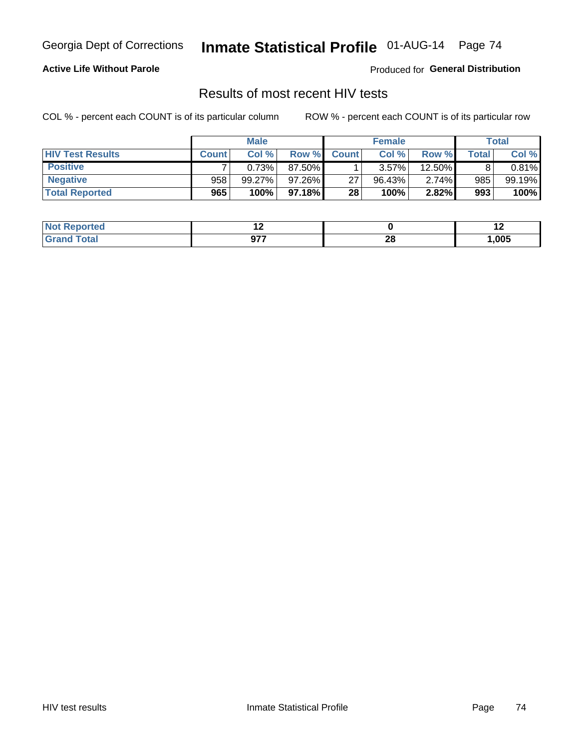Georgia Dept of Corrections **Inmate Statistical Profile** 01-AUG-14

**Active Life Without Parole**

Produced for **General Distribution**

## Results of most recent HIV tests

COL % - percent each COUNT is of its particular column    ROW % - percent each COUNT is of its particular row

| | Male | | | Female | | | Total | |
|---|---|---|---|---|---|---|---|---|
| **HIV Test Results** | **Count** | **Col %** | **Row %** | **Count** | **Col %** | **Row %** | **Total** | **Col %** |
| **Positive** | 7 | 0.73% | 87.50% | 1 | 3.57% | 12.50% | 8 | 0.81% |
| **Negative** | 958 | 99.27% | 97.26% | 27 | 96.43% | 2.74% | 985 | 99.19% |
| **Total Reported** | **965** | **100%** | **97.18%** | **28** | **100%** | **2.82%** | **993** | **100%** |

| | Male | Female | Total |
|---|---|---|---|
| **Not Reported** | **12** | **0** | **12** |
| **Grand Total** | **977** | **28** | **1,005** |

HIV test results    Inmate Statistical Profile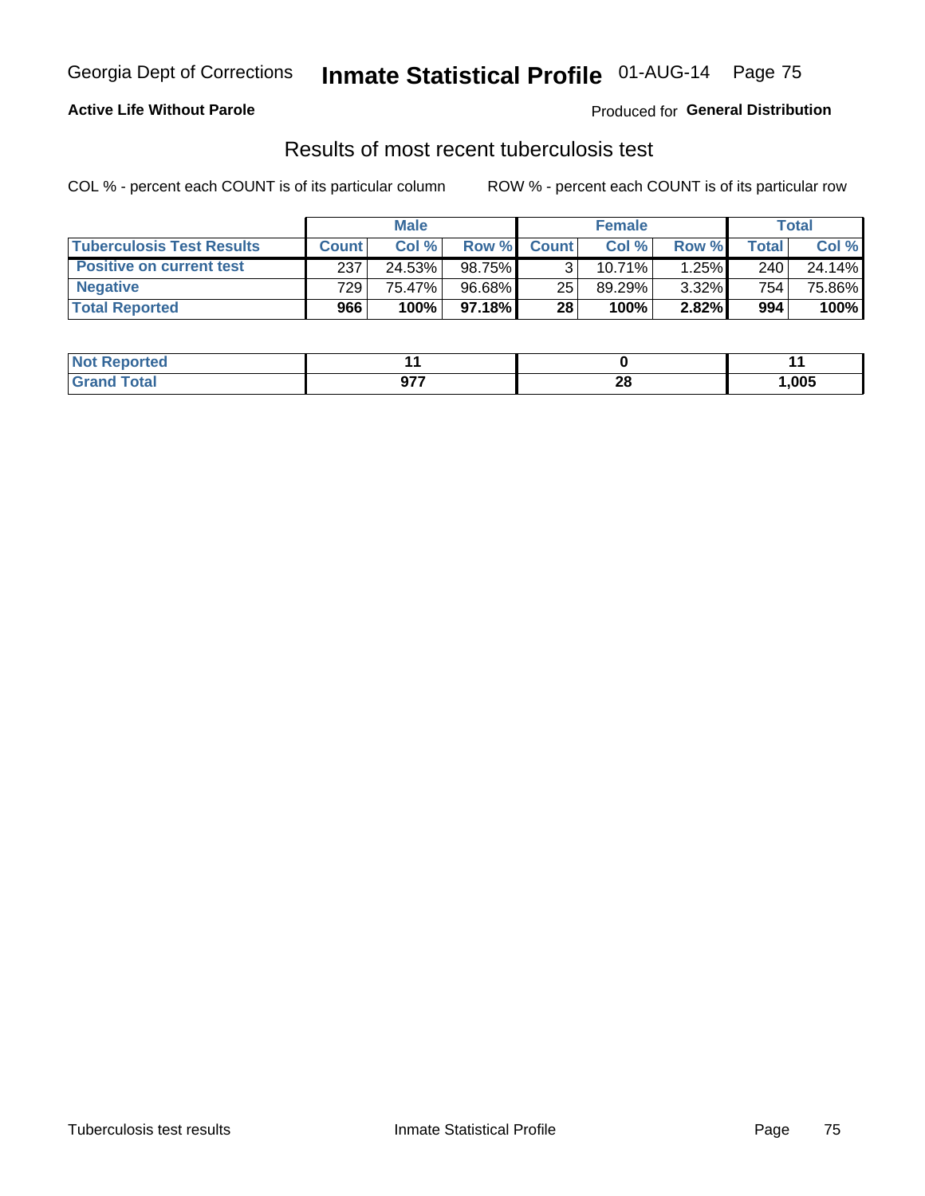Georgia Dept of Corrections **Inmate Statistical Profile** 01-AUG-14

**Active Life Without Parole**

Produced for **General Distribution**

## Results of most recent tuberculosis test

COL % - percent each COUNT is of its particular column

ROW % - percent each COUNT is of its particular row

| | Male | | | Female | | | Total | |
|---|---|---|---|---|---|---|---|---|
| **Tuberculosis Test Results** | **Count** | **Col %** | **Row %** | **Count** | **Col %** | **Row %** | **Total** | **Col %** |
| **Positive on current test** | 237 | 24.53% | 98.75% | 3 | 10.71% | 1.25% | 240 | 24.14% |
| **Negative** | 729 | 75.47% | 96.68% | 25 | 89.29% | 3.32% | 754 | 75.86% |
| **Total Reported** | **966** | **100%** | **97.18%** | **28** | **100%** | **2.82%** | **994** | **100%** |

| | Male | Female | Total |
|---|---|---|---|
| **Not Reported** | **11** | **0** | **11** |
| **Grand Total** | **977** | **28** | **1,005** |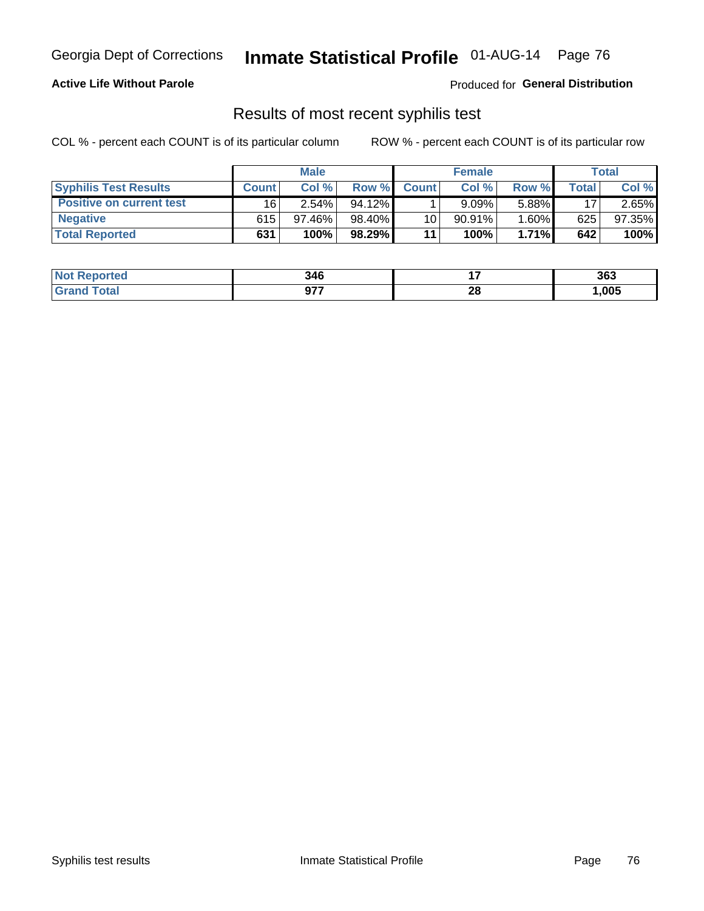Georgia Dept of Corrections **Inmate Statistical Profile** 01-AUG-14

**Active Life Without Parole**

Produced for **General Distribution**

## Results of most recent syphilis test

COL % - percent each COUNT is of its particular column ROW % - percent each COUNT is of its particular row

| | Male | | | Female | | | Total | |
|---|---|---|---|---|---|---|---|---|
| **Syphilis Test Results** | **Count** | **Col %** | **Row %** | **Count** | **Col %** | **Row %** | **Total** | **Col %** |
| **Positive on current test** | 16 | 2.54% | 94.12% | 1 | 9.09% | 5.88% | 17 | 2.65% |
| **Negative** | 615 | 97.46% | 98.40% | 10 | 90.91% | 1.60% | 625 | 97.35% |
| **Total Reported** | **631** | **100%** | **98.29%** | **11** | **100%** | **1.71%** | **642** | **100%** |

| | Male | Female | Total |
|---|---|---|---|
| **Not Reported** | **346** | **17** | **363** |
| **Grand Total** | **977** | **28** | **1,005** |

Syphilis test results Inmate Statistical Profile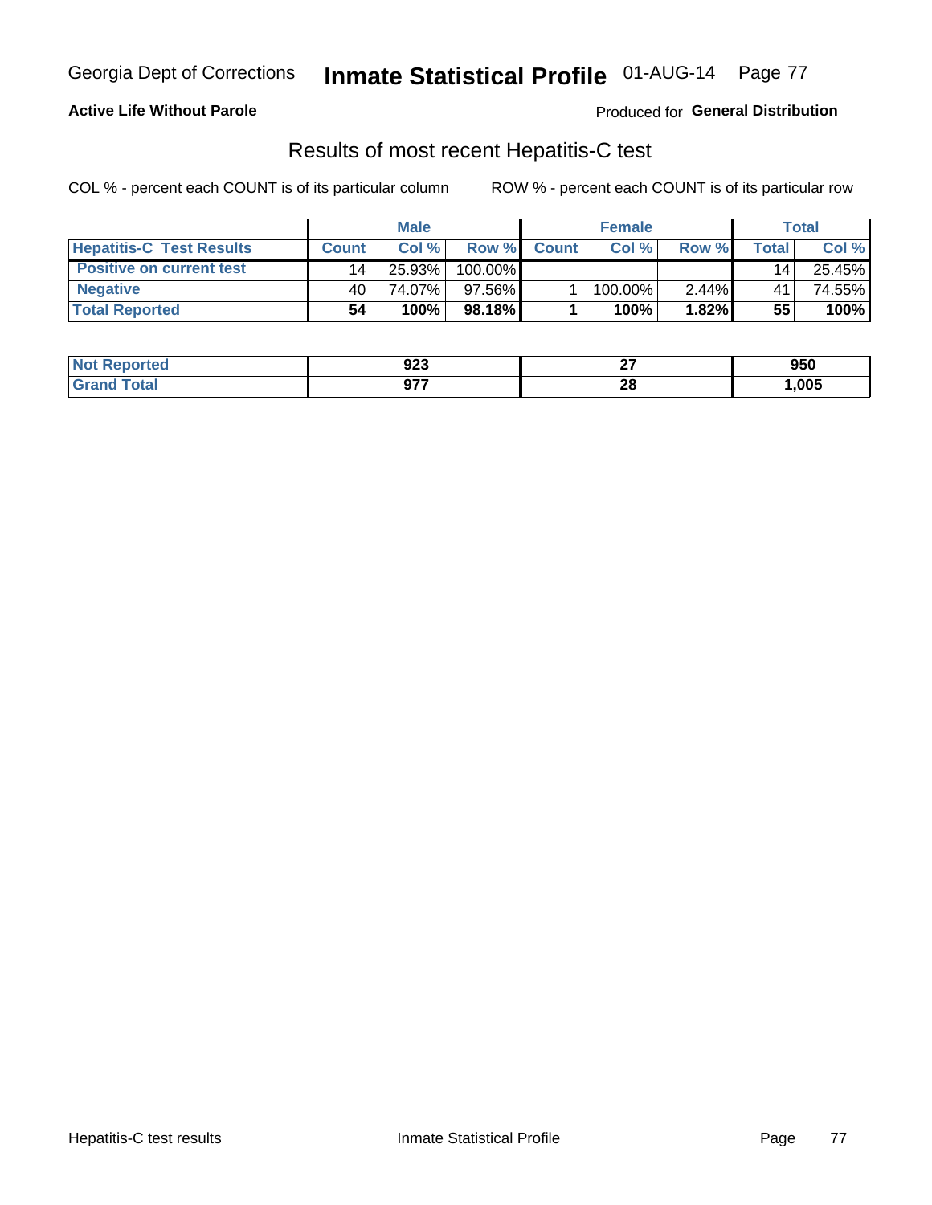Georgia Dept of Corrections **Inmate Statistical Profile** 01-AUG-14

**Active Life Without Parole**

Produced for **General Distribution**

## Results of most recent Hepatitis-C test

COL % - percent each COUNT is of its particular column ROW % - percent each COUNT is of its particular row

| | Male | | | Female | | | Total | |
|---|---|---|---|---|---|---|---|---|
| **Hepatitis-C Test Results** | **Count** | **Col %** | **Row %** | **Count** | **Col %** | **Row %** | **Total** | **Col %** |
| **Positive on current test** | 14 | 25.93% | 100.00% | | | | 14 | 25.45% |
| **Negative** | 40 | 74.07% | 97.56% | 1 | 100.00% | 2.44% | 41 | 74.55% |
| **Total Reported** | **54** | **100%** | **98.18%** | **1** | **100%** | **1.82%** | **55** | **100%** |

| | Male | Female | Total |
|---|---|---|---|
| **Not Reported** | **923** | **27** | **950** |
| **Grand Total** | **977** | **28** | **1,005** |

Hepatitis-C test results Inmate Statistical Profile